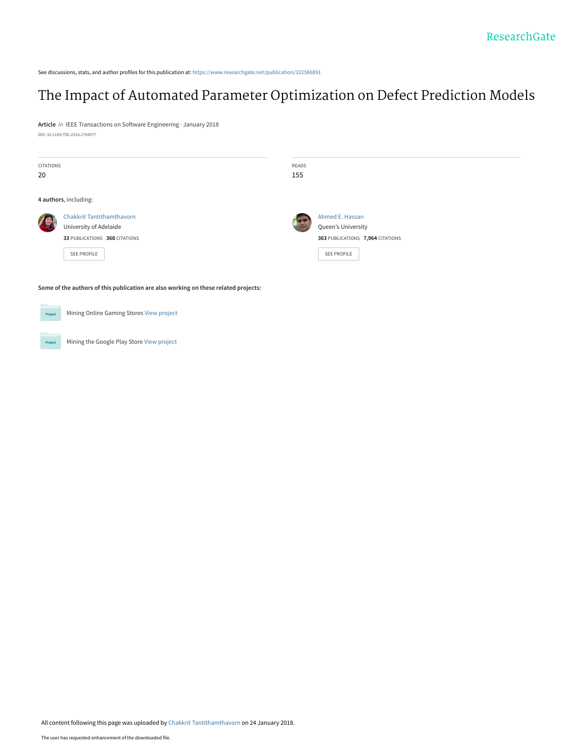ResearchGate

See discussions, stats, and author profiles for this publication at: https://www.researchgate.net/publication/322586891

# The Impact of Automated Parameter Optimization on Defect Prediction Models

**Article** *in* IEEE Transactions on Software Engineering · January 2018

DOI: 10.1109/TSE.2018.2794977

| CITATIONS | READS |
| --- | --- |
| 20 | 155 |

**4 authors**, including:

Chakkrit Tantithamthavorn
University of Adelaide
**33** PUBLICATIONS **368** CITATIONS
SEE PROFILE

Ahmed E. Hassan
Queen's University
**363** PUBLICATIONS **7,964** CITATIONS
SEE PROFILE

**Some of the authors of this publication are also working on these related projects:**

Project: Mining Online Gaming Stores View project

Project: Mining the Google Play Store View project

All content following this page was uploaded by Chakkrit Tantithamthavorn on 24 January 2018.

The user has requested enhancement of the downloaded file.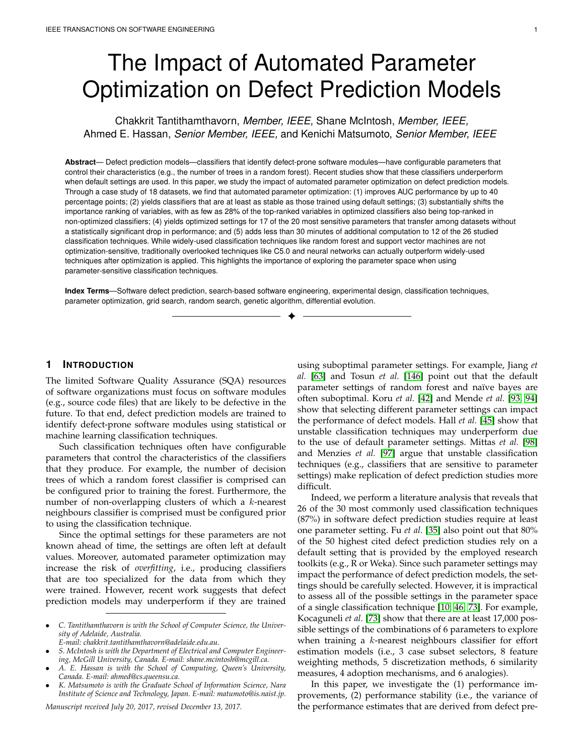# The Impact of Automated Parameter Optimization on Defect Prediction Models

Chakkrit Tantithamthavorn, *Member, IEEE,* Shane McIntosh, *Member, IEEE,* Ahmed E. Hassan, *Senior Member, IEEE,* and Kenichi Matsumoto, *Senior Member, IEEE*

**Abstract**— Defect prediction models—classifiers that identify defect-prone software modules—have configurable parameters that control their characteristics (e.g., the number of trees in a random forest). Recent studies show that these classifiers underperform when default settings are used. In this paper, we study the impact of automated parameter optimization on defect prediction models. Through a case study of 18 datasets, we find that automated parameter optimization: (1) improves AUC performance by up to 40 percentage points; (2) yields classifiers that are at least as stable as those trained using default settings; (3) substantially shifts the importance ranking of variables, with as few as 28% of the top-ranked variables in optimized classifiers also being top-ranked in non-optimized classifiers; (4) yields optimized settings for 17 of the 20 most sensitive parameters that transfer among datasets without a statistically significant drop in performance; and (5) adds less than 30 minutes of additional computation to 12 of the 26 studied classification techniques. While widely-used classification techniques like random forest and support vector machines are not optimization-sensitive, traditionally overlooked techniques like C5.0 and neural networks can actually outperform widely-used techniques after optimization is applied. This highlights the importance of exploring the parameter space when using parameter-sensitive classification techniques.

**Index Terms**—Software defect prediction, search-based software engineering, experimental design, classification techniques, parameter optimization, grid search, random search, genetic algorithm, differential evolution.

## 1 Introduction

The limited Software Quality Assurance (SQA) resources of software organizations must focus on software modules (e.g., source code files) that are likely to be defective in the future. To that end, defect prediction models are trained to identify defect-prone software modules using statistical or machine learning classification techniques.

Such classification techniques often have configurable parameters that control the characteristics of the classifiers that they produce. For example, the number of decision trees of which a random forest classifier is comprised can be configured prior to training the forest. Furthermore, the number of non-overlapping clusters of which a $k$-nearest neighbours classifier is comprised must be configured prior to using the classification technique.

Since the optimal settings for these parameters are not known ahead of time, the settings are often left at default values. Moreover, automated parameter optimization may increase the risk of *overfitting*, i.e., producing classifiers that are too specialized for the data from which they were trained. However, recent work suggests that defect prediction models may underperform if they are trained using suboptimal parameter settings. For example, Jiang *et al.* [63] and Tosun *et al.* [146] point out that the default parameter settings of random forest and naïve bayes are often suboptimal. Koru *et al.* [42] and Mende *et al.* [93, 94] show that selecting different parameter settings can impact the performance of defect models. Hall *et al.* [45] show that unstable classification techniques may underperform due to the use of default parameter settings. Mittas *et al.* [98] and Menzies *et al.* [97] argue that unstable classification techniques (e.g., classifiers that are sensitive to parameter settings) make replication of defect prediction studies more difficult.

Indeed, we perform a literature analysis that reveals that 26 of the 30 most commonly used classification techniques (87%) in software defect prediction studies require at least one parameter setting. Fu *et al.* [35] also point out that 80% of the 50 highest cited defect prediction studies rely on a default setting that is provided by the employed research toolkits (e.g., R or Weka). Since such parameter settings may impact the performance of defect prediction models, the settings should be carefully selected. However, it is impractical to assess all of the possible settings in the parameter space of a single classification technique [10, 46, 73]. For example, Kocaguneli *et al.* [73] show that there are at least 17,000 possible settings of the combinations of 6 parameters to explore when training a $k$-nearest neighbours classifier for effort estimation models (i.e., 3 case subset selectors, 8 feature weighting methods, 5 discretization methods, 6 similarity measures, 4 adoption mechanisms, and 6 analogies).

In this paper, we investigate the (1) performance improvements, (2) performance stability (i.e., the variance of the performance estimates that are derived from defect pre-

- C. Tantithamthavorn is with the School of Computer Science, the University of Adelaide, Australia. E-mail: chakkrit.tantithamthavorn@adelaide.edu.au.
- S. McIntosh is with the Department of Electrical and Computer Engineering, McGill University, Canada. E-mail: shane.mcintosh@mcgill.ca.
- A. E. Hassan is with the School of Computing, Queen's University, Canada. E-mail: ahmed@cs.queensu.ca.
- K. Matsumoto is with the Graduate School of Information Science, Nara Institute of Science and Technology, Japan. E-mail: matumoto@is.naist.jp.

*Manuscript received July 20, 2017, revised December 13, 2017.*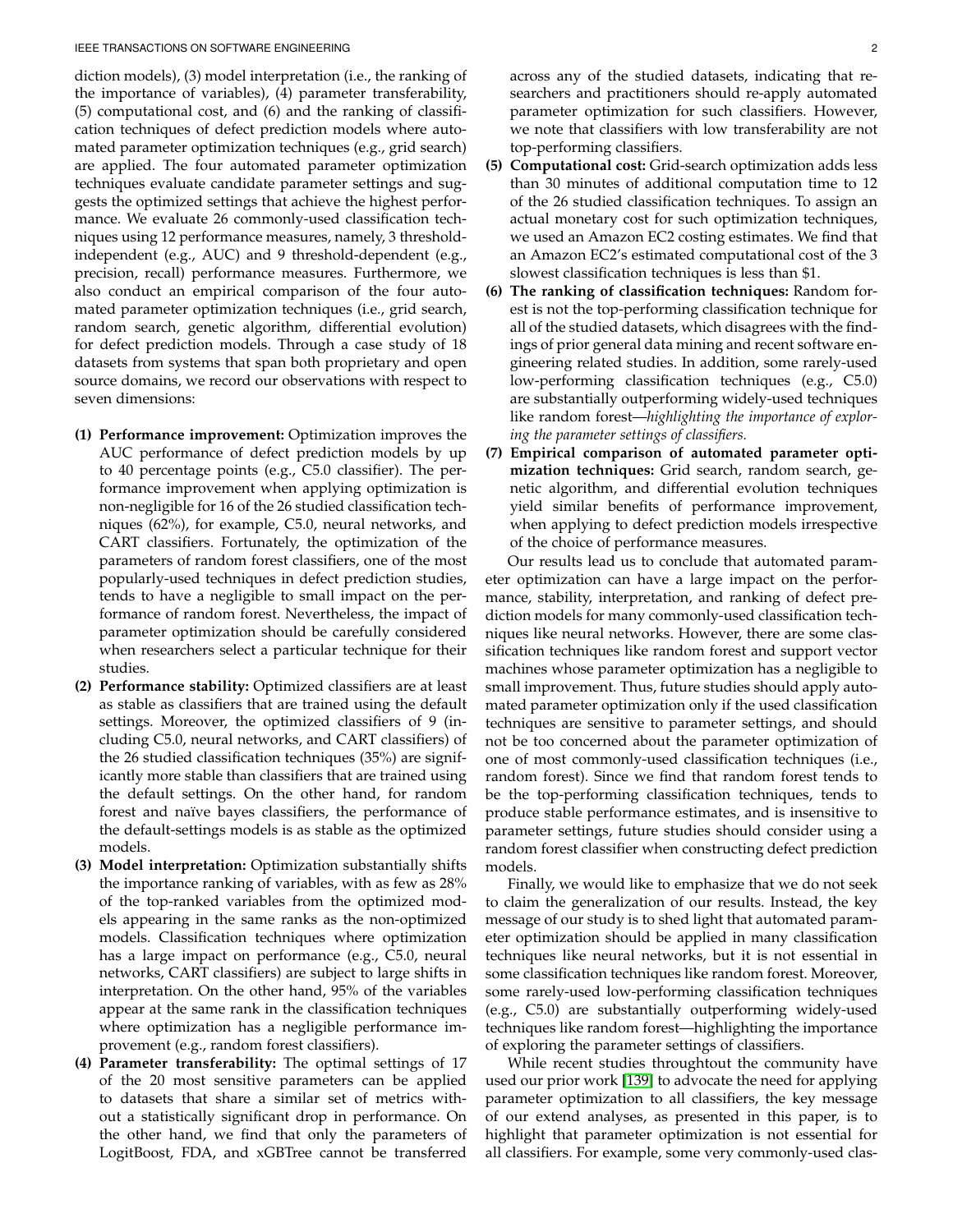diction models), (3) model interpretation (i.e., the ranking of the importance of variables), (4) parameter transferability, (5) computational cost, and (6) and the ranking of classification techniques of defect prediction models where automated parameter optimization techniques (e.g., grid search) are applied. The four automated parameter optimization techniques evaluate candidate parameter settings and suggests the optimized settings that achieve the highest performance. We evaluate 26 commonly-used classification techniques using 12 performance measures, namely, 3 threshold-independent (e.g., AUC) and 9 threshold-dependent (e.g., precision, recall) performance measures. Furthermore, we also conduct an empirical comparison of the four automated parameter optimization techniques (i.e., grid search, random search, genetic algorithm, differential evolution) for defect prediction models. Through a case study of 18 datasets from systems that span both proprietary and open source domains, we record our observations with respect to seven dimensions:

- **(1) Performance improvement:** Optimization improves the AUC performance of defect prediction models by up to 40 percentage points (e.g., C5.0 classifier). The performance improvement when applying optimization is non-negligible for 16 of the 26 studied classification techniques (62%), for example, C5.0, neural networks, and CART classifiers. Fortunately, the optimization of the parameters of random forest classifiers, one of the most popularly-used techniques in defect prediction studies, tends to have a negligible to small impact on the performance of random forest. Nevertheless, the impact of parameter optimization should be carefully considered when researchers select a particular technique for their studies.
- **(2) Performance stability:** Optimized classifiers are at least as stable as classifiers that are trained using the default settings. Moreover, the optimized classifiers of 9 (including C5.0, neural networks, and CART classifiers) of the 26 studied classification techniques (35%) are significantly more stable than classifiers that are trained using the default settings. On the other hand, for random forest and naïve bayes classifiers, the performance of the default-settings models is as stable as the optimized models.
- **(3) Model interpretation:** Optimization substantially shifts the importance ranking of variables, with as few as 28% of the top-ranked variables from the optimized models appearing in the same ranks as the non-optimized models. Classification techniques where optimization has a large impact on performance (e.g., C5.0, neural networks, CART classifiers) are subject to large shifts in interpretation. On the other hand, 95% of the variables appear at the same rank in the classification techniques where optimization has a negligible performance improvement (e.g., random forest classifiers).
- **(4) Parameter transferability:** The optimal settings of 17 of the 20 most sensitive parameters can be applied to datasets that share a similar set of metrics without a statistically significant drop in performance. On the other hand, we find that only the parameters of LogitBoost, FDA, and xGBTree cannot be transferred across any of the studied datasets, indicating that researchers and practitioners should re-apply automated parameter optimization for such classifiers. However, we note that classifiers with low transferability are not top-performing classifiers.
- **(5) Computational cost:** Grid-search optimization adds less than 30 minutes of additional computation time to 12 of the 26 studied classification techniques. To assign an actual monetary cost for such optimization techniques, we used an Amazon EC2 costing estimates. We find that an Amazon EC2's estimated computational cost of the 3 slowest classification techniques is less than $1.
- **(6) The ranking of classification techniques:** Random forest is not the top-performing classification technique for all of the studied datasets, which disagrees with the findings of prior general data mining and recent software engineering related studies. In addition, some rarely-used low-performing classification techniques (e.g., C5.0) are substantially outperforming widely-used techniques like random forest—*highlighting the importance of exploring the parameter settings of classifiers.*
- **(7) Empirical comparison of automated parameter optimization techniques:** Grid search, random search, genetic algorithm, and differential evolution techniques yield similar benefits of performance improvement, when applying to defect prediction models irrespective of the choice of performance measures.

Our results lead us to conclude that automated parameter optimization can have a large impact on the performance, stability, interpretation, and ranking of defect prediction models for many commonly-used classification techniques like neural networks. However, there are some classification techniques like random forest and support vector machines whose parameter optimization has a negligible to small improvement. Thus, future studies should apply automated parameter optimization only if the used classification techniques are sensitive to parameter settings, and should not be too concerned about the parameter optimization of one of most commonly-used classification techniques (i.e., random forest). Since we find that random forest tends to be the top-performing classification techniques, tends to produce stable performance estimates, and is insensitive to parameter settings, future studies should consider using a random forest classifier when constructing defect prediction models.

Finally, we would like to emphasize that we do not seek to claim the generalization of our results. Instead, the key message of our study is to shed light that automated parameter optimization should be applied in many classification techniques like neural networks, but it is not essential in some classification techniques like random forest. Moreover, some rarely-used low-performing classification techniques (e.g., C5.0) are substantially outperforming widely-used techniques like random forest—highlighting the importance of exploring the parameter settings of classifiers.

While recent studies throughtout the community have used our prior work [139] to advocate the need for applying parameter optimization to all classifiers, the key message of our extend analyses, as presented in this paper, is to highlight that parameter optimization is not essential for all classifiers. For example, some very commonly-used clas-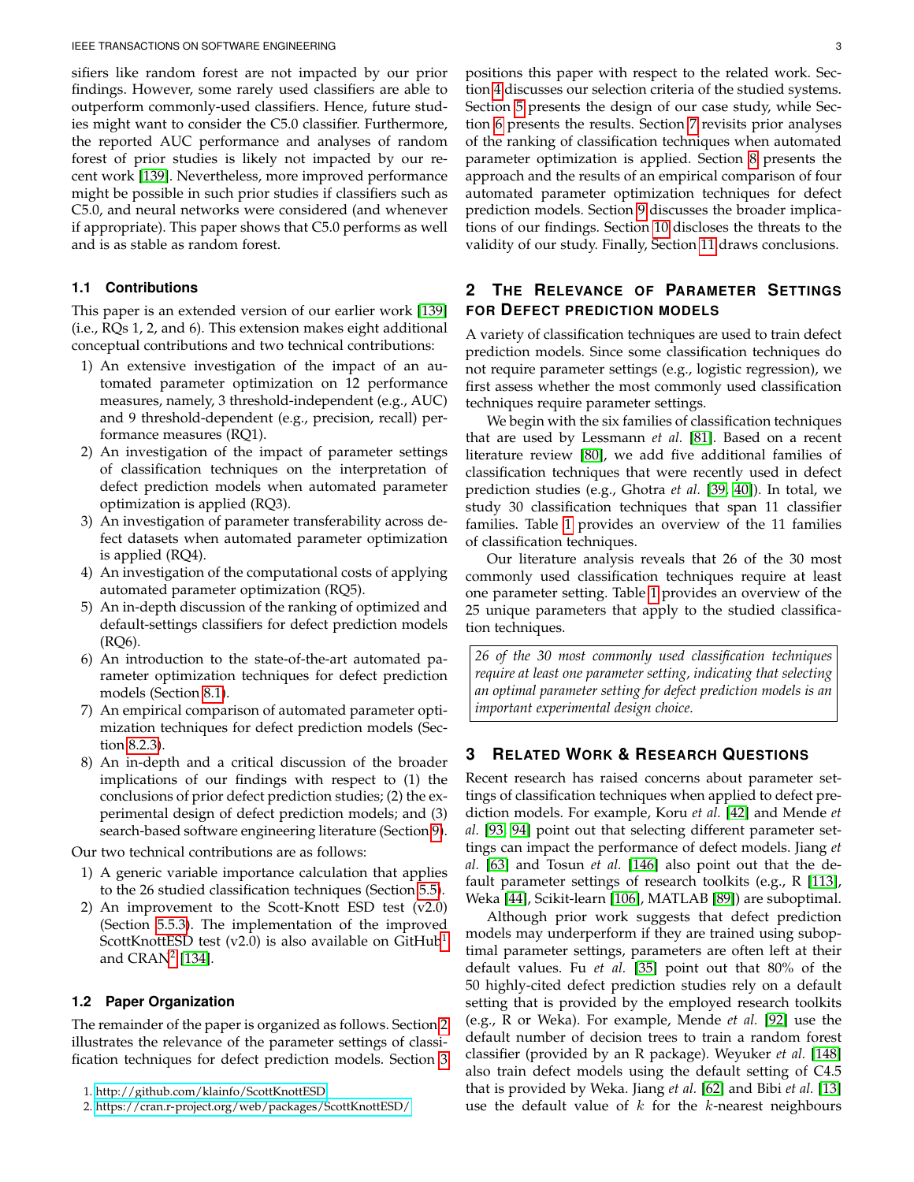sifiers like random forest are not impacted by our prior findings. However, some rarely used classifiers are able to outperform commonly-used classifiers. Hence, future studies might want to consider the C5.0 classifier. Furthermore, the reported AUC performance and analyses of random forest of prior studies is likely not impacted by our recent work [139]. Nevertheless, more improved performance might be possible in such prior studies if classifiers such as C5.0, and neural networks were considered (and whenever if appropriate). This paper shows that C5.0 performs as well and is as stable as random forest.

### 1.1 Contributions

This paper is an extended version of our earlier work [139] (i.e., RQs 1, 2, and 6). This extension makes eight additional conceptual contributions and two technical contributions:

1) An extensive investigation of the impact of an automated parameter optimization on 12 performance measures, namely, 3 threshold-independent (e.g., AUC) and 9 threshold-dependent (e.g., precision, recall) performance measures (RQ1).
2) An investigation of the impact of parameter settings of classification techniques on the interpretation of defect prediction models when automated parameter optimization is applied (RQ3).
3) An investigation of parameter transferability across defect datasets when automated parameter optimization is applied (RQ4).
4) An investigation of the computational costs of applying automated parameter optimization (RQ5).
5) An in-depth discussion of the ranking of optimized and default-settings classifiers for defect prediction models (RQ6).
6) An introduction to the state-of-the-art automated parameter optimization techniques for defect prediction models (Section 8.1).
7) An empirical comparison of automated parameter optimization techniques for defect prediction models (Section 8.2.3).
8) An in-depth and a critical discussion of the broader implications of our findings with respect to (1) the conclusions of prior defect prediction studies; (2) the experimental design of defect prediction models; and (3) search-based software engineering literature (Section 9).

Our two technical contributions are as follows:

1) A generic variable importance calculation that applies to the 26 studied classification techniques (Section 5.5).
2) An improvement to the Scott-Knott ESD test (v2.0) (Section 5.5.3). The implementation of the improved ScottKnottESD test (v2.0) is also available on GitHub[1] and CRAN[2] [134].

### 1.2 Paper Organization

The remainder of the paper is organized as follows. Section 2 illustrates the relevance of the parameter settings of classification techniques for defect prediction models. Section 3 positions this paper with respect to the related work. Section 4 discusses our selection criteria of the studied systems. Section 5 presents the design of our case study, while Section 6 presents the results. Section 7 revisits prior analyses of the ranking of classification techniques when automated parameter optimization is applied. Section 8 presents the approach and the results of an empirical comparison of four automated parameter optimization techniques for defect prediction models. Section 9 discusses the broader implications of our findings. Section 10 discloses the threats to the validity of our study. Finally, Section 11 draws conclusions.

## 2 The Relevance of Parameter Settings for Defect Prediction Models

A variety of classification techniques are used to train defect prediction models. Since some classification techniques do not require parameter settings (e.g., logistic regression), we first assess whether the most commonly used classification techniques require parameter settings.

We begin with the six families of classification techniques that are used by Lessmann *et al.* [81]. Based on a recent literature review [80], we add five additional families of classification techniques that were recently used in defect prediction studies (e.g., Ghotra *et al.* [39, 40]). In total, we study 30 classification techniques that span 11 classifier families. Table 1 provides an overview of the 11 families of classification techniques.

Our literature analysis reveals that 26 of the 30 most commonly used classification techniques require at least one parameter setting. Table 1 provides an overview of the 25 unique parameters that apply to the studied classification techniques.

> *26 of the 30 most commonly used classification techniques require at least one parameter setting, indicating that selecting an optimal parameter setting for defect prediction models is an important experimental design choice.*

## 3 Related Work & Research Questions

Recent research has raised concerns about parameter settings of classification techniques when applied to defect prediction models. For example, Koru *et al.* [42] and Mende *et al.* [93, 94] point out that selecting different parameter settings can impact the performance of defect models. Jiang *et al.* [63] and Tosun *et al.* [146] also point out that the default parameter settings of research toolkits (e.g., R [113], Weka [44], Scikit-learn [106], MATLAB [89]) are suboptimal.

Although prior work suggests that defect prediction models may underperform if they are trained using suboptimal parameter settings, parameters are often left at their default values. Fu *et al.* [35] point out that 80% of the 50 highly-cited defect prediction studies rely on a default setting that is provided by the employed research toolkits (e.g., R or Weka). For example, Mende *et al.* [92] use the default number of decision trees to train a random forest classifier (provided by an R package). Weyuker *et al.* [148] also train defect models using the default setting of C4.5 that is provided by Weka. Jiang *et al.* [62] and Bibi *et al.* [13] use the default value of $k$ for the $k$-nearest neighbours

1. http://github.com/klainfo/ScottKnottESD
2. https://cran.r-project.org/web/packages/ScottKnottESD/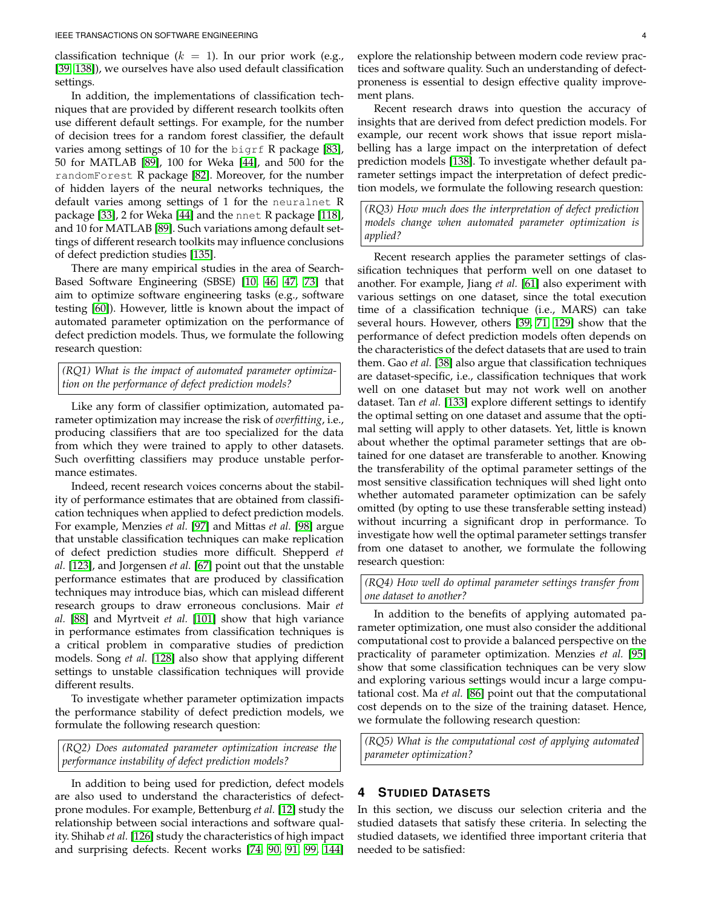classification technique ($k = 1$). In our prior work (e.g., [39, 138]), we ourselves have also used default classification settings.

In addition, the implementations of classification techniques that are provided by different research toolkits often use different default settings. For example, for the number of decision trees for a random forest classifier, the default varies among settings of 10 for the `bigrf` R package [83], 50 for MATLAB [89], 100 for Weka [44], and 500 for the `randomForest` R package [82]. Moreover, for the number of hidden layers of the neural networks techniques, the default varies among settings of 1 for the `neuralnet` R package [33], 2 for Weka [44] and the `nnet` R package [118], and 10 for MATLAB [89]. Such variations among default settings of different research toolkits may influence conclusions of defect prediction studies [135].

There are many empirical studies in the area of Search-Based Software Engineering (SBSE) [10, 46, 47, 73] that aim to optimize software engineering tasks (e.g., software testing [60]). However, little is known about the impact of automated parameter optimization on the performance of defect prediction models. Thus, we formulate the following research question:

*(RQ1) What is the impact of automated parameter optimization on the performance of defect prediction models?*

Like any form of classifier optimization, automated parameter optimization may increase the risk of *overfitting*, i.e., producing classifiers that are too specialized for the data from which they were trained to apply to other datasets. Such overfitting classifiers may produce unstable performance estimates.

Indeed, recent research voices concerns about the stability of performance estimates that are obtained from classification techniques when applied to defect prediction models. For example, Menzies *et al.* [97] and Mittas *et al.* [98] argue that unstable classification techniques can make replication of defect prediction studies more difficult. Shepperd *et al.* [123], and Jorgensen *et al.* [67] point out that the unstable performance estimates that are produced by classification techniques may introduce bias, which can mislead different research groups to draw erroneous conclusions. Mair *et al.* [88] and Myrtveit *et al.* [101] show that high variance in performance estimates from classification techniques is a critical problem in comparative studies of prediction models. Song *et al.* [128] also show that applying different settings to unstable classification techniques will provide different results.

To investigate whether parameter optimization impacts the performance stability of defect prediction models, we formulate the following research question:

*(RQ2) Does automated parameter optimization increase the performance instability of defect prediction models?*

In addition to being used for prediction, defect models are also used to understand the characteristics of defect-prone modules. For example, Bettenburg *et al.* [12] study the relationship between social interactions and software quality. Shihab *et al.* [126] study the characteristics of high impact and surprising defects. Recent works [74, 90, 91, 99, 144] explore the relationship between modern code review practices and software quality. Such an understanding of defect-proneness is essential to design effective quality improvement plans.

Recent research draws into question the accuracy of insights that are derived from defect prediction models. For example, our recent work shows that issue report mislabelling has a large impact on the interpretation of defect prediction models [138]. To investigate whether default parameter settings impact the interpretation of defect prediction models, we formulate the following research question:

*(RQ3) How much does the interpretation of defect prediction models change when automated parameter optimization is applied?*

Recent research applies the parameter settings of classification techniques that perform well on one dataset to another. For example, Jiang *et al.* [61] also experiment with various settings on one dataset, since the total execution time of a classification technique (i.e., MARS) can take several hours. However, others [39, 71, 129] show that the performance of defect prediction models often depends on the characteristics of the defect datasets that are used to train them. Gao *et al.* [38] also argue that classification techniques are dataset-specific, i.e., classification techniques that work well on one dataset but may not work well on another dataset. Tan *et al.* [133] explore different settings to identify the optimal setting on one dataset and assume that the optimal setting will apply to other datasets. Yet, little is known about whether the optimal parameter settings that are obtained for one dataset are transferable to another. Knowing the transferability of the optimal parameter settings of the most sensitive classification techniques will shed light onto whether automated parameter optimization can be safely omitted (by opting to use these transferable setting instead) without incurring a significant drop in performance. To investigate how well the optimal parameter settings transfer from one dataset to another, we formulate the following research question:

*(RQ4) How well do optimal parameter settings transfer from one dataset to another?*

In addition to the benefits of applying automated parameter optimization, one must also consider the additional computational cost to provide a balanced perspective on the practicality of parameter optimization. Menzies *et al.* [95] show that some classification techniques can be very slow and exploring various settings would incur a large computational cost. Ma *et al.* [86] point out that the computational cost depends on to the size of the training dataset. Hence, we formulate the following research question:

*(RQ5) What is the computational cost of applying automated parameter optimization?*

## 4 Studied Datasets

In this section, we discuss our selection criteria and the studied datasets that satisfy these criteria. In selecting the studied datasets, we identified three important criteria that needed to be satisfied: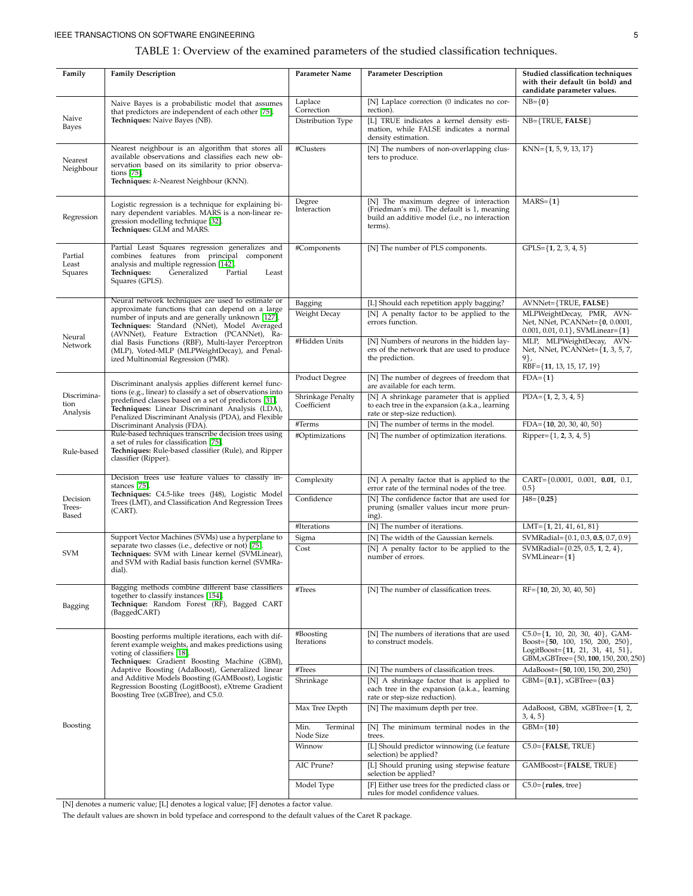TABLE 1: Overview of the examined parameters of the studied classification techniques.

| Family | Family Description | Parameter Name | Parameter Description | Studied classification techniques with their default (in bold) and candidate parameter values. |
|---|---|---|---|---|
| Naive Bayes | Naive Bayes is a probabilistic model that assumes that predictors are independent of each other [75]. **Techniques:** Naive Bayes (NB). | Laplace Correction | [N] Laplace correction (0 indicates no correction). | NB={**0**} |
| | | Distribution Type | [L] TRUE indicates a kernel density estimation, while FALSE indicates a normal density estimation. | NB={TRUE, **FALSE**} |
| Nearest Neighbour | Nearest neighbour is an algorithm that stores all available observations and classifies each new observation based on its similarity to prior observations [75]. **Techniques:** *k*-Nearest Neighbour (KNN). | #Clusters | [N] The numbers of non-overlapping clusters to produce. | KNN={**1**, 5, 9, 13, 17} |
| Regression | Logistic regression is a technique for explaining binary dependent variables. MARS is a non-linear regression modelling technique [32]. **Techniques:** GLM and MARS. | Degree Interaction | [N] The maximum degree of interaction (Friedman's mi). The default is 1, meaning build an additive model (i.e., no interaction terms). | MARS={**1**} |
| Partial Least Squares | Partial Least Squares regression generalizes and combines features from principal component analysis and multiple regression [142]. **Techniques:** Generalized Partial Least Squares (GPLS). | #Components | [N] The number of PLS components. | GPLS={**1**, 2, 3, 4, 5} |
| Neural Network | Neural network techniques are used to estimate or approximate functions that can depend on a large number of inputs and are generally unknown [127]. **Techniques:** Standard (NNet), Model Averaged (AVNNet), Feature Extraction (PCANNet), Radial Basis Functions (RBF), Multi-layer Perceptron (MLP), Voted-MLP (MLPWeightDecay), and Penalized Multinomial Regression (PMR). | Bagging | [L] Should each repetition apply bagging? | AVNNet={TRUE, **FALSE**} |
| | | Weight Decay | [N] A penalty factor to be applied to the errors function. | MLPWeightDecay, PMR, AVNNet, NNet, PCANNet={**0**, 0.0001, 0.001, 0.01, 0.1}, SVMLinear={**1**} |
| | | #Hidden Units | [N] Numbers of neurons in the hidden layers of the network that are used to produce the prediction. | MLP, MLPWeightDecay, AVNNet, NNet, PCANNet={**1**, 3, 5, 7, 9}, RBF={**11**, 13, 15, 17, 19} |
| Discrimination Analysis | Discriminant analysis applies different kernel functions (e.g., linear) to classify a set of observations into predefined classes based on a set of predictors [31]. **Techniques:** Linear Discriminant Analysis (LDA), Penalized Discriminant Analysis (PDA), and Flexible Discriminant Analysis (FDA). | Product Degree | [N] The number of degrees of freedom that are available for each term. | FDA={**1**} |
| | | Shrinkage Penalty Coefficient | [N] A shrinkage parameter that is applied to each tree in the expansion (a.k.a., learning rate or step-size reduction). | PDA={**1**, 2, 3, 4, 5} |
| | | #Terms | [N] The number of terms in the model. | FDA={**10**, 20, 30, 40, 50} |
| Rule-based | Rule-based techniques transcribe decision trees using a set of rules for classification [75]. **Techniques:** Rule-based classifier (Rule), and Ripper classifier (Ripper). | #Optimizations | [N] The number of optimization iterations. | Ripper={1, **2**, 3, 4, 5} |
| Decision Trees-Based | Decision trees use feature values to classify instances [75]. **Techniques:** C4.5-like trees (J48), Logistic Model Trees (LMT), and Classification And Regression Trees (CART). | Complexity | [N] A penalty factor that is applied to the error rate of the terminal nodes of the tree. | CART={0.0001, 0.001, **0.01**, 0.1, 0.5} |
| | | Confidence | [N] The confidence factor that are used for pruning (smaller values incur more pruning). | J48={**0.25**} |
| | | #Iterations | [N] The number of iterations. | LMT={**1**, 21, 41, 61, 81} |
| SVM | Support Vector Machines (SVMs) use a hyperplane to separate two classes (i.e., defective or not) [75]. **Techniques:** SVM with Linear kernel (SVMLinear), and SVM with Radial basis function kernel (SVMRadial). | Sigma | [N] The width of the Gaussian kernels. | SVMRadial={0.1, 0.3, **0.5**, 0.7, 0.9} |
| | | Cost | [N] A penalty factor to be applied to the number of errors. | SVMRadial={0.25, 0.5, **1**, 2, 4}, SVMLinear={**1**} |
| Bagging | Bagging methods combine different base classifiers together to classify instances [154]. **Technique:** Random Forest (RF), Bagged CART (BaggedCART) | #Trees | [N] The number of classification trees. | RF={**10**, 20, 30, 40, 50} |
| Boosting | Boosting performs multiple iterations, each with different example weights, and makes predictions using voting of classifiers [18]. **Techniques:** Gradient Boosting Machine (GBM), Adaptive Boosting (AdaBoost), Generalized linear and Additive Models Boosting (GAMBoost), Logistic Regression Boosting (LogitBoost), eXtreme Gradient Boosting Tree (xGBTree), and C5.0. | #Boosting Iterations | [N] The numbers of iterations that are used to construct models. | C5.0={**1**, 10, 20, 30, 40}, GAMBoost={**50**, 100, 150, 200, 250}, LogitBoost={**11**, 21, 31, 41, 51}, GBM,xGBTree={50, **100**, 150, 200, 250} |
| | | #Trees | [N] The numbers of classification trees. | AdaBoost={**50**, 100, 150, 200, 250} |
| | | Shrinkage | [N] A shrinkage factor that is applied to each tree in the expansion (a.k.a., learning rate or step-size reduction). | GBM={**0.1**}, xGBTree={**0.3**} |
| | | Max Tree Depth | [N] The maximum depth per tree. | AdaBoost, GBM, xGBTree={**1**, 2, 3, 4, 5} |
| | | Min. Terminal Node Size | [N] The minimum terminal nodes in the trees. | GBM={**10**} |
| | | Winnow | [L] Should predictor winnowing (i.e feature selection) be applied? | C5.0={**FALSE**, TRUE} |
| | | AIC Prune? | [L] Should pruning using stepwise feature selection be applied? | GAMBoost={**FALSE**, TRUE} |
| | | Model Type | [F] Either use trees for the predicted class or rules for model confidence values. | C5.0={**rules**, tree} |

[N] denotes a numeric value; [L] denotes a logical value; [F] denotes a factor value.

The default values are shown in bold typeface and correspond to the default values of the Caret R package.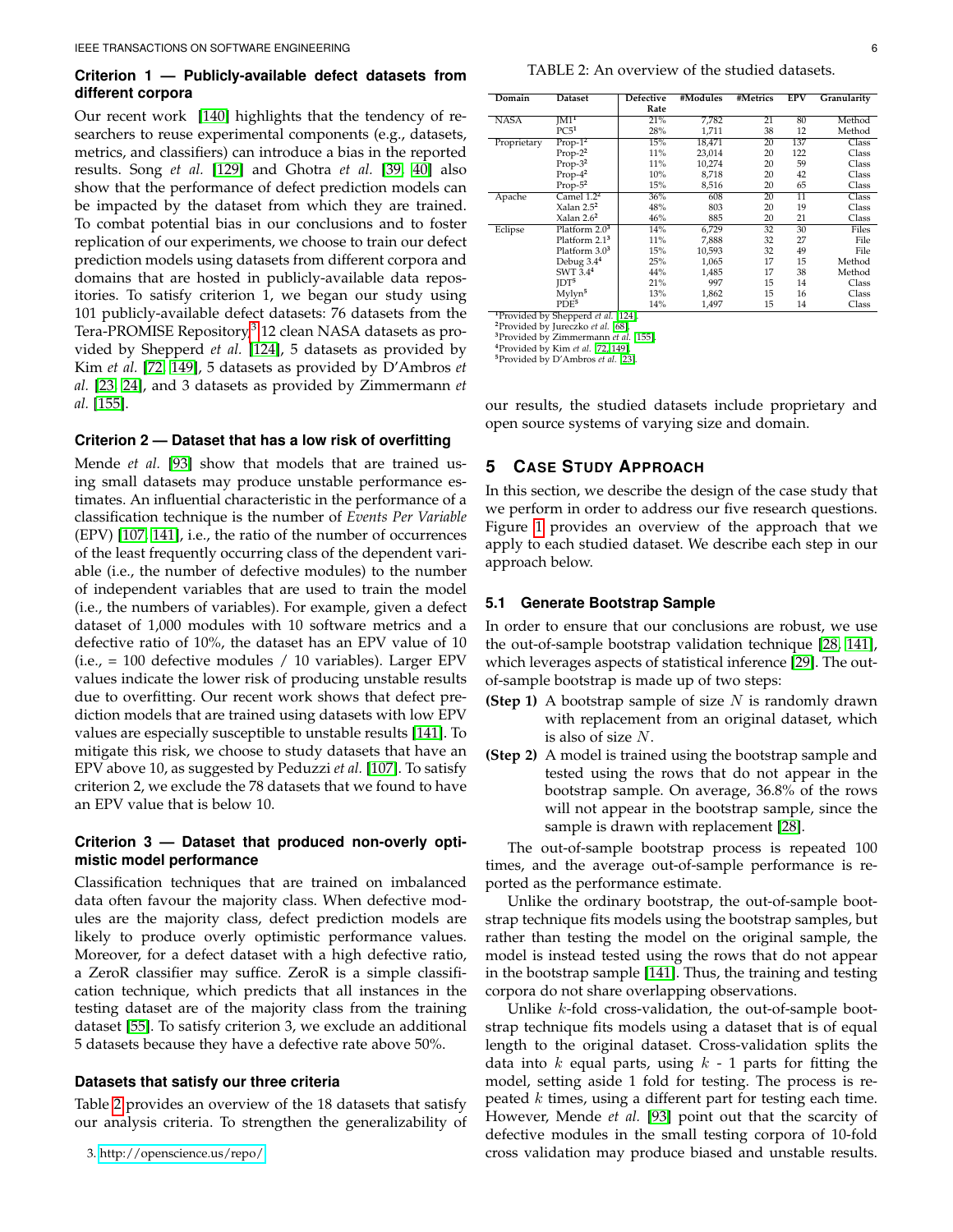**Criterion 1 — Publicly-available defect datasets from different corpora**

Our recent work [140] highlights that the tendency of researchers to reuse experimental components (e.g., datasets, metrics, and classifiers) can introduce a bias in the reported results. Song *et al.* [129] and Ghotra *et al.* [39, 40] also show that the performance of defect prediction models can be impacted by the dataset from which they are trained. To combat potential bias in our conclusions and to foster replication of our experiments, we choose to train our defect prediction models using datasets from different corpora and domains that are hosted in publicly-available data repositories. To satisfy criterion 1, we began our study using 101 publicly-available defect datasets: 76 datasets from the Tera-PROMISE Repository[3] 12 clean NASA datasets as provided by Shepperd *et al.* [124], 5 datasets as provided by Kim *et al.* [72, 149], 5 datasets as provided by D'Ambros *et al.* [23, 24], and 3 datasets as provided by Zimmermann *et al.* [155].

**Criterion 2 — Dataset that has a low risk of overfitting**

Mende *et al.* [93] show that models that are trained using small datasets may produce unstable performance estimates. An influential characteristic in the performance of a classification technique is the number of *Events Per Variable* (EPV) [107, 141], i.e., the ratio of the number of occurrences of the least frequently occurring class of the dependent variable (i.e., the number of defective modules) to the number of independent variables that are used to train the model (i.e., the numbers of variables). For example, given a defect dataset of 1,000 modules with 10 software metrics and a defective ratio of 10%, the dataset has an EPV value of 10 (i.e., = 100 defective modules / 10 variables). Larger EPV values indicate the lower risk of producing unstable results due to overfitting. Our recent work shows that defect prediction models that are trained using datasets with low EPV values are especially susceptible to unstable results [141]. To mitigate this risk, we choose to study datasets that have an EPV above 10, as suggested by Peduzzi *et al.* [107]. To satisfy criterion 2, we exclude the 78 datasets that we found to have an EPV value that is below 10.

**Criterion 3 — Dataset that produced non-overly optimistic model performance**

Classification techniques that are trained on imbalanced data often favour the majority class. When defective modules are the majority class, defect prediction models are likely to produce overly optimistic performance values. Moreover, for a defect dataset with a high defective ratio, a ZeroR classifier may suffice. ZeroR is a simple classification technique, which predicts that all instances in the testing dataset are of the majority class from the training dataset [55]. To satisfy criterion 3, we exclude an additional 5 datasets because they have a defective rate above 50%.

**Datasets that satisfy our three criteria**

Table 2 provides an overview of the 18 datasets that satisfy our analysis criteria. To strengthen the generalizability of our results, the studied datasets include proprietary and open source systems of varying size and domain.

3. http://openscience.us/repo/

TABLE 2: An overview of the studied datasets.

| Domain | Dataset | Defective Rate | #Modules | #Metrics | EPV | Granularity |
|---|---|---|---|---|---|---|
| NASA | JM1[1] | 21% | 7,782 | 21 | 80 | Method |
| | PC5[1] | 28% | 1,711 | 38 | 12 | Method |
| Proprietary | Prop-1[2] | 15% | 18,471 | 20 | 137 | Class |
| | Prop-2[2] | 11% | 23,014 | 20 | 122 | Class |
| | Prop-3[2] | 11% | 10,274 | 20 | 59 | Class |
| | Prop-4[2] | 10% | 8,718 | 20 | 42 | Class |
| | Prop-5[2] | 15% | 8,516 | 20 | 65 | Class |
| Apache | Camel 1.2[2] | 36% | 608 | 20 | 11 | Class |
| | Xalan 2.5[2] | 48% | 803 | 20 | 19 | Class |
| | Xalan 2.6[2] | 46% | 885 | 20 | 21 | Class |
| Eclipse | Platform 2.0[3] | 14% | 6,729 | 32 | 30 | Files |
| | Platform 2.1[3] | 11% | 7,888 | 32 | 27 | File |
| | Platform 3.0[3] | 15% | 10,593 | 32 | 49 | File |
| | Debug 3.4[4] | 25% | 1,065 | 17 | 15 | Method |
| | SWT 3.4[4] | 44% | 1,485 | 17 | 38 | Method |
| | JDT[5] | 21% | 997 | 15 | 14 | Class |
| | Mylyn[5] | 13% | 1,862 | 15 | 16 | Class |
| | PDE[5] | 14% | 1,497 | 15 | 14 | Class |

[1]Provided by Shepperd *et al.* [124].
[2]Provided by Jureczko *et al.* [68].
[3]Provided by Zimmermann *et al.* [155].
[4]Provided by Kim *et al.* [72,149].
[5]Provided by D'Ambros *et al.* [23].

## 5 Case Study Approach

In this section, we describe the design of the case study that we perform in order to address our five research questions. Figure 1 provides an overview of the approach that we apply to each studied dataset. We describe each step in our approach below.

### 5.1 Generate Bootstrap Sample

In order to ensure that our conclusions are robust, we use the out-of-sample bootstrap validation technique [28, 141], which leverages aspects of statistical inference [29]. The out-of-sample bootstrap is made up of two steps:

**(Step 1)** A bootstrap sample of size $N$ is randomly drawn with replacement from an original dataset, which is also of size $N$.

**(Step 2)** A model is trained using the bootstrap sample and tested using the rows that do not appear in the bootstrap sample. On average, 36.8% of the rows will not appear in the bootstrap sample, since the sample is drawn with replacement [28].

The out-of-sample bootstrap process is repeated 100 times, and the average out-of-sample performance is reported as the performance estimate.

Unlike the ordinary bootstrap, the out-of-sample bootstrap technique fits models using the bootstrap samples, but rather than testing the model on the original sample, the model is instead tested using the rows that do not appear in the bootstrap sample [141]. Thus, the training and testing corpora do not share overlapping observations.

Unlike $k$-fold cross-validation, the out-of-sample bootstrap technique fits models using a dataset that is of equal length to the original dataset. Cross-validation splits the data into $k$ equal parts, using $k$ - 1 parts for fitting the model, setting aside 1 fold for testing. The process is repeated $k$ times, using a different part for testing each time. However, Mende *et al.* [93] point out that the scarcity of defective modules in the small testing corpora of 10-fold cross validation may produce biased and unstable results.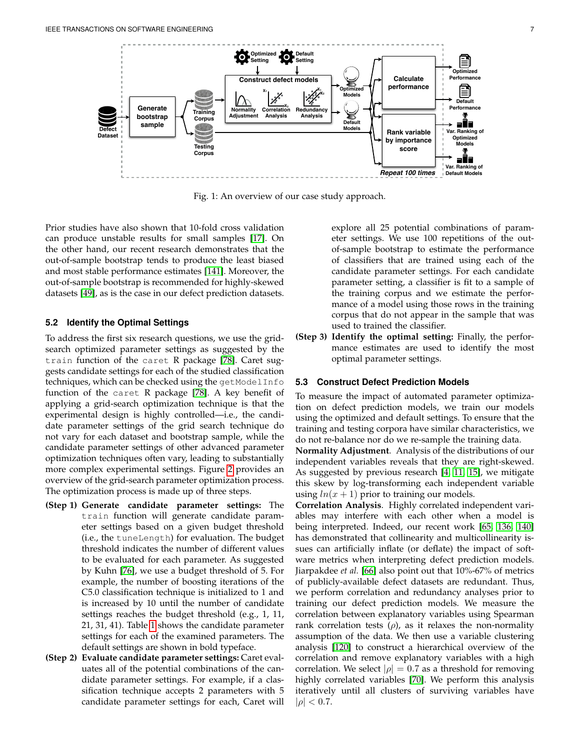Fig. 1: An overview of our case study approach.

Prior studies have also shown that 10-fold cross validation can produce unstable results for small samples [17]. On the other hand, our recent research demonstrates that the out-of-sample bootstrap tends to produce the least biased and most stable performance estimates [141]. Moreover, the out-of-sample bootstrap is recommended for highly-skewed datasets [49], as is the case in our defect prediction datasets.

### 5.2 Identify the Optimal Settings

To address the first six research questions, we use the grid-search optimized parameter settings as suggested by the `train` function of the `caret` R package [78]. Caret suggests candidate settings for each of the studied classification techniques, which can be checked using the `getModelInfo` function of the `caret` R package [78]. A key benefit of applying a grid-search optimization technique is that the experimental design is highly controlled—i.e., the candidate parameter settings of the grid search technique do not vary for each dataset and bootstrap sample, while the candidate parameter settings of other advanced parameter optimization techniques often vary, leading to substantially more complex experimental settings. Figure 2 provides an overview of the grid-search parameter optimization process. The optimization process is made up of three steps.

- **(Step 1) Generate candidate parameter settings:** The `train` function will generate candidate parameter settings based on a given budget threshold (i.e., the `tuneLength`) for evaluation. The budget threshold indicates the number of different values to be evaluated for each parameter. As suggested by Kuhn [76], we use a budget threshold of 5. For example, the number of boosting iterations of the C5.0 classification technique is initialized to 1 and is increased by 10 until the number of candidate settings reaches the budget threshold (e.g., 1, 11, 21, 31, 41). Table 1 shows the candidate parameter settings for each of the examined parameters. The default settings are shown in bold typeface.
- **(Step 2) Evaluate candidate parameter settings:** Caret evaluates all of the potential combinations of the candidate parameter settings. For example, if a classification technique accepts 2 parameters with 5 candidate parameter settings for each, Caret will explore all 25 potential combinations of parameter settings. We use 100 repetitions of the out-of-sample bootstrap to estimate the performance of classifiers that are trained using each of the candidate parameter settings. For each candidate parameter setting, a classifier is fit to a sample of the training corpus and we estimate the performance of a model using those rows in the training corpus that do not appear in the sample that was used to trained the classifier.
- **(Step 3) Identify the optimal setting:** Finally, the performance estimates are used to identify the most optimal parameter settings.

### 5.3 Construct Defect Prediction Models

To measure the impact of automated parameter optimization on defect prediction models, we train our models using the optimized and default settings. To ensure that the training and testing corpora have similar characteristics, we do not re-balance nor do we re-sample the training data.

**Normality Adjustment**. Analysis of the distributions of our independent variables reveals that they are right-skewed. As suggested by previous research [4, 11, 15], we mitigate this skew by log-transforming each independent variable using $ln(x+1)$ prior to training our models.

**Correlation Analysis**. Highly correlated independent variables may interfere with each other when a model is being interpreted. Indeed, our recent work [65, 136, 140] has demonstrated that collinearity and multicollinearity issues can artificially inflate (or deflate) the impact of software metrics when interpreting defect prediction models. Jiarpakdee *et al.* [66] also point out that 10%-67% of metrics of publicly-available defect datasets are redundant. Thus, we perform correlation and redundancy analyses prior to training our defect prediction models. We measure the correlation between explanatory variables using Spearman rank correlation tests ($\rho$), as it relaxes the non-normality assumption of the data. We then use a variable clustering analysis [120] to construct a hierarchical overview of the correlation and remove explanatory variables with a high correlation. We select $|\rho| = 0.7$ as a threshold for removing highly correlated variables [70]. We perform this analysis iteratively until all clusters of surviving variables have $|\rho| < 0.7$.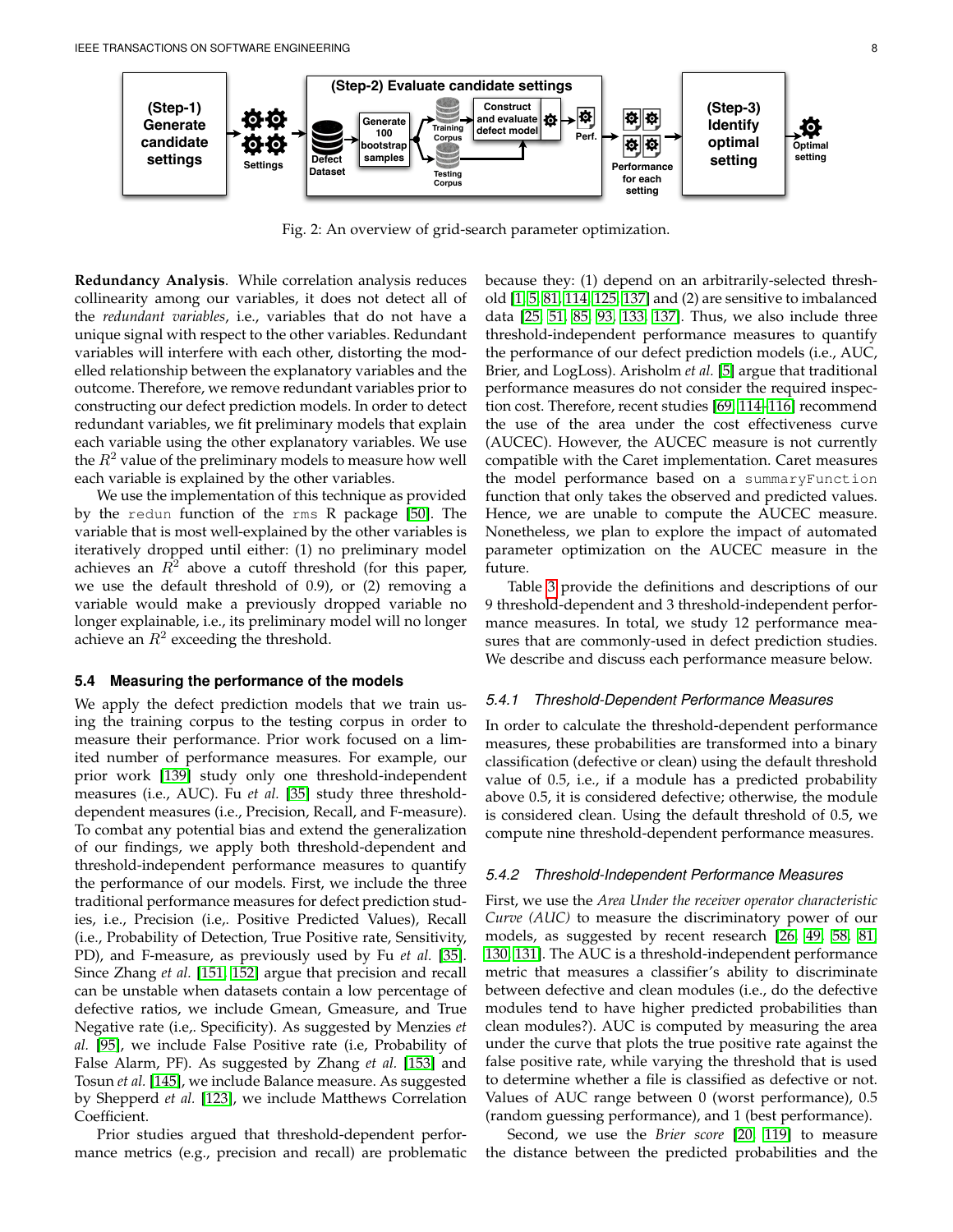Fig. 2: An overview of grid-search parameter optimization.

**Redundancy Analysis**. While correlation analysis reduces collinearity among our variables, it does not detect all of the *redundant variables*, i.e., variables that do not have a unique signal with respect to the other variables. Redundant variables will interfere with each other, distorting the modelled relationship between the explanatory variables and the outcome. Therefore, we remove redundant variables prior to constructing our defect prediction models. In order to detect redundant variables, we fit preliminary models that explain each variable using the other explanatory variables. We use the $R^2$ value of the preliminary models to measure how well each variable is explained by the other variables.

We use the implementation of this technique as provided by the `redun` function of the `rms` R package [50]. The variable that is most well-explained by the other variables is iteratively dropped until either: (1) no preliminary model achieves an $R^2$ above a cutoff threshold (for this paper, we use the default threshold of 0.9), or (2) removing a variable would make a previously dropped variable no longer explainable, i.e., its preliminary model will no longer achieve an $R^2$ exceeding the threshold.

### 5.4 Measuring the performance of the models

We apply the defect prediction models that we train using the training corpus to the testing corpus in order to measure their performance. Prior work focused on a limited number of performance measures. For example, our prior work [139] study only one threshold-independent measures (i.e., AUC). Fu *et al.* [35] study three threshold-dependent measures (i.e., Precision, Recall, and F-measure). To combat any potential bias and extend the generalization of our findings, we apply both threshold-dependent and threshold-independent performance measures to quantify the performance of our models. First, we include the three traditional performance measures for defect prediction studies, i.e., Precision (i.e,. Positive Predicted Values), Recall (i.e., Probability of Detection, True Positive rate, Sensitivity, PD), and F-measure, as previously used by Fu *et al.* [35]. Since Zhang *et al.* [151, 152] argue that precision and recall can be unstable when datasets contain a low percentage of defective ratios, we include Gmean, Gmeasure, and True Negative rate (i.e,. Specificity). As suggested by Menzies *et al.* [95], we include False Positive rate (i.e, Probability of False Alarm, PF). As suggested by Zhang *et al.* [153] and Tosun *et al.* [145], we include Balance measure. As suggested by Shepperd *et al.* [123], we include Matthews Correlation Coefficient.

Prior studies argued that threshold-dependent performance metrics (e.g., precision and recall) are problematic because they: (1) depend on an arbitrarily-selected threshold [1, 5, 81, 114, 125, 137] and (2) are sensitive to imbalanced data [25, 51, 85, 93, 133, 137]. Thus, we also include three threshold-independent performance measures to quantify the performance of our defect prediction models (i.e., AUC, Brier, and LogLoss). Arisholm *et al.* [5] argue that traditional performance measures do not consider the required inspection cost. Therefore, recent studies [69, 114–116] recommend the use of the area under the cost effectiveness curve (AUCEC). However, the AUCEC measure is not currently compatible with the Caret implementation. Caret measures the model performance based on a `summaryFunction` function that only takes the observed and predicted values. Hence, we are unable to compute the AUCEC measure. Nonetheless, we plan to explore the impact of automated parameter optimization on the AUCEC measure in the future.

Table 3 provide the definitions and descriptions of our 9 threshold-dependent and 3 threshold-independent performance measures. In total, we study 12 performance measures that are commonly-used in defect prediction studies. We describe and discuss each performance measure below.

#### 5.4.1 Threshold-Dependent Performance Measures

In order to calculate the threshold-dependent performance measures, these probabilities are transformed into a binary classification (defective or clean) using the default threshold value of 0.5, i.e., if a module has a predicted probability above 0.5, it is considered defective; otherwise, the module is considered clean. Using the default threshold of 0.5, we compute nine threshold-dependent performance measures.

#### 5.4.2 Threshold-Independent Performance Measures

First, we use the *Area Under the receiver operator characteristic Curve (AUC)* to measure the discriminatory power of our models, as suggested by recent research [26, 49, 58, 81, 130, 131]. The AUC is a threshold-independent performance metric that measures a classifier's ability to discriminate between defective and clean modules (i.e., do the defective modules tend to have higher predicted probabilities than clean modules?). AUC is computed by measuring the area under the curve that plots the true positive rate against the false positive rate, while varying the threshold that is used to determine whether a file is classified as defective or not. Values of AUC range between 0 (worst performance), 0.5 (random guessing performance), and 1 (best performance).

Second, we use the *Brier score* [20, 119] to measure the distance between the predicted probabilities and the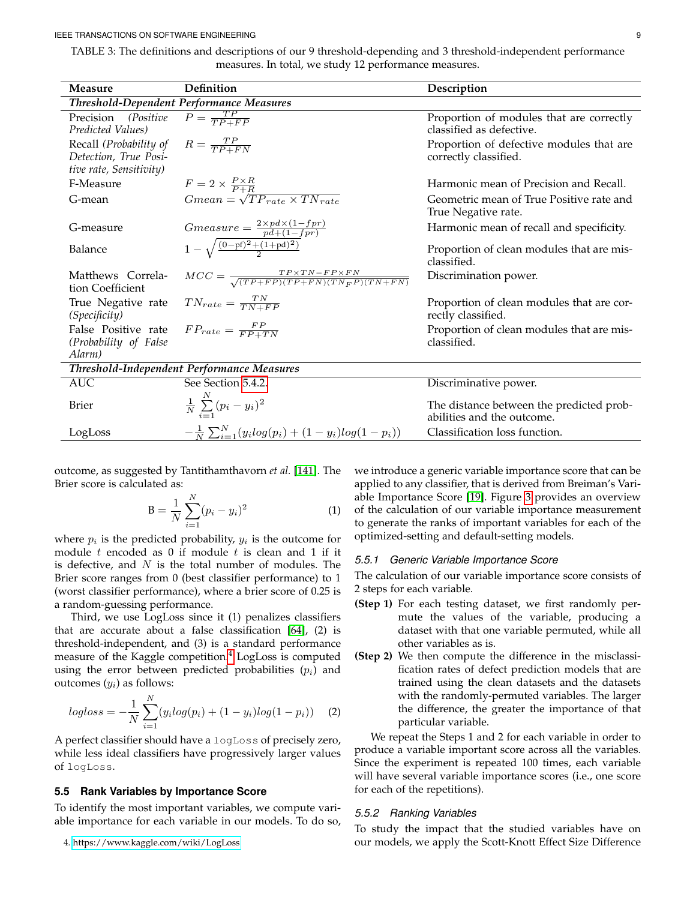TABLE 3: The definitions and descriptions of our 9 threshold-depending and 3 threshold-independent performance measures. In total, we study 12 performance measures.

| Measure | Definition | Description |
|---|---|---|
| ***Threshold-Dependent Performance Measures*** | | |
| Precision *(Positive Predicted Values)* | $P = \frac{TP}{TP+FP}$ | Proportion of modules that are correctly classified as defective. |
| Recall *(Probability of Detection, True Positive rate, Sensitivity)* | $R = \frac{TP}{TP+FN}$ | Proportion of defective modules that are correctly classified. |
| F-Measure | $F = 2 \times \frac{P \times R}{P+R}$ | Harmonic mean of Precision and Recall. |
| G-mean | $Gmean = \sqrt{TP_{rate} \times TN_{rate}}$ | Geometric mean of True Positive rate and True Negative rate. |
| G-measure | $Gmeasure = \frac{2 \times pd \times (1-fpr)}{pd+(1-fpr)}$ | Harmonic mean of recall and specificity. |
| Balance | $1 - \sqrt{\frac{(0-\text{pf})^2+(1+\text{pd})^2)}{2}}$ | Proportion of clean modules that are misclassified. |
| Matthews Correlation Coefficient | $MCC = \frac{TP \times TN - FP \times FN}{\sqrt{(TP+FP)(TP+FN)(TN_FP)(TN+FN)}}$ | Discrimination power. |
| True Negative rate *(Specificity)* | $TN_{rate} = \frac{TN}{TN+FP}$ | Proportion of clean modules that are correctly classified. |
| False Positive rate *(Probability of False Alarm)* | $FP_{rate} = \frac{FP}{FP+TN}$ | Proportion of clean modules that are misclassified. |
| ***Threshold-Independent Performance Measures*** | | |
| AUC | See Section 5.4.2. | Discriminative power. |
| Brier | $\frac{1}{N}\sum_{i=1}^{N}(p_i - y_i)^2$ | The distance between the predicted probabilities and the outcome. |
| LogLoss | $-\frac{1}{N}\sum_{i=1}^{N}(y_i log(p_i) + (1-y_i)log(1-p_i))$ | Classification loss function. |

outcome, as suggested by Tantithamthavorn *et al.* [141]. The Brier score is calculated as:

$$\text{B} = \frac{1}{N}\sum_{i=1}^{N}(p_i - y_i)^2 \quad (1)$$

where $p_i$ is the predicted probability, $y_i$ is the outcome for module $t$ encoded as 0 if module $t$ is clean and 1 if it is defective, and $N$ is the total number of modules. The Brier score ranges from 0 (best classifier performance) to 1 (worst classifier performance), where a brier score of 0.25 is a random-guessing performance.

Third, we use LogLoss since it (1) penalizes classifiers that are accurate about a false classification [64], (2) is threshold-independent, and (3) is a standard performance measure of the Kaggle competition.[4] LogLoss is computed using the error between predicted probabilities ($p_i$) and outcomes ($y_i$) as follows:

$$logloss = -\frac{1}{N}\sum_{i=1}^{N}(y_i log(p_i) + (1-y_i)log(1-p_i)) \quad (2)$$

A perfect classifier should have a `logLoss` of precisely zero, while less ideal classifiers have progressively larger values of `logLoss`.

### 5.5 Rank Variables by Importance Score

To identify the most important variables, we compute variable importance for each variable in our models. To do so, we introduce a generic variable importance score that can be applied to any classifier, that is derived from Breiman's Variable Importance Score [19]. Figure 3 provides an overview of the calculation of our variable importance measurement to generate the ranks of important variables for each of the optimized-setting and default-setting models.

#### 5.5.1 Generic Variable Importance Score

The calculation of our variable importance score consists of 2 steps for each variable.

**(Step 1)** For each testing dataset, we first randomly permute the values of the variable, producing a dataset with that one variable permuted, while all other variables as is.

**(Step 2)** We then compute the difference in the misclassification rates of defect prediction models that are trained using the clean datasets and the datasets with the randomly-permuted variables. The larger the difference, the greater the importance of that particular variable.

We repeat the Steps 1 and 2 for each variable in order to produce a variable important score across all the variables. Since the experiment is repeated 100 times, each variable will have several variable importance scores (i.e., one score for each of the repetitions).

#### 5.5.2 Ranking Variables

To study the impact that the studied variables have on our models, we apply the Scott-Knott Effect Size Difference

4. https://www.kaggle.com/wiki/LogLoss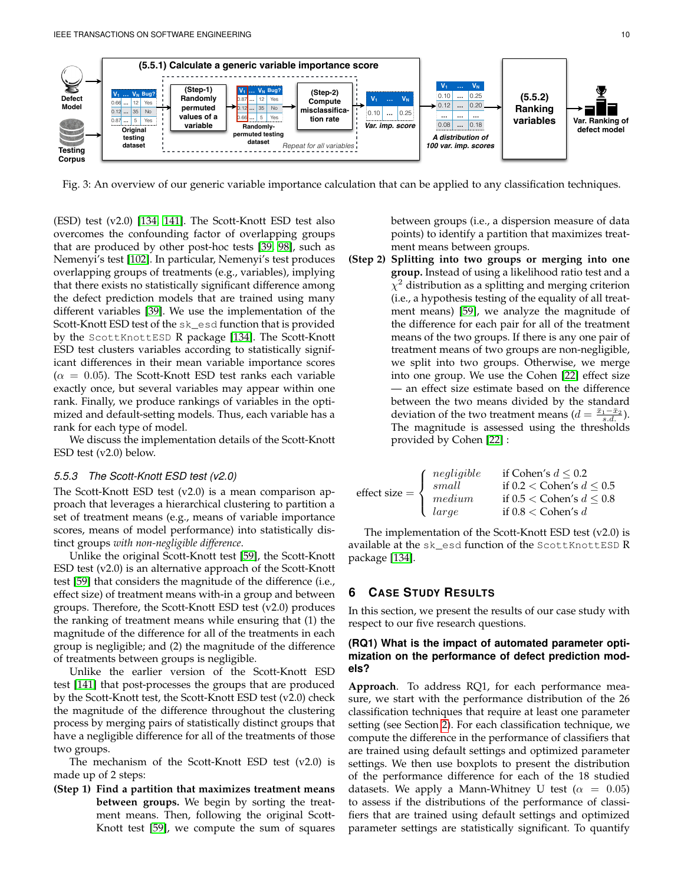Fig. 3: An overview of our generic variable importance calculation that can be applied to any classification techniques.

(ESD) test (v2.0) [134], [141]. The Scott-Knott ESD test also overcomes the confounding factor of overlapping groups that are produced by other post-hoc tests [39], [98], such as Nemenyi's test [102]. In particular, Nemenyi's test produces overlapping groups of treatments (e.g., variables), implying that there exists no statistically significant difference among the defect prediction models that are trained using many different variables [39]. We use the implementation of the Scott-Knott ESD test of the `sk_esd` function that is provided by the `ScottKnottESD` R package [134]. The Scott-Knott ESD test clusters variables according to statistically significant differences in their mean variable importance scores ($\alpha = 0.05$). The Scott-Knott ESD test ranks each variable exactly once, but several variables may appear within one rank. Finally, we produce rankings of variables in the optimized and default-setting models. Thus, each variable has a rank for each type of model.

We discuss the implementation details of the Scott-Knott ESD test (v2.0) below.

### 5.5.3 The Scott-Knott ESD test (v2.0)

The Scott-Knott ESD test (v2.0) is a mean comparison approach that leverages a hierarchical clustering to partition a set of treatment means (e.g., means of variable importance scores, means of model performance) into statistically distinct groups *with non-negligible difference*.

Unlike the original Scott-Knott test [59], the Scott-Knott ESD test (v2.0) is an alternative approach of the Scott-Knott test [59] that considers the magnitude of the difference (i.e., effect size) of treatment means with-in a group and between groups. Therefore, the Scott-Knott ESD test (v2.0) produces the ranking of treatment means while ensuring that (1) the magnitude of the difference for all of the treatments in each group is negligible; and (2) the magnitude of the difference of treatments between groups is negligible.

Unlike the earlier version of the Scott-Knott ESD test [141] that post-processes the groups that are produced by the Scott-Knott test, the Scott-Knott ESD test (v2.0) check the magnitude of the difference throughout the clustering process by merging pairs of statistically distinct groups that have a negligible difference for all of the treatments of those two groups.

The mechanism of the Scott-Knott ESD test (v2.0) is made up of 2 steps:

- **(Step 1) Find a partition that maximizes treatment means between groups.** We begin by sorting the treatment means. Then, following the original Scott-Knott test [59], we compute the sum of squares between groups (i.e., a dispersion measure of data points) to identify a partition that maximizes treatment means between groups.
- **(Step 2) Splitting into two groups or merging into one group.** Instead of using a likelihood ratio test and a $\chi^2$ distribution as a splitting and merging criterion (i.e., a hypothesis testing of the equality of all treatment means) [59], we analyze the magnitude of the difference for each pair for all of the treatment means of the two groups. If there is any one pair of treatment means of two groups are non-negligible, we split into two groups. Otherwise, we merge into one group. We use the Cohen [22] effect size — an effect size estimate based on the difference between the two means divided by the standard deviation of the two treatment means ($d = \frac{\bar{x}_1 - \bar{x}_2}{s.d.}$). The magnitude is assessed using the thresholds provided by Cohen [22] :

$$
\text{effect size} = \begin{cases} negligible & \text{if Cohen's } d \leq 0.2 \\ small & \text{if } 0.2 < \text{Cohen's } d \leq 0.5 \\ medium & \text{if } 0.5 < \text{Cohen's } d \leq 0.8 \\ large & \text{if } 0.8 < \text{Cohen's } d \end{cases}
$$

The implementation of the Scott-Knott ESD test (v2.0) is available at the `sk_esd` function of the `ScottKnottESD` R package [134].

## 6 Case Study Results

In this section, we present the results of our case study with respect to our five research questions.

### (RQ1) What is the impact of automated parameter optimization on the performance of defect prediction models?

**Approach**. To address RQ1, for each performance measure, we start with the performance distribution of the 26 classification techniques that require at least one parameter setting (see Section 2). For each classification technique, we compute the difference in the performance of classifiers that are trained using default settings and optimized parameter settings. We then use boxplots to present the distribution of the performance difference for each of the 18 studied datasets. We apply a Mann-Whitney U test ($\alpha = 0.05$) to assess if the distributions of the performance of classifiers that are trained using default settings and optimized parameter settings are statistically significant. To quantify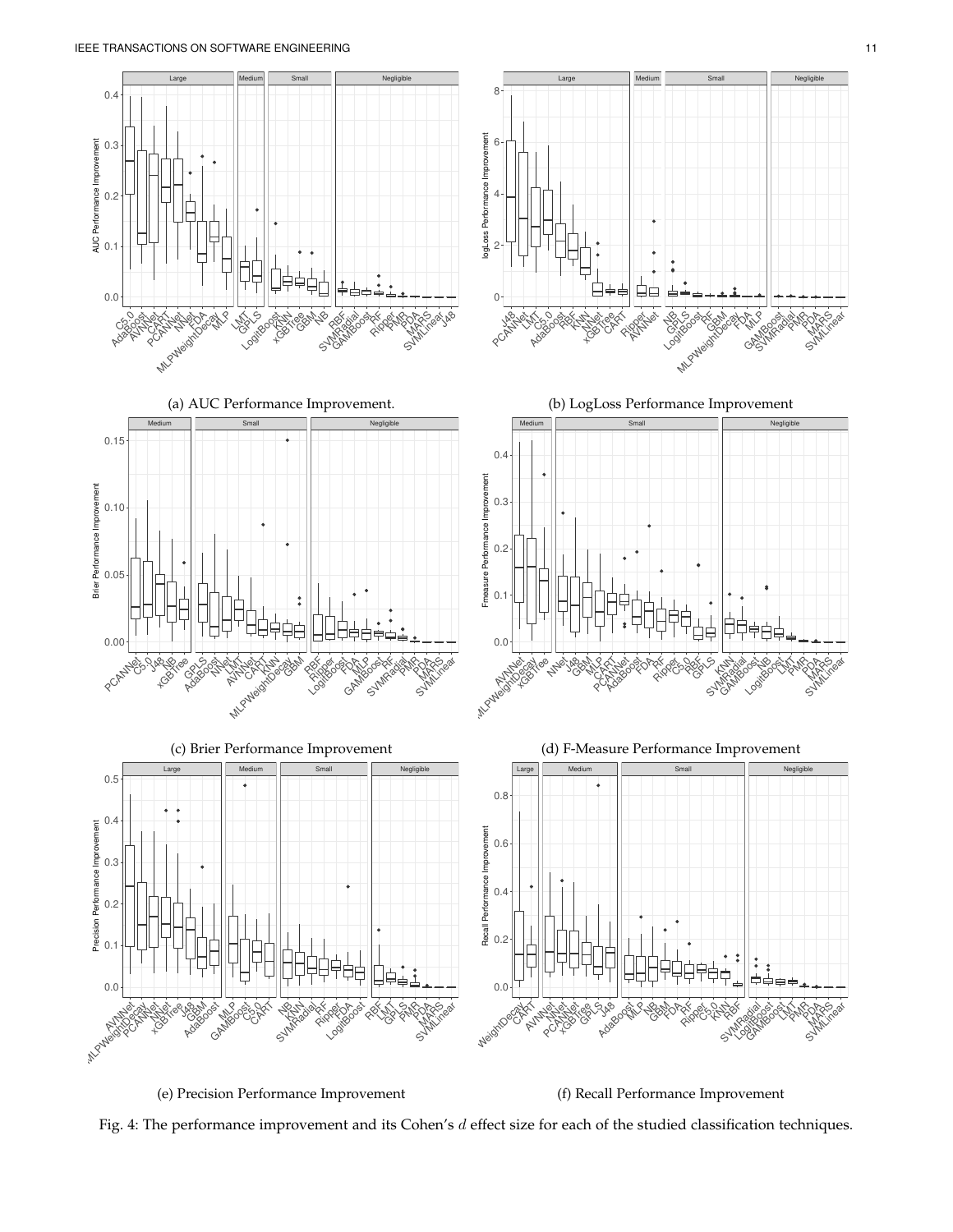(a) AUC Performance Improvement.

(b) LogLoss Performance Improvement

(c) Brier Performance Improvement

(d) F-Measure Performance Improvement

(e) Precision Performance Improvement

(f) Recall Performance Improvement

Fig. 4: The performance improvement and its Cohen's $d$ effect size for each of the studied classification techniques.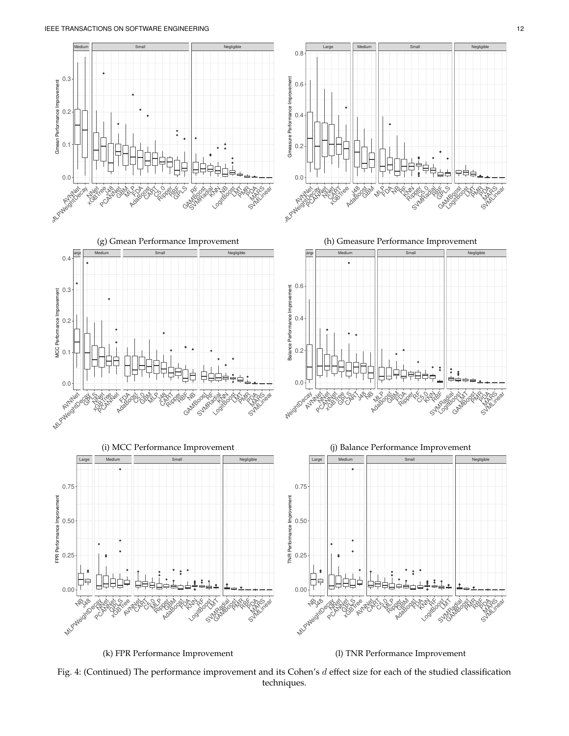(g) Gmean Performance Improvement

(h) Gmeasure Performance Improvement

(i) MCC Performance Improvement

(j) Balance Performance Improvement

(k) FPR Performance Improvement

(l) TNR Performance Improvement

Fig. 4: (Continued) The performance improvement and its Cohen's $d$ effect size for each of the studied classification techniques.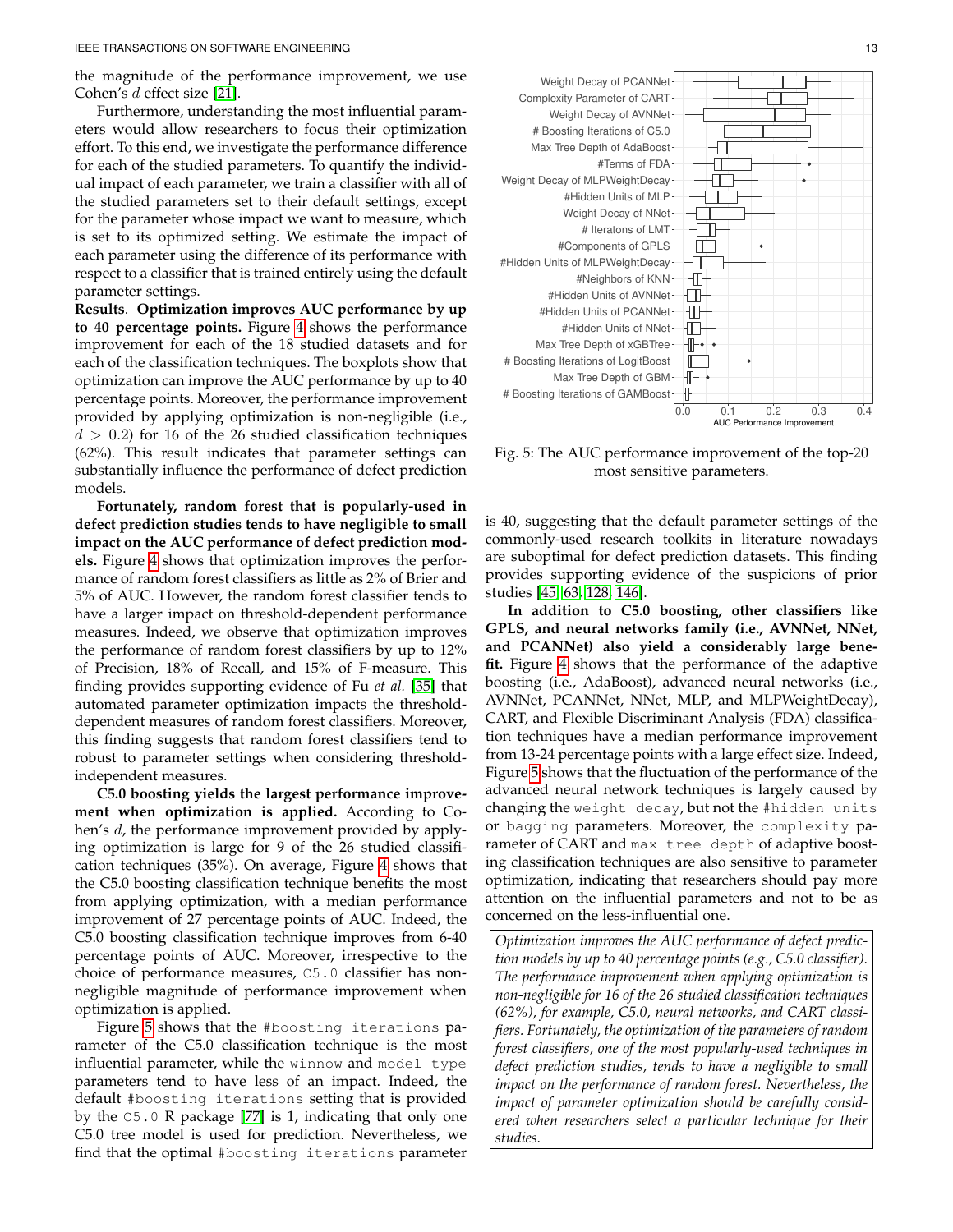the magnitude of the performance improvement, we use Cohen's $d$ effect size [21].

Furthermore, understanding the most influential parameters would allow researchers to focus their optimization effort. To this end, we investigate the performance difference for each of the studied parameters. To quantify the individual impact of each parameter, we train a classifier with all of the studied parameters set to their default settings, except for the parameter whose impact we want to measure, which is set to its optimized setting. We estimate the impact of each parameter using the difference of its performance with respect to a classifier that is trained entirely using the default parameter settings.

**Results**. **Optimization improves AUC performance by up to 40 percentage points.** Figure 4 shows the performance improvement for each of the 18 studied datasets and for each of the classification techniques. The boxplots show that optimization can improve the AUC performance by up to 40 percentage points. Moreover, the performance improvement provided by applying optimization is non-negligible (i.e., $d > 0.2$) for 16 of the 26 studied classification techniques (62%). This result indicates that parameter settings can substantially influence the performance of defect prediction models.

**Fortunately, random forest that is popularly-used in defect prediction studies tends to have negligible to small impact on the AUC performance of defect prediction models.** Figure 4 shows that optimization improves the performance of random forest classifiers as little as 2% of Brier and 5% of AUC. However, the random forest classifier tends to have a larger impact on threshold-dependent performance measures. Indeed, we observe that optimization improves the performance of random forest classifiers by up to 12% of Precision, 18% of Recall, and 15% of F-measure. This finding provides supporting evidence of Fu *et al.* [35] that automated parameter optimization impacts the threshold-dependent measures of random forest classifiers. Moreover, this finding suggests that random forest classifiers tend to robust to parameter settings when considering threshold-independent measures.

**C5.0 boosting yields the largest performance improvement when optimization is applied.** According to Cohen's $d$, the performance improvement provided by applying optimization is large for 9 of the 26 studied classification techniques (35%). On average, Figure 4 shows that the C5.0 boosting classification technique benefits the most from applying optimization, with a median performance improvement of 27 percentage points of AUC. Indeed, the C5.0 boosting classification technique improves from 6-40 percentage points of AUC. Moreover, irrespective to the choice of performance measures, `C5.0` classifier has non-negligible magnitude of performance improvement when optimization is applied.

Figure 5 shows that the `#boosting iterations` parameter of the C5.0 classification technique is the most influential parameter, while the `winnow` and `model type` parameters tend to have less of an impact. Indeed, the default `#boosting iterations` setting that is provided by the `C5.0` R package [77] is 1, indicating that only one C5.0 tree model is used for prediction. Nevertheless, we find that the optimal `#boosting iterations` parameter is 40, suggesting that the default parameter settings of the commonly-used research toolkits in literature nowadays are suboptimal for defect prediction datasets. This finding provides supporting evidence of the suspicions of prior studies [45, 63, 128, 146].

Fig. 5: The AUC performance improvement of the top-20 most sensitive parameters.

**In addition to C5.0 boosting, other classifiers like GPLS, and neural networks family (i.e., AVNNet, NNet, and PCANNet) also yield a considerably large benefit.** Figure 4 shows that the performance of the adaptive boosting (i.e., AdaBoost), advanced neural networks (i.e., AVNNet, PCANNet, NNet, MLP, and MLPWeightDecay), CART, and Flexible Discriminant Analysis (FDA) classification techniques have a median performance improvement from 13-24 percentage points with a large effect size. Indeed, Figure 5 shows that the fluctuation of the performance of the advanced neural network techniques is largely caused by changing the `weight decay`, but not the `#hidden units` or `bagging` parameters. Moreover, the `complexity` parameter of CART and `max tree depth` of adaptive boosting classification techniques are also sensitive to parameter optimization, indicating that researchers should pay more attention on the influential parameters and not to be as concerned on the less-influential one.

> *Optimization improves the AUC performance of defect prediction models by up to 40 percentage points (e.g., C5.0 classifier). The performance improvement when applying optimization is non-negligible for 16 of the 26 studied classification techniques (62%), for example, C5.0, neural networks, and CART classifiers. Fortunately, the optimization of the parameters of random forest classifiers, one of the most popularly-used techniques in defect prediction studies, tends to have a negligible to small impact on the performance of random forest. Nevertheless, the impact of parameter optimization should be carefully considered when researchers select a particular technique for their studies.*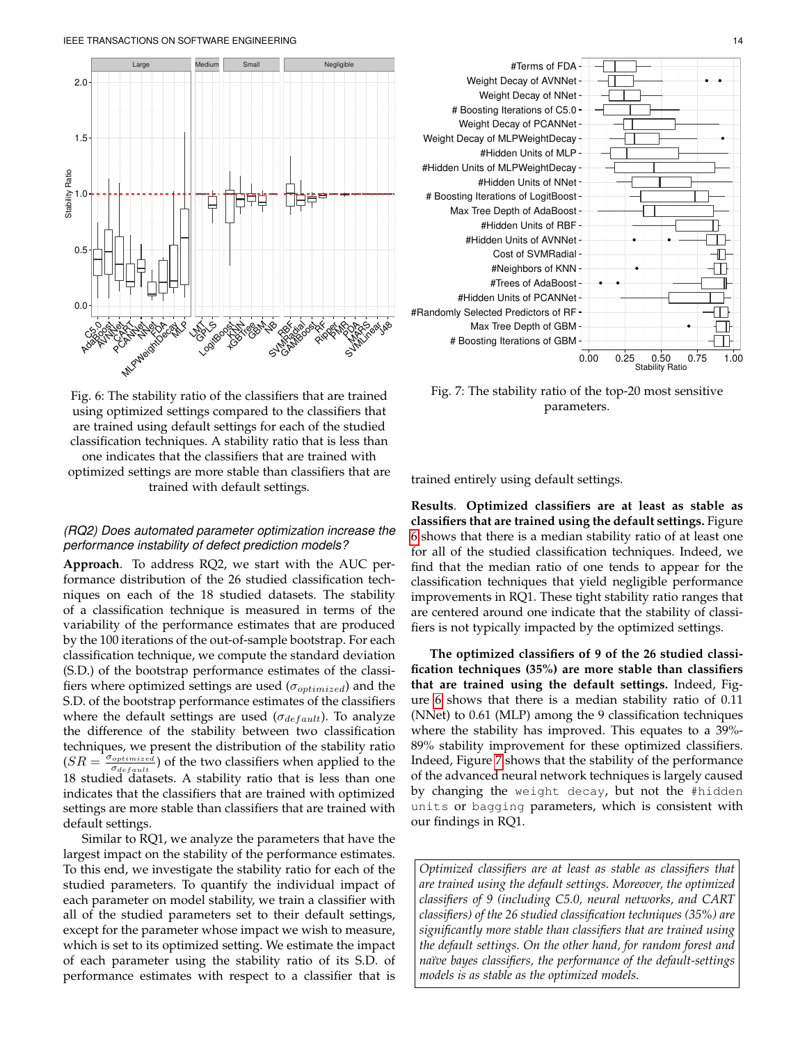Fig. 6: The stability ratio of the classifiers that are trained using optimized settings compared to the classifiers that are trained using default settings for each of the studied classification techniques. A stability ratio that is less than one indicates that the classifiers that are trained with optimized settings are more stable than classifiers that are trained with default settings.

Fig. 7: The stability ratio of the top-20 most sensitive parameters.

### *(RQ2) Does automated parameter optimization increase the performance instability of defect prediction models?*

**Approach**. To address RQ2, we start with the AUC performance distribution of the 26 studied classification techniques on each of the 18 studied datasets. The stability of a classification technique is measured in terms of the variability of the performance estimates that are produced by the 100 iterations of the out-of-sample bootstrap. For each classification technique, we compute the standard deviation (S.D.) of the bootstrap performance estimates of the classifiers where optimized settings are used ($\sigma_{optimized}$) and the S.D. of the bootstrap performance estimates of the classifiers where the default settings are used ($\sigma_{default}$). To analyze the difference of the stability between two classification techniques, we present the distribution of the stability ratio ($SR = \frac{\sigma_{optimized}}{\sigma_{default}}$) of the two classifiers when applied to the 18 studied datasets. A stability ratio that is less than one indicates that the classifiers that are trained with optimized settings are more stable than classifiers that are trained with default settings.

Similar to RQ1, we analyze the parameters that have the largest impact on the stability of the performance estimates. To this end, we investigate the stability ratio for each of the studied parameters. To quantify the individual impact of each parameter on model stability, we train a classifier with all of the studied parameters set to their default settings, except for the parameter whose impact we wish to measure, which is set to its optimized setting. We estimate the impact of each parameter using the stability ratio of its S.D. of performance estimates with respect to a classifier that is trained entirely using default settings.

**Results**. **Optimized classifiers are at least as stable as classifiers that are trained using the default settings.** Figure 6 shows that there is a median stability ratio of at least one for all of the studied classification techniques. Indeed, we find that the median ratio of one tends to appear for the classification techniques that yield negligible performance improvements in RQ1. These tight stability ratio ranges that are centered around one indicate that the stability of classifiers is not typically impacted by the optimized settings.

**The optimized classifiers of 9 of the 26 studied classification techniques (35%) are more stable than classifiers that are trained using the default settings.** Indeed, Figure 6 shows that there is a median stability ratio of 0.11 (NNet) to 0.61 (MLP) among the 9 classification techniques where the stability has improved. This equates to a 39%-89% stability improvement for these optimized classifiers. Indeed, Figure 7 shows that the stability of the performance of the advanced neural network techniques is largely caused by changing the `weight decay`, but not the `#hidden units` or `bagging` parameters, which is consistent with our findings in RQ1.

*Optimized classifiers are at least as stable as classifiers that are trained using the default settings. Moreover, the optimized classifiers of 9 (including C5.0, neural networks, and CART classifiers) of the 26 studied classification techniques (35%) are significantly more stable than classifiers that are trained using the default settings. On the other hand, for random forest and naïve bayes classifiers, the performance of the default-settings models is as stable as the optimized models.*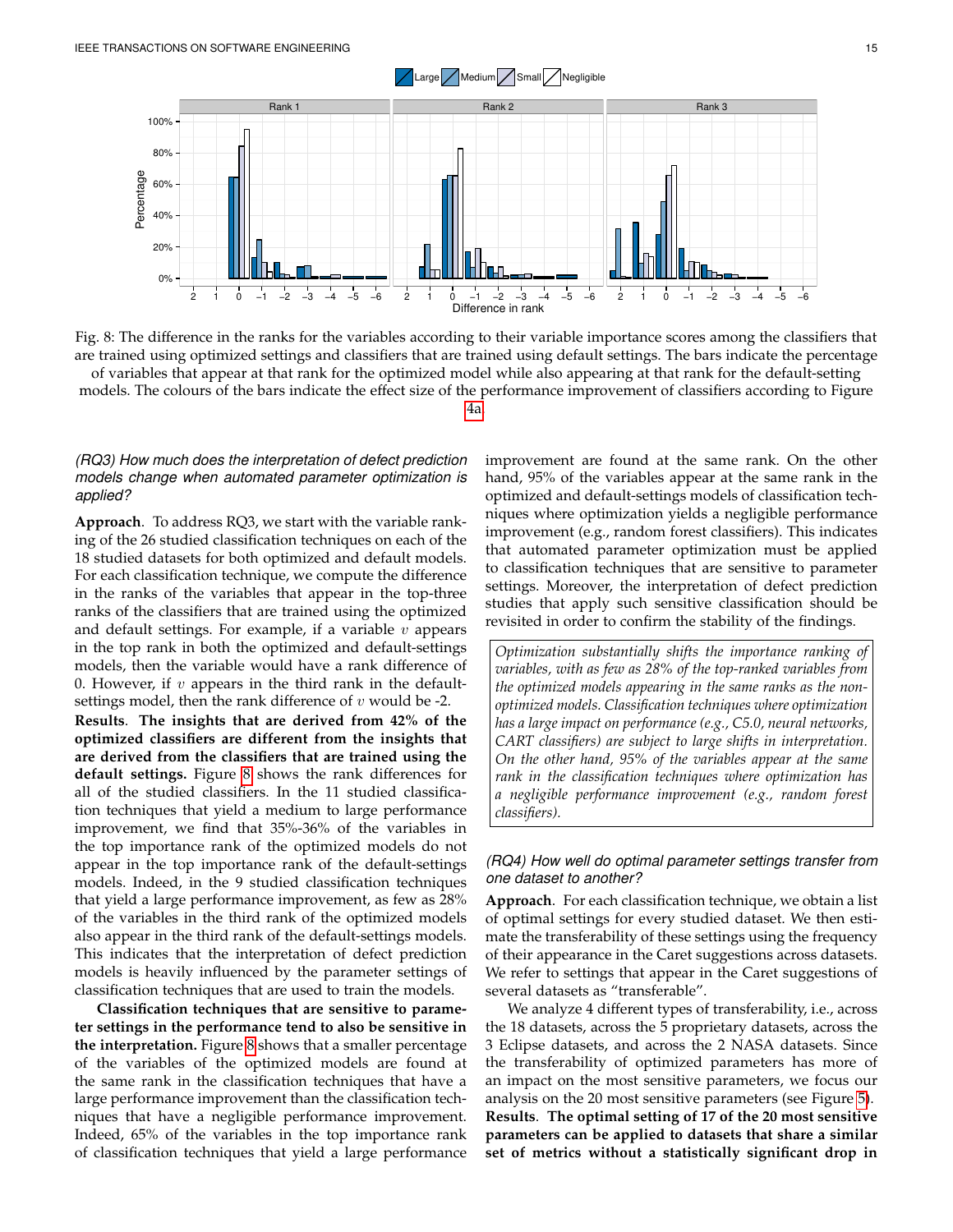Fig. 8: The difference in the ranks for the variables according to their variable importance scores among the classifiers that are trained using optimized settings and classifiers that are trained using default settings. The bars indicate the percentage of variables that appear at that rank for the optimized model while also appearing at that rank for the default-setting models. The colours of the bars indicate the effect size of the performance improvement of classifiers according to Figure 4a.

### (RQ3) How much does the interpretation of defect prediction models change when automated parameter optimization is applied?

**Approach**. To address RQ3, we start with the variable ranking of the 26 studied classification techniques on each of the 18 studied datasets for both optimized and default models. For each classification technique, we compute the difference in the ranks of the variables that appear in the top-three ranks of the classifiers that are trained using the optimized and default settings. For example, if a variable $v$ appears in the top rank in both the optimized and default-settings models, then the variable would have a rank difference of 0. However, if $v$ appears in the third rank in the default-settings model, then the rank difference of $v$ would be -2.

**Results**. **The insights that are derived from 42% of the optimized classifiers are different from the insights that are derived from the classifiers that are trained using the default settings.** Figure 8 shows the rank differences for all of the studied classifiers. In the 11 studied classification techniques that yield a medium to large performance improvement, we find that 35%-36% of the variables in the top importance rank of the optimized models do not appear in the top importance rank of the default-settings models. Indeed, in the 9 studied classification techniques that yield a large performance improvement, as few as 28% of the variables in the third rank of the optimized models also appear in the third rank of the default-settings models. This indicates that the interpretation of defect prediction models is heavily influenced by the parameter settings of classification techniques that are used to train the models.

**Classification techniques that are sensitive to parameter settings in the performance tend to also be sensitive in the interpretation.** Figure 8 shows that a smaller percentage of the variables of the optimized models are found at the same rank in the classification techniques that have a large performance improvement than the classification techniques that have a negligible performance improvement. Indeed, 65% of the variables in the top importance rank of classification techniques that yield a large performance improvement are found at the same rank. On the other hand, 95% of the variables appear at the same rank in the optimized and default-settings models of classification techniques where parameter optimization yields a negligible performance improvement (e.g., random forest classifiers). This indicates that automated parameter optimization must be applied to classification techniques that are sensitive to parameter settings. Moreover, the interpretation of defect prediction studies that apply such sensitive classification should be revisited in order to confirm the stability of the findings.

> *Optimization substantially shifts the importance ranking of variables, with as few as 28% of the top-ranked variables from the optimized models appearing in the same ranks as the non-optimized models. Classification techniques where optimization has a large impact on performance (e.g., C5.0, neural networks, CART classifiers) are subject to large shifts in interpretation. On the other hand, 95% of the variables appear at the same rank in the classification techniques where optimization has a negligible performance improvement (e.g., random forest classifiers).*

### (RQ4) How well do optimal parameter settings transfer from one dataset to another?

**Approach**. For each classification technique, we obtain a list of optimal settings for every studied dataset. We then estimate the transferability of these settings using the frequency of their appearance in the Caret suggestions across datasets. We refer to settings that appear in the Caret suggestions of several datasets as "transferable".

We analyze 4 different types of transferability, i.e., across the 18 datasets, across the 5 proprietary datasets, across the 3 Eclipse datasets, and across the 2 NASA datasets. Since the transferability of optimized parameters has more of an impact on the most sensitive parameters, we focus our analysis on the 20 most sensitive parameters (see Figure 5).

**Results**. **The optimal setting of 17 of the 20 most sensitive parameters can be applied to datasets that share a similar set of metrics without a statistically significant drop in**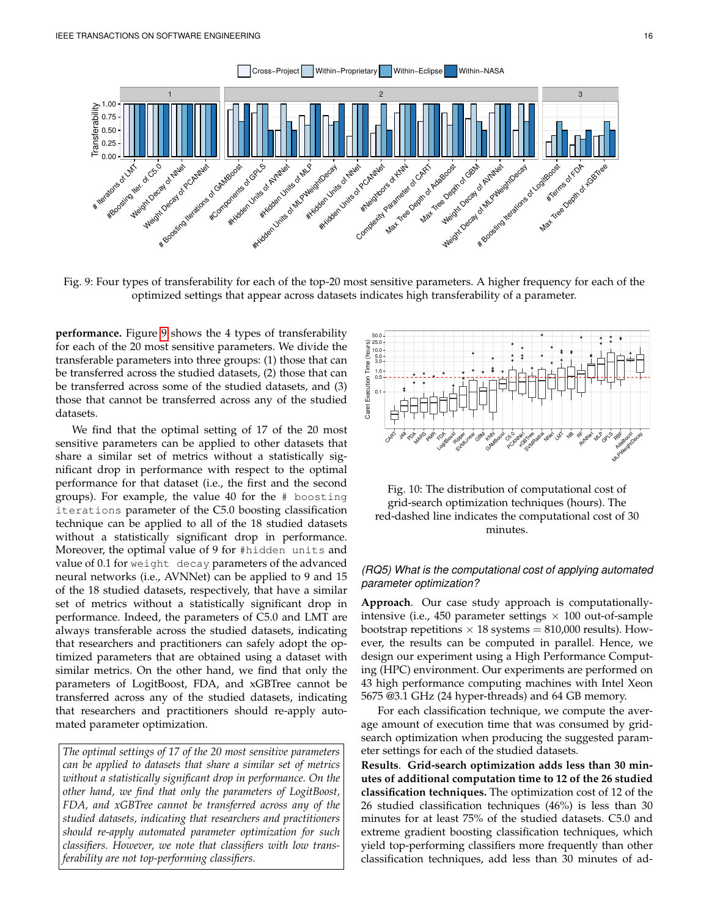Fig. 9: Four types of transferability for each of the top-20 most sensitive parameters. A higher frequency for each of the optimized settings that appear across datasets indicates high transferability of a parameter.

**performance.** Figure 9 shows the 4 types of transferability for each of the 20 most sensitive parameters. We divide the transferable parameters into three groups: (1) those that can be transferred across the studied datasets, (2) those that can be transferred across some of the studied datasets, and (3) those that cannot be transferred across any of the studied datasets.

We find that the optimal setting of 17 of the 20 most sensitive parameters can be applied to other datasets that share a similar set of metrics without a statistically significant drop in performance with respect to the optimal performance for that dataset (i.e., the first and the second groups). For example, the value 40 for the `# boosting iterations` parameter of the C5.0 boosting classification technique can be applied to all of the 18 studied datasets without a statistically significant drop in performance. Moreover, the optimal value of 9 for `#hidden units` and value of 0.1 for `weight decay` parameters of the advanced neural networks (i.e., AVNNet) can be applied to 9 and 15 of the 18 studied datasets, respectively, that have a similar set of metrics without a statistically significant drop in performance. Indeed, the parameters of C5.0 and LMT are always transferable across the studied datasets, indicating that researchers and practitioners can safely adopt the optimized parameters that are obtained using a dataset with similar metrics. On the other hand, we find that only the parameters of LogitBoost, FDA, and xGBTree cannot be transferred across any of the studied datasets, indicating that researchers and practitioners should re-apply automated parameter optimization.

*The optimal settings of 17 of the 20 most sensitive parameters can be applied to datasets that share a similar set of metrics without a statistically significant drop in performance. On the other hand, we find that only the parameters of LogitBoost, FDA, and xGBTree cannot be transferred across any of the studied datasets, indicating that researchers and practitioners should re-apply automated parameter optimization for such classifiers. However, we note that classifiers with low transferability are not top-performing classifiers.*

Fig. 10: The distribution of computational cost of grid-search optimization techniques (hours). The red-dashed line indicates the computational cost of 30 minutes.

### *(RQ5) What is the computational cost of applying automated parameter optimization?*

**Approach**. Our case study approach is computationally-intensive (i.e., 450 parameter settings $\times$ 100 out-of-sample bootstrap repetitions $\times$ 18 systems $=$ 810,000 results). However, the results can be computed in parallel. Hence, we design our experiment using a High Performance Computing (HPC) environment. Our experiments are performed on 43 high performance computing machines with Intel Xeon 5675 @3.1 GHz (24 hyper-threads) and 64 GB memory.

For each classification technique, we compute the average amount of execution time that was consumed by grid-search optimization when producing the suggested parameter settings for each of the studied datasets.

**Results**. **Grid-search optimization adds less than 30 minutes of additional computation time to 12 of the 26 studied classification techniques.** The optimization cost of 12 of the 26 studied classification techniques (46%) is less than 30 minutes for at least 75% of the studied datasets. C5.0 and extreme gradient boosting classification techniques, which yield top-performing classifiers more frequently than other classification techniques, add less than 30 minutes of ad-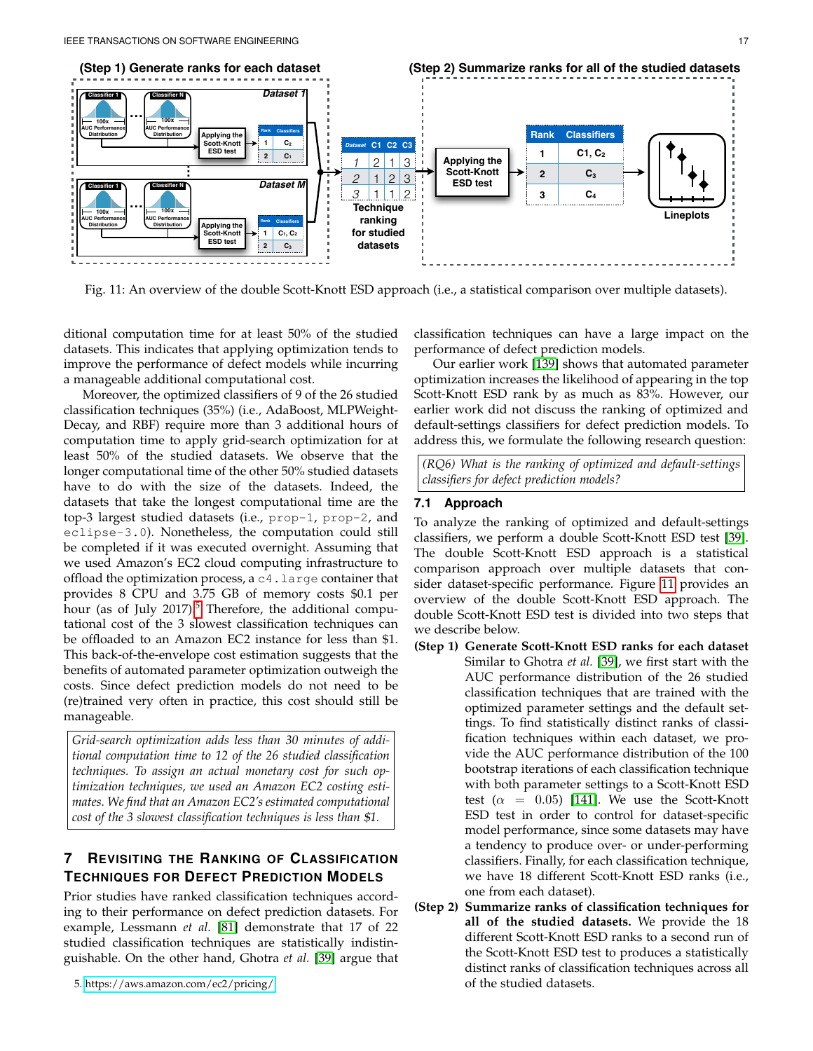Fig. 11: An overview of the double Scott-Knott ESD approach (i.e., a statistical comparison over multiple datasets).

ditional computation time for at least 50% of the studied datasets. This indicates that applying optimization tends to improve the performance of defect models while incurring a manageable additional computational cost.

Moreover, the optimized classifiers of 9 of the 26 studied classification techniques (35%) (i.e., AdaBoost, MLPWeightDecay, and RBF) require more than 3 additional hours of computation time to apply grid-search optimization for at least 50% of the studied datasets. We observe that the longer computational time of the other 50% studied datasets have to do with the size of the datasets. Indeed, the datasets that take the longest computational time are the top-3 largest studied datasets (i.e., `prop-1`, `prop-2`, and `eclipse-3.0`). Nonetheless, the computation could still be completed if it was executed overnight. Assuming that we used Amazon's EC2 cloud computing infrastructure to offload the optimization process, a `c4.large` container that provides 8 CPU and 3.75 GB of memory costs $0.1 per hour (as of July 2017).[5] Therefore, the additional computational cost of the 3 slowest classification techniques can be offloaded to an Amazon EC2 instance for less than $1. This back-of-the-envelope cost estimation suggests that the benefits of automated parameter optimization outweigh the costs. Since defect prediction models do not need to be (re)trained very often in practice, this cost should still be manageable.

> *Grid-search optimization adds less than 30 minutes of additional computation time to 12 of the 26 studied classification techniques. To assign an actual monetary cost for such optimization techniques, we used an Amazon EC2 costing estimates. We find that an Amazon EC2's estimated computational cost of the 3 slowest classification techniques is less than $1.*

## 7 Revisiting the Ranking of Classification Techniques for Defect Prediction Models

Prior studies have ranked classification techniques according to their performance on defect prediction datasets. For example, Lessmann *et al.* [81] demonstrate that 17 of 22 studied classification techniques are statistically indistinguishable. On the other hand, Ghotra *et al.* [39] argue that classification techniques can have a large impact on the performance of defect prediction models.

Our earlier work [139] shows that automated parameter optimization increases the likelihood of appearing in the top Scott-Knott ESD rank by as much as 83%. However, our earlier work did not discuss the ranking of optimized and default-settings classifiers for defect prediction models. To address this, we formulate the following research question:

> *(RQ6) What is the ranking of optimized and default-settings classifiers for defect prediction models?*

### 7.1 Approach

To analyze the ranking of optimized and default-settings classifiers, we perform a double Scott-Knott ESD test [39]. The double Scott-Knott ESD approach is a statistical comparison approach over multiple datasets that consider dataset-specific performance. Figure 11 provides an overview of the double Scott-Knott ESD approach. The double Scott-Knott ESD test is divided into two steps that we describe below.

**(Step 1) Generate Scott-Knott ESD ranks for each dataset** Similar to Ghotra *et al.* [39], we first start with the AUC performance distribution of the 26 studied classification techniques that are trained with the optimized parameter settings and the default settings. To find statistically distinct ranks of classification techniques within each dataset, we provide the AUC performance distribution of the 100 bootstrap iterations of each classification technique with both parameter settings to a Scott-Knott ESD test ($\alpha = 0.05$) [141]. We use the Scott-Knott ESD test in order to control for dataset-specific model performance, since some datasets may have a tendency to produce over- or under-performing classifiers. Finally, for each classification technique, we have 18 different Scott-Knott ESD ranks (i.e., one from each dataset).

**(Step 2) Summarize ranks of classification techniques for all of the studied datasets.** We provide the 18 different Scott-Knott ESD ranks to a second run of the Scott-Knott ESD test to produces a statistically distinct ranks of classification techniques across all of the studied datasets.

5. https://aws.amazon.com/ec2/pricing/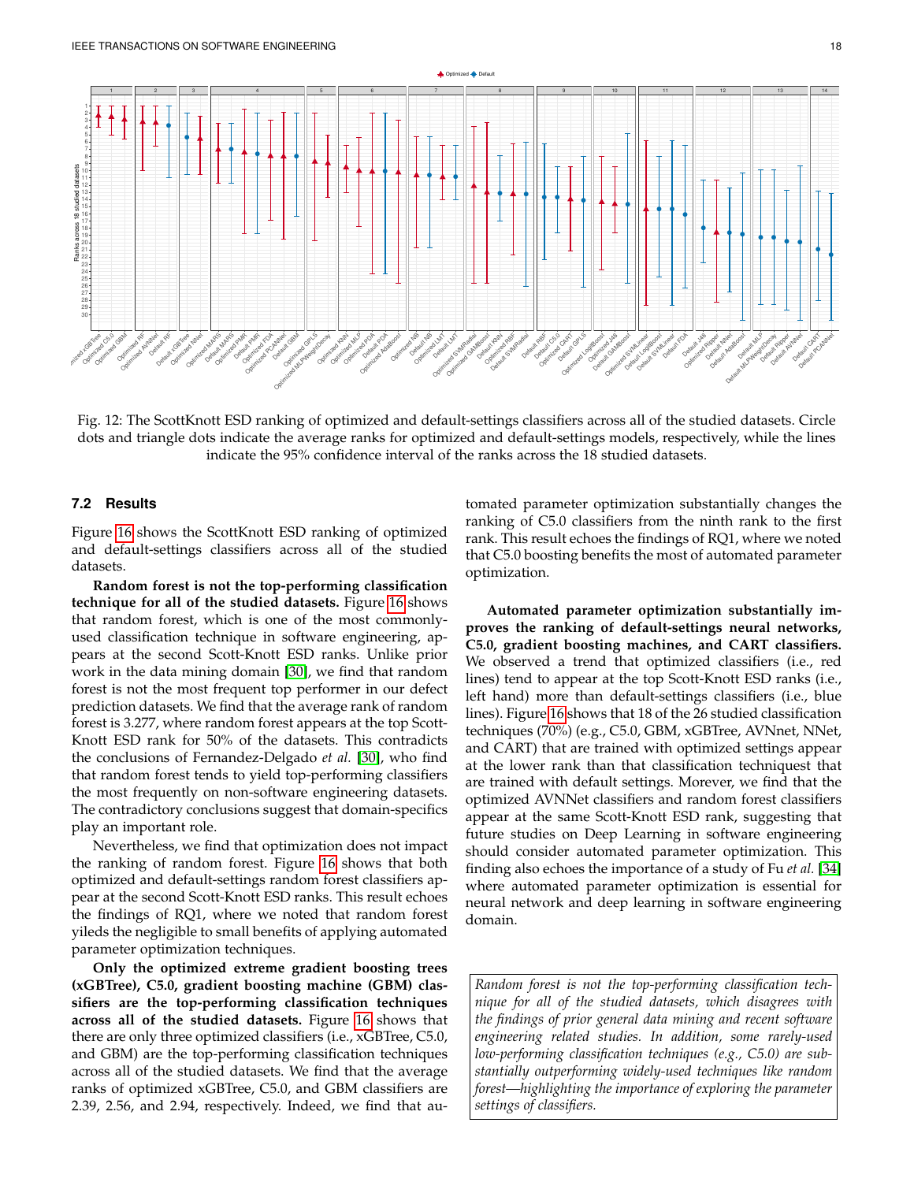Fig. 12: The ScottKnott ESD ranking of optimized and default-settings classifiers across all of the studied datasets. Circle dots and triangle dots indicate the average ranks for optimized and default-settings models, respectively, while the lines indicate the 95% confidence interval of the ranks across the 18 studied datasets.

### 7.2 Results

Figure 16 shows the ScottKnott ESD ranking of optimized and default-settings classifiers across all of the studied datasets.

**Random forest is not the top-performing classification technique for all of the studied datasets.** Figure 16 shows that random forest, which is one of the most commonly-used classification technique in software engineering, appears at the second Scott-Knott ESD ranks. Unlike prior work in the data mining domain [30], we find that random forest is not the most frequent top performer in our defect prediction datasets. We find that the average rank of random forest is 3.277, where random forest appears at the top Scott-Knott ESD rank for 50% of the datasets. This contradicts the conclusions of Fernandez-Delgado *et al.* [30], who find that random forest tends to yield top-performing classifiers the most frequently on non-software engineering datasets. The contradictory conclusions suggest that domain-specifics play an important role.

Nevertheless, we find that optimization does not impact the ranking of random forest. Figure 16 shows that both optimized and default-settings random forest classifiers appear at the second Scott-Knott ESD ranks. This result echoes the findings of RQ1, where we noted that random forest yileds the negligible to small benefits of applying automated parameter optimization techniques.

**Only the optimized extreme gradient boosting trees (xGBTree), C5.0, gradient boosting machine (GBM) classifiers are the top-performing classification techniques across all of the studied datasets.** Figure 16 shows that there are only three optimized classifiers (i.e., xGBTree, C5.0, and GBM) are the top-performing classification techniques across all of the studied datasets. We find that the average ranks of optimized xGBTree, C5.0, and GBM classifiers are 2.39, 2.56, and 2.94, respectively. Indeed, we find that automated parameter optimization substantially changes the ranking of C5.0 classifiers from the ninth rank to the first rank. This result echoes the findings of RQ1, where we noted that C5.0 boosting benefits the most of automated parameter optimization.

**Automated parameter optimization substantially improves the ranking of default-settings neural networks, C5.0, gradient boosting machines, and CART classifiers.** We observed a trend that optimized classifiers (i.e., red lines) tend to appear at the top Scott-Knott ESD ranks (i.e., left hand) more than default-settings classifiers (i.e., blue lines). Figure 16 shows that 18 of the 26 studied classification techniques (70%) (e.g., C5.0, GBM, xGBTree, AVNNet, NNet, and CART) that are trained with optimized settings appear at the lower rank than that classification techniquest that are trained with default settings. Morever, we find that the optimized AVNNet classifiers and random forest classifiers appear at the same Scott-Knott ESD rank, suggesting that future studies on Deep Learning in software engineering should consider automated parameter optimization. This finding also echoes the importance of a study of Fu *et al.* [34] where automated parameter optimization is essential for neural network and deep learning in software engineering domain.

*Random forest is not the top-performing classification technique for all of the studied datasets, which disagrees with the findings of prior general data mining and recent software engineering related studies. In addition, some rarely-used low-performing classification techniques (e.g., C5.0) are substantially outperforming widely-used techniques like random forest—highlighting the importance of exploring the parameter settings of classifiers.*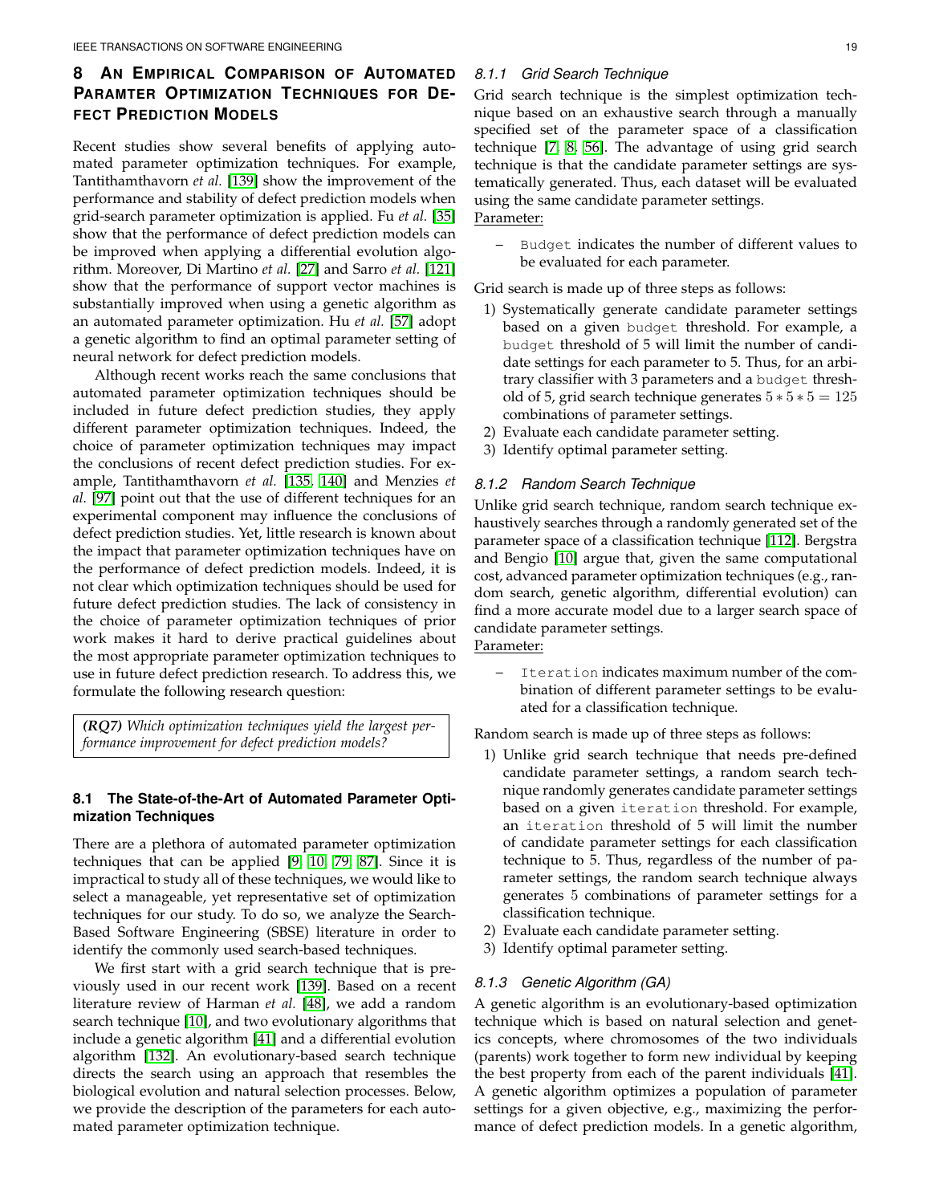## 8 An Empirical Comparison of Automated Paramter Optimization Techniques for Defect Prediction Models

Recent studies show several benefits of applying automated parameter optimization techniques. For example, Tantithamthavorn *et al.* [139] show the improvement of the performance and stability of defect prediction models when grid-search parameter optimization is applied. Fu *et al.* [35] show that the performance of defect prediction models can be improved when applying a differential evolution algorithm. Moreover, Di Martino *et al.* [27] and Sarro *et al.* [121] show that the performance of support vector machines is substantially improved when using a genetic algorithm as an automated parameter optimization. Hu *et al.* [57] adopt a genetic algorithm to find an optimal parameter setting of neural network for defect prediction models.

Although recent works reach the same conclusions that automated parameter optimization techniques should be included in future defect prediction studies, they apply different parameter optimization techniques. Indeed, the choice of parameter optimization techniques may impact the conclusions of recent defect prediction studies. For example, Tantithamthavorn *et al.* [135, 140] and Menzies *et al.* [97] point out that the use of different techniques for an experimental component may influence the conclusions of defect prediction studies. Yet, little research is known about the impact that parameter optimization techniques have on the performance of defect prediction models. Indeed, it is not clear which optimization techniques should be used for future defect prediction studies. The lack of consistency in the choice of parameter optimization techniques of prior work makes it hard to derive practical guidelines about the most appropriate parameter optimization techniques to use in future defect prediction research. To address this, we formulate the following research question:

***(RQ7)** Which optimization techniques yield the largest performance improvement for defect prediction models?*

### 8.1 The State-of-the-Art of Automated Parameter Optimization Techniques

There are a plethora of automated parameter optimization techniques that can be applied [9, 10, 79, 87]. Since it is impractical to study all of these techniques, we would like to select a manageable, yet representative set of optimization techniques for our study. To do so, we analyze the Search-Based Software Engineering (SBSE) literature in order to identify the commonly used search-based techniques.

We first start with a grid search technique that is previously used in our recent work [139]. Based on a recent literature review of Harman *et al.* [48], we add a random search technique [10], and two evolutionary algorithms that include a genetic algorithm [41] and a differential evolution algorithm [132]. An evolutionary-based search technique directs the search using an approach that resembles the biological evolution and natural selection processes. Below, we provide the description of the parameters for each automated parameter optimization technique.

#### 8.1.1 Grid Search Technique

Grid search technique is the simplest optimization technique based on an exhaustive search through a manually specified set of the parameter space of a classification technique [7, 8, 56]. The advantage of using grid search technique is that the candidate parameter settings are systematically generated. Thus, each dataset will be evaluated using the same candidate parameter settings.

Parameter:

- `Budget` indicates the number of different values to be evaluated for each parameter.

Grid search is made up of three steps as follows:

1) Systematically generate candidate parameter settings based on a given `budget` threshold. For example, a `budget` threshold of 5 will limit the number of candidate settings for each parameter to 5. Thus, for an arbitrary classifier with 3 parameters and a `budget` threshold of 5, grid search technique generates $5 * 5 * 5 = 125$ combinations of parameter settings.
2) Evaluate each candidate parameter setting.
3) Identify optimal parameter setting.

#### 8.1.2 Random Search Technique

Unlike grid search technique, random search technique exhaustively searches through a randomly generated set of the parameter space of a classification technique [112]. Bergstra and Bengio [10] argue that, given the same computational cost, advanced parameter optimization techniques (e.g., random search, genetic algorithm, differential evolution) can find a more accurate model due to a larger search space of candidate parameter settings.

Parameter:

- `Iteration` indicates maximum number of the combination of different parameter settings to be evaluated for a classification technique.

Random search is made up of three steps as follows:

1) Unlike grid search technique that needs pre-defined candidate parameter settings, a random search technique randomly generates candidate parameter settings based on a given `iteration` threshold. For example, an `iteration` threshold of 5 will limit the number of candidate parameter settings for each classification technique to 5. Thus, regardless of the number of parameter settings, the random search technique always generates 5 combinations of parameter settings for a classification technique.
2) Evaluate each candidate parameter setting.
3) Identify optimal parameter setting.

#### 8.1.3 Genetic Algorithm (GA)

A genetic algorithm is an evolutionary-based optimization technique which is based on natural selection and genetics concepts, where chromosomes of the two individuals (parents) work together to form new individual by keeping the best property from each of the parent individuals [41]. A genetic algorithm optimizes a population of parameter settings for a given objective, e.g., maximizing the performance of defect prediction models. In a genetic algorithm,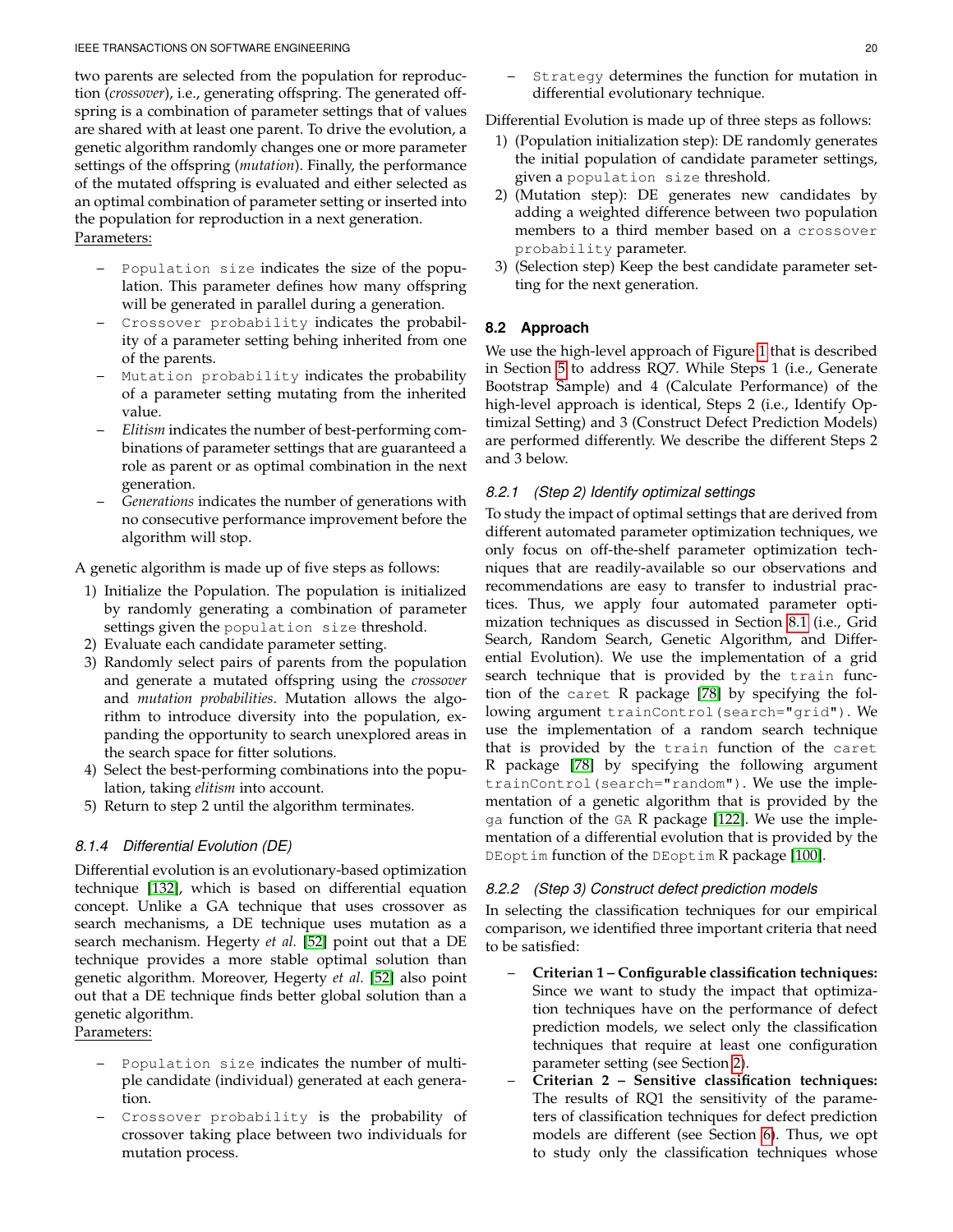two parents are selected from the population for reproduction (*crossover*), i.e., generating offspring. The generated offspring is a combination of parameter settings that of values are shared with at least one parent. To drive the evolution, a genetic algorithm randomly changes one or more parameter settings of the offspring (*mutation*). Finally, the performance of the mutated offspring is evaluated and either selected as an optimal combination of parameter setting or inserted into the population for reproduction in a next generation.

Parameters:

- `Population size` indicates the size of the population. This parameter defines how many offspring will be generated in parallel during a generation.
- `Crossover probability` indicates the probability of a parameter setting behing inherited from one of the parents.
- `Mutation probability` indicates the probability of a parameter setting mutating from the inherited value.
- *Elitism* indicates the number of best-performing combinations of parameter settings that are guaranteed a role as parent or as optimal combination in the next generation.
- *Generations* indicates the number of generations with no consecutive performance improvement before the algorithm will stop.

A genetic algorithm is made up of five steps as follows:

1) Initialize the Population. The population is initialized by randomly generating a combination of parameter settings given the `population size` threshold.
2) Evaluate each candidate parameter setting.
3) Randomly select pairs of parents from the population and generate a mutated offspring using the *crossover* and *mutation probabilities*. Mutation allows the algorithm to introduce diversity into the population, expanding the opportunity to search unexplored areas in the search space for fitter solutions.
4) Select the best-performing combinations into the population, taking *elitism* into account.
5) Return to step 2 until the algorithm terminates.

#### 8.1.4 Differential Evolution (DE)

Differential evolution is an evolutionary-based optimization technique [132], which is based on differential equation concept. Unlike a GA technique that uses crossover as search mechanisms, a DE technique uses mutation as a search mechanism. Hegerty *et al.* [52] point out that a DE technique provides a more stable optimal solution than genetic algorithm. Moreover, Hegerty *et al.* [52] also point out that a DE technique finds better global solution than a genetic algorithm.

Parameters:

- `Population size` indicates the number of multiple candidate (individual) generated at each generation.
- `Crossover probability` is the probability of crossover taking place between two individuals for mutation process.
- `Strategy` determines the function for mutation in differential evolutionary technique.

Differential Evolution is made up of three steps as follows:

1) (Population initialization step): DE randomly generates the initial population of candidate parameter settings, given a `population size` threshold.
2) (Mutation step): DE generates new candidates by adding a weighted difference between two population members to a third member based on a `crossover probability` parameter.
3) (Selection step) Keep the best candidate parameter setting for the next generation.

### 8.2 Approach

We use the high-level approach of Figure 1 that is described in Section 5 to address RQ7. While Steps 1 (i.e., Generate Bootstrap Sample) and 4 (Calculate Performance) of the high-level approach is identical, Steps 2 (i.e., Identify Optimizal Setting) and 3 (Construct Defect Prediction Models) are performed differently. We describe the different Steps 2 and 3 below.

#### 8.2.1 (Step 2) Identify optimizal settings

To study the impact of optimal settings that are derived from different automated parameter optimization techniques, we only focus on off-the-shelf parameter optimization techniques that are readily-available so our observations and recommendations are easy to transfer to industrial practices. Thus, we apply four automated parameter optimization techniques as discussed in Section 8.1 (i.e., Grid Search, Random Search, Genetic Algorithm, and Differential Evolution). We use the implementation of a grid search technique that is provided by the `train` function of the `caret` R package [78] by specifying the following argument `trainControl(search="grid")`. We use the implementation of a random search technique that is provided by the `train` function of the `caret` R package [78] by specifying the following argument `trainControl(search="random")`. We use the implementation of a genetic algorithm that is provided by the `ga` function of the `GA` R package [122]. We use the implementation of a differential evolution that is provided by the `DEoptim` function of the `DEoptim` R package [100].

#### 8.2.2 (Step 3) Construct defect prediction models

In selecting the classification techniques for our empirical comparison, we identified three important criteria that need to be satisfied:

- **Criterian 1 – Configurable classification techniques:** Since we want to study the impact that optimization techniques have on the performance of defect prediction models, we select only the classification techniques that require at least one configuration parameter setting (see Section 2).
- **Criterian 2 – Sensitive classification techniques:** The results of RQ1 the sensitivity of the parameters of classification techniques for defect prediction models are different (see Section 6). Thus, we opt to study only the classification techniques whose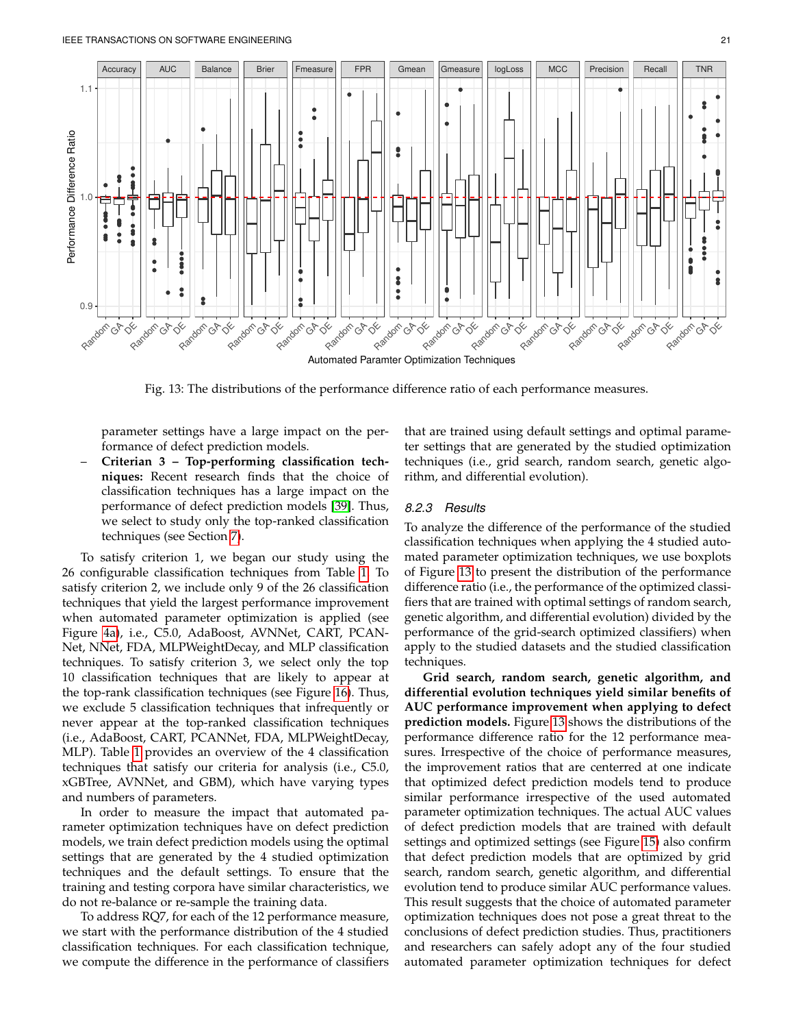Fig. 13: The distributions of the performance difference ratio of each performance measures.

parameter settings have a large impact on the performance of defect prediction models.

- **Criterian 3 – Top-performing classification techniques:** Recent research finds that the choice of classification techniques has a large impact on the performance of defect prediction models [39]. Thus, we select to study only the top-ranked classification techniques (see Section 7).

To satisfy criterion 1, we began our study using the 26 configurable classification techniques from Table 1. To satisfy criterion 2, we include only 9 of the 26 classification techniques that yield the largest performance improvement when automated parameter optimization is applied (see Figure 4a), i.e., C5.0, AdaBoost, AVNNet, CART, PCANNet, NNet, FDA, MLPWeightDecay, and MLP classification techniques. To satisfy criterion 3, we select only the top 10 classification techniques that are likely to appear at the top-rank classification techniques (see Figure 16). Thus, we exclude 5 classification techniques that infrequently or never appear at the top-ranked classification techniques (i.e., AdaBoost, CART, PCANNet, FDA, MLPWeightDecay, MLP). Table 1 provides an overview of the 4 classification techniques that satisfy our criteria for analysis (i.e., C5.0, xGBTree, AVNNet, and GBM), which have varying types and numbers of parameters.

In order to measure the impact that automated parameter optimization techniques have on defect prediction models, we train defect prediction models using the optimal settings that are generated by the 4 studied optimization techniques and the default settings. To ensure that the training and testing corpora have similar characteristics, we do not re-balance or re-sample the training data.

To address RQ7, for each of the 12 performance measure, we start with the performance distribution of the 4 studied classification techniques. For each classification technique, we compute the difference in the performance of classifiers that are trained using default settings and optimal parameter settings that are generated by the studied optimization techniques (i.e., grid search, random search, genetic algorithm, and differential evolution).

#### 8.2.3 Results

To analyze the difference of the performance of the studied classification techniques when applying the 4 studied automated parameter optimization techniques, we use boxplots of Figure 13 to present the distribution of the performance difference ratio (i.e., the performance of the optimized classifiers that are trained with optimal settings of random search, genetic algorithm, and differential evolution) divided by the performance of the grid-search optimized classifiers) when apply to the studied datasets and the studied classification techniques.

**Grid search, random search, genetic algorithm, and differential evolution techniques yield similar benefits of AUC performance improvement when applying to defect prediction models.** Figure 13 shows the distributions of the performance difference ratio for the 12 performance measures. Irrespective of the choice of performance measures, the improvement ratios that are centerred at one indicate that optimized defect prediction models tend to produce similar performance irrespective of the used automated parameter optimization techniques. The actual AUC values of defect prediction models that are trained with default settings and optimized settings (see Figure 15) also confirm that defect prediction models that are optimized by grid search, random search, genetic algorithm, and differential evolution tend to produce similar AUC performance values. This result suggests that the choice of automated parameter optimization techniques does not pose a great threat to the conclusions of defect prediction studies. Thus, practitioners and researchers can safely adopt any of the four studied automated parameter optimization techniques for defect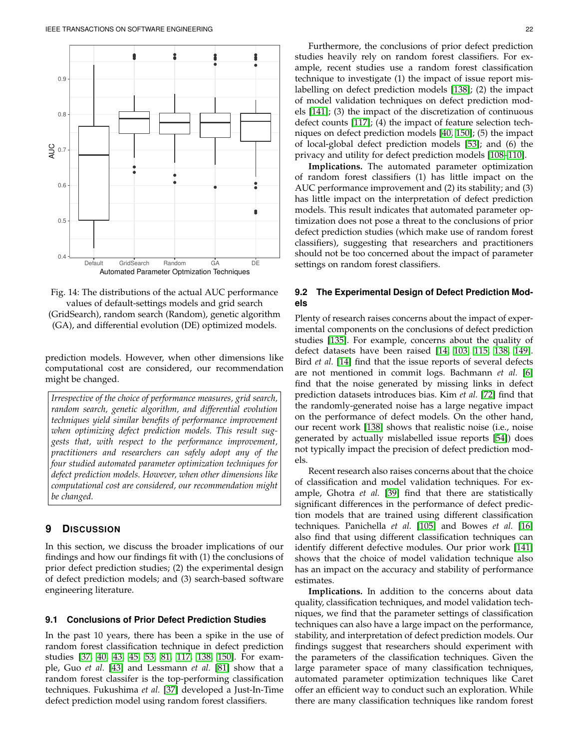Fig. 14: The distributions of the actual AUC performance values of default-settings models and grid search (GridSearch), random search (Random), genetic algorithm (GA), and differential evolution (DE) optimized models.

prediction models. However, when other dimensions like computational cost are considered, our recommendation might be changed.

*Irrespective of the choice of performance measures, grid search, random search, genetic algorithm, and differential evolution techniques yield similar benefits of performance improvement when optimizing defect prediction models. This result suggests that, with respect to the performance improvement, practitioners and researchers can safely adopt any of the four studied automated parameter optimization techniques for defect prediction models. However, when other dimensions like computational cost are considered, our recommendation might be changed.*

## 9 Discussion

In this section, we discuss the broader implications of our findings and how our findings fit with (1) the conclusions of prior defect prediction studies; (2) the experimental design of defect prediction models; and (3) search-based software engineering literature.

### 9.1 Conclusions of Prior Defect Prediction Studies

In the past 10 years, there has been a spike in the use of random forest classification technique in defect prediction studies [37, 40, 43, 45, 53, 81, 117, 138, 150]. For example, Guo *et al.* [43] and Lessmann *et al.* [81] show that a random forest classifer is the top-performing classification techniques. Fukushima *et al.* [37] developed a Just-In-Time defect prediction model using random forest classifiers.

Furthermore, the conclusions of prior defect prediction studies heavily rely on random forest classifiers. For example, recent studies use a random forest classification technique to investigate (1) the impact of issue report mislabelling on defect prediction models [138]; (2) the impact of model validation techniques on defect prediction models [141]; (3) the impact of the discretization of continuous defect counts [117]; (4) the impact of feature selection techniques on defect prediction models [40, 150]; (5) the impact of local-global defect prediction models [53]; and (6) the privacy and utility for defect prediction models [108–110].

**Implications.** The automated parameter optimization of random forest classifiers (1) has little impact on the AUC performance improvement and (2) its stability; and (3) has little impact on the interpretation of defect prediction models. This result indicates that automated parameter optimization does not pose a threat to the conclusions of prior defect prediction studies (which make use of random forest classifiers), suggesting that researchers and practitioners should not be too concerned about the impact of parameter settings on random forest classifiers.

### 9.2 The Experimental Design of Defect Prediction Models

Plenty of research raises concerns about the impact of experimental components on the conclusions of defect prediction studies [135]. For example, concerns about the quality of defect datasets have been raised [14, 103, 115, 138, 149]. Bird *et al.* [14] find that the issue reports of several defects are not mentioned in commit logs. Bachmann *et al.* [6] find that the noise generated by missing links in defect prediction datasets introduces bias. Kim *et al.* [72] find that the randomly-generated noise has a large negative impact on the performance of defect models. On the other hand, our recent work [138] shows that realistic noise (i.e., noise generated by actually mislabelled issue reports [54]) does not typically impact the precision of defect prediction models.

Recent research also raises concerns about that the choice of classification and model validation techniques. For example, Ghotra *et al.* [39] find that there are statistically significant differences in the performance of defect prediction models that are trained using different classification techniques. Panichella *et al.* [105] and Bowes *et al.* [16] also find that using different classification techniques can identify different defective modules. Our prior work [141] shows that the choice of model validation technique also has an impact on the accuracy and stability of performance estimates.

**Implications.** In addition to the concerns about data quality, classification techniques, and model validation techniques, we find that the parameter settings of classification techniques can also have a large impact on the performance, stability, and interpretation of defect prediction models. Our findings suggest that researchers should experiment with the parameters of the classification techniques. Given the large parameter space of many classification techniques, automated parameter optimization techniques like Caret offer an efficient way to conduct such an exploration. While there are many classification techniques like random forest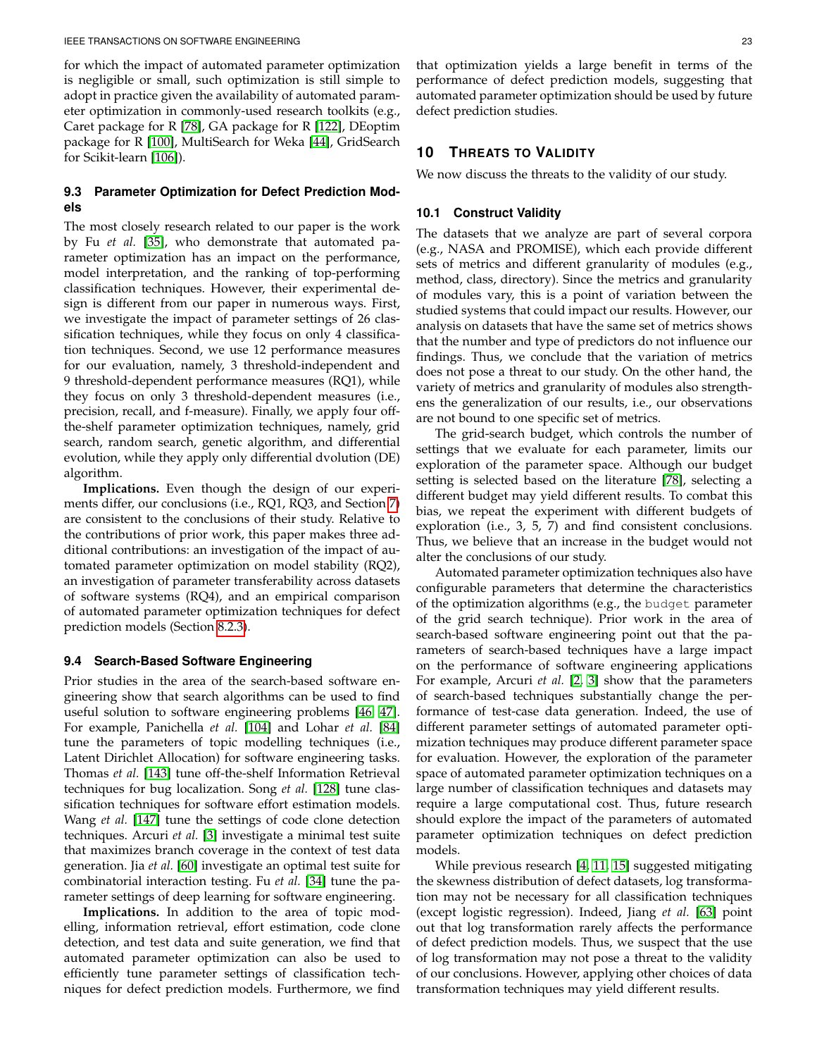for which the impact of automated parameter optimization is negligible or small, such optimization is still simple to adopt in practice given the availability of automated parameter optimization in commonly-used research toolkits (e.g., Caret package for R [78], GA package for R [122], DEoptim package for R [100], MultiSearch for Weka [44], GridSearch for Scikit-learn [106]).

### 9.3 Parameter Optimization for Defect Prediction Models

The most closely research related to our paper is the work by Fu *et al.* [35], who demonstrate that automated parameter optimization has an impact on the performance, model interpretation, and the ranking of top-performing classification techniques. However, their experimental design is different from our paper in numerous ways. First, we investigate the impact of parameter settings of 26 classification techniques, while they focus on only 4 classification techniques. Second, we use 12 performance measures for our evaluation, namely, 3 threshold-independent and 9 threshold-dependent performance measures (RQ1), while they focus on only 3 threshold-dependent measures (i.e., precision, recall, and f-measure). Finally, we apply four off-the-shelf parameter optimization techniques, namely, grid search, random search, genetic algorithm, and differential evolution, while they apply only differential dvolution (DE) algorithm.

**Implications.** Even though the design of our experiments differ, our conclusions (i.e., RQ1, RQ3, and Section 7) are consistent to the conclusions of their study. Relative to the contributions of prior work, this paper makes three additional contributions: an investigation of the impact of automated parameter optimization on model stability (RQ2), an investigation of parameter transferability across datasets of software systems (RQ4), and an empirical comparison of automated parameter optimization techniques for defect prediction models (Section 8.2.3).

### 9.4 Search-Based Software Engineering

Prior studies in the area of the search-based software engineering show that search algorithms can be used to find useful solution to software engineering problems [46, 47]. For example, Panichella *et al.* [104] and Lohar *et al.* [84] tune the parameters of topic modelling techniques (i.e., Latent Dirichlet Allocation) for software engineering tasks. Thomas *et al.* [143] tune off-the-shelf Information Retrieval techniques for bug localization. Song *et al.* [128] tune classification techniques for software effort estimation models. Wang *et al.* [147] tune the settings of code clone detection techniques. Arcuri *et al.* [3] investigate a minimal test suite that maximizes branch coverage in the context of test data generation. Jia *et al.* [60] investigate an optimal test suite for combinatorial interaction testing. Fu *et al.* [34] tune the parameter settings of deep learning for software engineering.

**Implications.** In addition to the area of topic modelling, information retrieval, effort estimation, code clone detection, and test data and suite generation, we find that automated parameter optimization can also be used to efficiently tune parameter settings of classification techniques for defect prediction models. Furthermore, we find that optimization yields a large benefit in terms of the performance of defect prediction models, suggesting that automated parameter optimization should be used by future defect prediction studies.

## 10 Threats to Validity

We now discuss the threats to the validity of our study.

### 10.1 Construct Validity

The datasets that we analyze are part of several corpora (e.g., NASA and PROMISE), which each provide different sets of metrics and different granularity of modules (e.g., method, class, directory). Since the metrics and granularity of modules vary, this is a point of variation between the studied systems that could impact our results. However, our analysis on datasets that have the same set of metrics shows that the number and type of predictors do not influence our findings. Thus, we conclude that the variation of metrics does not pose a threat to our study. On the other hand, the variety of metrics and granularity of modules also strengthens the generalization of our results, i.e., our observations are not bound to one specific set of metrics.

The grid-search budget, which controls the number of settings that we evaluate for each parameter, limits our exploration of the parameter space. Although our budget setting is selected based on the literature [78], selecting a different budget may yield different results. To combat this bias, we repeat the experiment with different budgets of exploration (i.e., 3, 5, 7) and find consistent conclusions. Thus, we believe that an increase in the budget would not alter the conclusions of our study.

Automated parameter optimization techniques also have configurable parameters that determine the characteristics of the optimization algorithms (e.g., the `budget` parameter of the grid search technique). Prior work in the area of search-based software engineering point out that the parameters of search-based techniques have a large impact on the performance of software engineering applications For example, Arcuri *et al.* [2, 3] show that the parameters of search-based techniques substantially change the performance of test-case data generation. Indeed, the use of different parameter settings of automated parameter optimization techniques may produce different parameter space for evaluation. However, the exploration of the parameter space of automated parameter optimization techniques on a large number of classification techniques and datasets may require a large computational cost. Thus, future research should explore the impact of the parameters of automated parameter optimization techniques on defect prediction models.

While previous research [4, 11, 15] suggested mitigating the skewness distribution of defect datasets, log transformation may not be necessary for all classification techniques (except logistic regression). Indeed, Jiang *et al.* [63] point out that log transformation rarely affects the performance of defect prediction models. Thus, we suspect that the use of log transformation may not pose a threat to the validity of our conclusions. However, applying other choices of data transformation techniques may yield different results.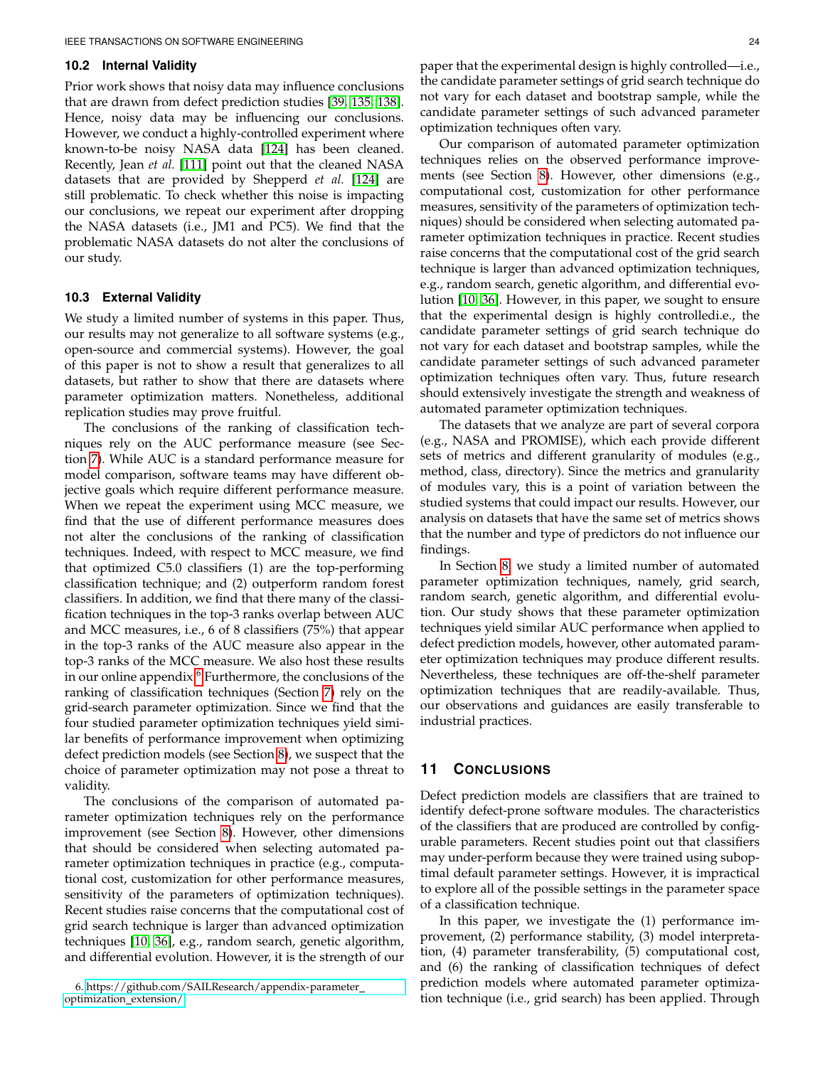### 10.2 Internal Validity

Prior work shows that noisy data may influence conclusions that are drawn from defect prediction studies [39, 135, 138]. Hence, noisy data may be influencing our conclusions. However, we conduct a highly-controlled experiment where known-to-be noisy NASA data [124] has been cleaned. Recently, Jean *et al.* [111] point out that the cleaned NASA datasets that are provided by Shepperd *et al.* [124] are still problematic. To check whether this noise is impacting our conclusions, we repeat our experiment after dropping the NASA datasets (i.e., JM1 and PC5). We find that the problematic NASA datasets do not alter the conclusions of our study.

### 10.3 External Validity

We study a limited number of systems in this paper. Thus, our results may not generalize to all software systems (e.g., open-source and commercial systems). However, the goal of this paper is not to show a result that generalizes to all datasets, but rather to show that there are datasets where parameter optimization matters. Nonetheless, additional replication studies may prove fruitful.

The conclusions of the ranking of classification techniques rely on the AUC performance measure (see Section 7). While AUC is a standard performance measure for model comparison, software teams may have different objective goals which require different performance measure. When we repeat the experiment using MCC measure, we find that the use of different performance measures does not alter the conclusions of the ranking of classification techniques. Indeed, with respect to MCC measure, we find that optimized C5.0 classifiers (1) are the top-performing classification technique; and (2) outperform random forest classifiers. In addition, we find that there many of the classification techniques in the top-3 ranks overlap between AUC and MCC measures, i.e., 6 of 8 classifiers (75%) that appear in the top-3 ranks of the AUC measure also appear in the top-3 ranks of the MCC measure. We also host these results in our online appendix.[6] Furthermore, the conclusions of the ranking of classification techniques (Section 7) rely on the grid-search parameter optimization. Since we find that the four studied parameter optimization techniques yield similar benefits of performance improvement when optimizing defect prediction models (see Section 8), we suspect that the choice of parameter optimization may not pose a threat to validity.

The conclusions of the comparison of automated parameter optimization techniques rely on the performance improvement (see Section 8). However, other dimensions that should be considered when selecting automated parameter optimization techniques in practice (e.g., computational cost, customization for other performance measures, sensitivity of the parameters of optimization techniques). Recent studies raise concerns that the computational cost of grid search technique is larger than advanced optimization techniques [10, 36], e.g., random search, genetic algorithm, and differential evolution. However, it is the strength of our paper that the experimental design is highly controlled—i.e., the candidate parameter settings of grid search technique do not vary for each dataset and bootstrap sample, while the candidate parameter settings of such advanced parameter optimization techniques often vary.

Our comparison of automated parameter optimization techniques relies on the observed performance improvements (see Section 8). However, other dimensions (e.g., computational cost, customization for other performance measures, sensitivity of the parameters of optimization techniques) should be considered when selecting automated parameter optimization techniques in practice. Recent studies raise concerns that the computational cost of the grid search technique is larger than advanced optimization techniques, e.g., random search, genetic algorithm, and differential evolution [10, 36]. However, in this paper, we sought to ensure that the experimental design is highly controlledi.e., the candidate parameter settings of grid search technique do not vary for each dataset and bootstrap samples, while the candidate parameter settings of such advanced parameter optimization techniques often vary. Thus, future research should extensively investigate the strength and weakness of automated parameter optimization techniques.

The datasets that we analyze are part of several corpora (e.g., NASA and PROMISE), which each provide different sets of metrics and different granularity of modules (e.g., method, class, directory). Since the metrics and granularity of modules vary, this is a point of variation between the studied systems that could impact our results. However, our analysis on datasets that have the same set of metrics shows that the number and type of predictors do not influence our findings.

In Section 8, we study a limited number of automated parameter optimization techniques, namely, grid search, random search, genetic algorithm, and differential evolution. Our study shows that these parameter optimization techniques yield similar AUC performance when applied to defect prediction models, however, other automated parameter optimization techniques may produce different results. Nevertheless, these techniques are off-the-shelf parameter optimization techniques that are readily-available. Thus, our observations and guidances are easily transferable to industrial practices.

## 11 Conclusions

Defect prediction models are classifiers that are trained to identify defect-prone software modules. The characteristics of the classifiers that are produced are controlled by configurable parameters. Recent studies point out that classifiers may under-perform because they were trained using suboptimal default parameter settings. However, it is impractical to explore all of the possible settings in the parameter space of a classification technique.

In this paper, we investigate the (1) performance improvement, (2) performance stability, (3) model interpretation, (4) parameter transferability, (5) computational cost, and (6) the ranking of classification techniques of defect prediction models where automated parameter optimization technique (i.e., grid search) has been applied. Through

6. https://github.com/SAILResearch/appendix-parameter_optimization_extension/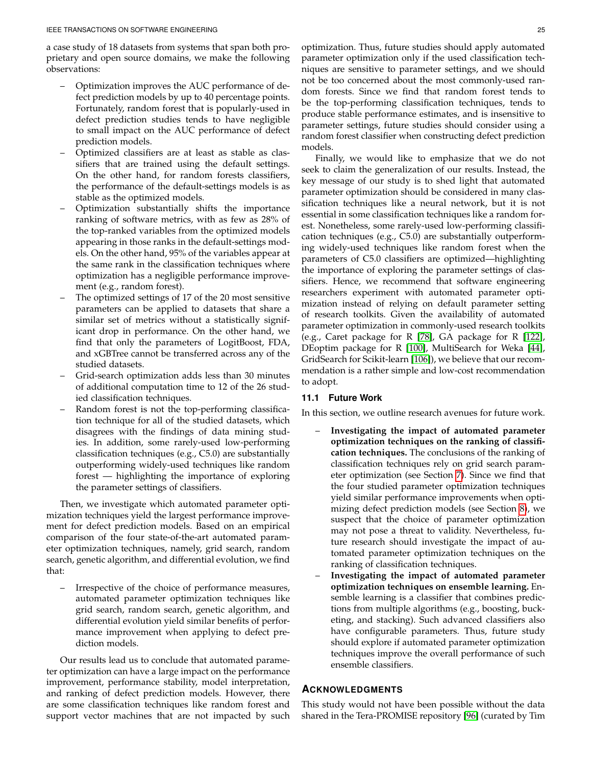a case study of 18 datasets from systems that span both proprietary and open source domains, we make the following observations:

- Optimization improves the AUC performance of defect prediction models by up to 40 percentage points. Fortunately, random forest that is popularly-used in defect prediction studies tends to have negligible to small impact on the AUC performance of defect prediction models.
- Optimized classifiers are at least as stable as classifiers that are trained using the default settings. On the other hand, for random forests classifiers, the performance of the default-settings models is as stable as the optimized models.
- Optimization substantially shifts the importance ranking of software metrics, with as few as 28% of the top-ranked variables from the optimized models appearing in those ranks in the default-settings models. On the other hand, 95% of the variables appear at the same rank in the classification techniques where optimization has a negligible performance improvement (e.g., random forest).
- The optimized settings of 17 of the 20 most sensitive parameters can be applied to datasets that share a similar set of metrics without a statistically significant drop in performance. On the other hand, we find that only the parameters of LogitBoost, FDA, and xGBTree cannot be transferred across any of the studied datasets.
- Grid-search optimization adds less than 30 minutes of additional computation time to 12 of the 26 studied classification techniques.
- Random forest is not the top-performing classification technique for all of the studied datasets, which disagrees with the findings of data mining studies. In addition, some rarely-used low-performing classification techniques (e.g., C5.0) are substantially outperforming widely-used techniques like random forest — highlighting the importance of exploring the parameter settings of classifiers.

Then, we investigate which automated parameter optimization techniques yield the largest performance improvement for defect prediction models. Based on an empirical comparison of the four state-of-the-art automated parameter optimization techniques, namely, grid search, random search, genetic algorithm, and differential evolution, we find that:

- Irrespective of the choice of performance measures, automated parameter optimization techniques like grid search, random search, genetic algorithm, and differential evolution yield similar benefits of performance improvement when applying to defect prediction models.

Our results lead us to conclude that automated parameter optimization can have a large impact on the performance improvement, performance stability, model interpretation, and ranking of defect prediction models. However, there are some classification techniques like random forest and support vector machines that are not impacted by such optimization. Thus, future studies should apply automated parameter optimization only if the used classification techniques are sensitive to parameter settings, and we should not be too concerned about the most commonly-used random forests. Since we find that random forest tends to be the top-performing classification techniques, tends to produce stable performance estimates, and is insensitive to parameter settings, future studies should consider using a random forest classifier when constructing defect prediction models.

Finally, we would like to emphasize that we do not seek to claim the generalization of our results. Instead, the key message of our study is to shed light that automated parameter optimization should be considered in many classification techniques like a neural network, but it is not essential in some classification techniques like a random forest. Nonetheless, some rarely-used low-performing classification techniques (e.g., C5.0) are substantially outperforming widely-used techniques like random forest when the parameters of C5.0 classifiers are optimized—highlighting the importance of exploring the parameter settings of classifiers. Hence, we recommend that software engineering researchers experiment with automated parameter optimization instead of relying on default parameter setting of research toolkits. Given the availability of automated parameter optimization in commonly-used research toolkits (e.g., Caret package for R [78], GA package for R [122], DEoptim package for R [100], MultiSearch for Weka [44], GridSearch for Scikit-learn [106]), we believe that our recommendation is a rather simple and low-cost recommendation to adopt.

### 11.1 Future Work

In this section, we outline research avenues for future work.

- **Investigating the impact of automated parameter optimization techniques on the ranking of classification techniques.** The conclusions of the ranking of classification techniques rely on grid search parameter optimization (see Section 7). Since we find that the four studied parameter optimization techniques yield similar performance improvements when optimizing defect prediction models (see Section 8), we suspect that the choice of parameter optimization may not pose a threat to validity. Nevertheless, future research should investigate the impact of automated parameter optimization techniques on the ranking of classification techniques.
- **Investigating the impact of automated parameter optimization techniques on ensemble learning.** Ensemble learning is a classifier that combines predictions from multiple algorithms (e.g., boosting, bucketing, and stacking). Such advanced classifiers also have configurable parameters. Thus, future study should explore if automated parameter optimization techniques improve the overall performance of such ensemble classifiers.

## Acknowledgments

This study would not have been possible without the data shared in the Tera-PROMISE repository [96] (curated by Tim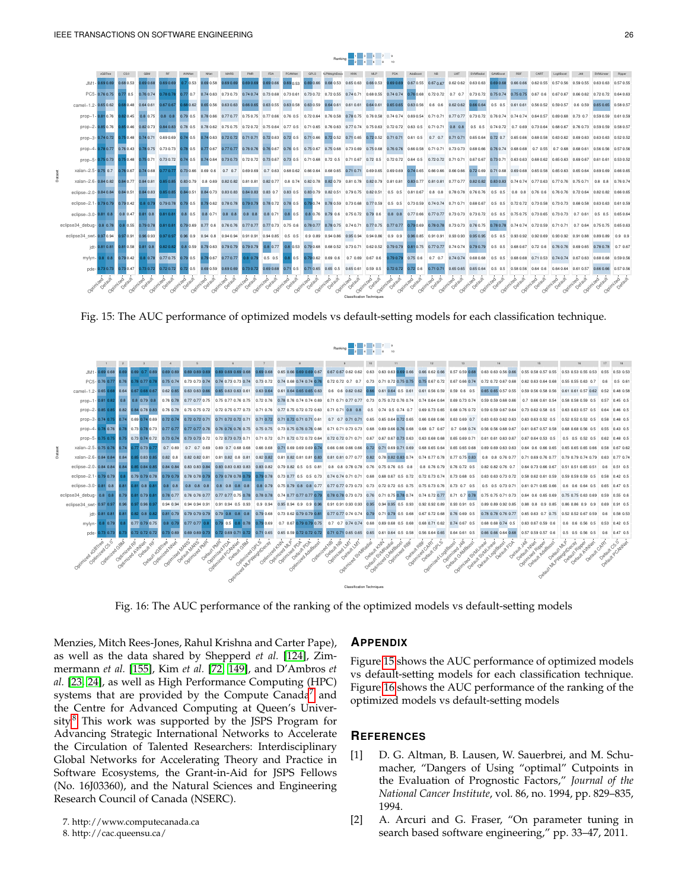Fig. 15: The AUC performance of optimized models vs default-setting models for each classification technique.

Fig. 16: The AUC performance of the ranking of the optimized models vs default-setting models

Menzies, Mitch Rees-Jones, Rahul Krishna and Carter Pape), as well as the data shared by Shepperd *et al.* [124], Zimmermann *et al.* [155], Kim *et al.* [72, 149], and D'Ambros *et al.* [23, 24], as well as High Performance Computing (HPC) systems that are provided by the Compute Canada[7] and the Centre for Advanced Computing at Queen's University.[8] This work was supported by the JSPS Program for Advancing Strategic International Networks to Accelerate the Circulation of Talented Researchers: Interdisciplinary Global Networks for Accelerating Theory and Practice in Software Ecosystems, the Grant-in-Aid for JSPS Fellows (No. 16J03360), and the Natural Sciences and Engineering Research Council of Canada (NSERC).

7. http://www.computecanada.ca
8. http://cac.queensu.ca/

## Appendix

Figure 15 shows the AUC performance of optimized models vs default-setting models for each classification technique. Figure 16 shows the AUC performance of the ranking of the optimized models vs default-setting models

## References

[1] D. G. Altman, B. Lausen, W. Sauerbrei, and M. Schumacher, "Dangers of Using "optimal" Cutpoints in the Evaluation of Prognostic Factors," *Journal of the National Cancer Institute*, vol. 86, no. 1994, pp. 829–835, 1994.

[2] A. Arcuri and G. Fraser, "On parameter tuning in search based software engineering," pp. 33–47, 2011.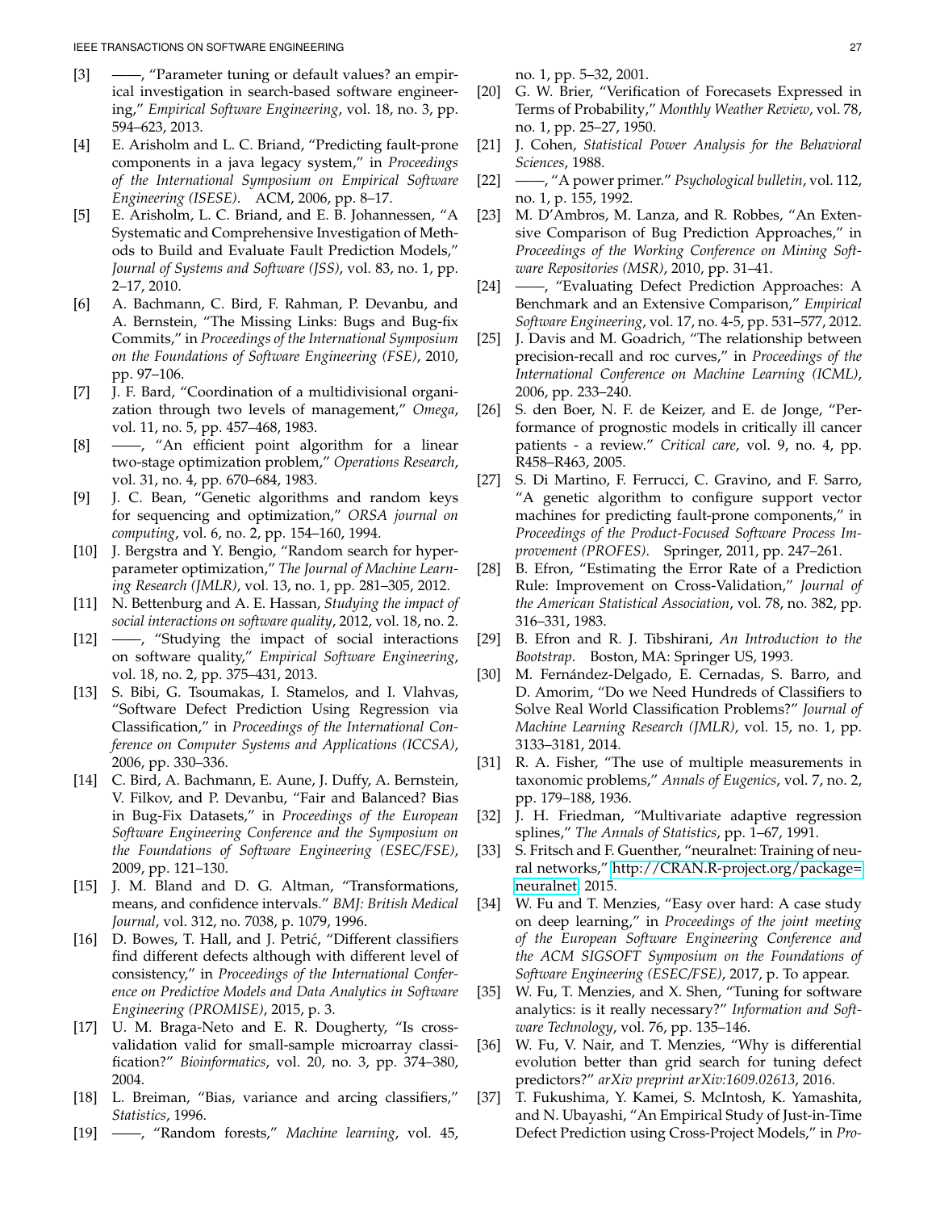- [3] ——, "Parameter tuning or default values? an empirical investigation in search-based software engineering," *Empirical Software Engineering*, vol. 18, no. 3, pp. 594–623, 2013.
- [4] E. Arisholm and L. C. Briand, "Predicting fault-prone components in a java legacy system," in *Proceedings of the International Symposium on Empirical Software Engineering (ISESE)*. ACM, 2006, pp. 8–17.
- [5] E. Arisholm, L. C. Briand, and E. B. Johannessen, "A Systematic and Comprehensive Investigation of Methods to Build and Evaluate Fault Prediction Models," *Journal of Systems and Software (JSS)*, vol. 83, no. 1, pp. 2–17, 2010.
- [6] A. Bachmann, C. Bird, F. Rahman, P. Devanbu, and A. Bernstein, "The Missing Links: Bugs and Bug-fix Commits," in *Proceedings of the International Symposium on the Foundations of Software Engineering (FSE)*, 2010, pp. 97–106.
- [7] J. F. Bard, "Coordination of a multidivisional organization through two levels of management," *Omega*, vol. 11, no. 5, pp. 457–468, 1983.
- [8] ——, "An efficient point algorithm for a linear two-stage optimization problem," *Operations Research*, vol. 31, no. 4, pp. 670–684, 1983.
- [9] J. C. Bean, "Genetic algorithms and random keys for sequencing and optimization," *ORSA journal on computing*, vol. 6, no. 2, pp. 154–160, 1994.
- [10] J. Bergstra and Y. Bengio, "Random search for hyper-parameter optimization," *The Journal of Machine Learning Research (JMLR)*, vol. 13, no. 1, pp. 281–305, 2012.
- [11] N. Bettenburg and A. E. Hassan, *Studying the impact of social interactions on software quality*, 2012, vol. 18, no. 2.
- [12] ——, "Studying the impact of social interactions on software quality," *Empirical Software Engineering*, vol. 18, no. 2, pp. 375–431, 2013.
- [13] S. Bibi, G. Tsoumakas, I. Stamelos, and I. Vlahvas, "Software Defect Prediction Using Regression via Classification," in *Proceedings of the International Conference on Computer Systems and Applications (ICCSA)*, 2006, pp. 330–336.
- [14] C. Bird, A. Bachmann, E. Aune, J. Duffy, A. Bernstein, V. Filkov, and P. Devanbu, "Fair and Balanced? Bias in Bug-Fix Datasets," in *Proceedings of the European Software Engineering Conference and the Symposium on the Foundations of Software Engineering (ESEC/FSE)*, 2009, pp. 121–130.
- [15] J. M. Bland and D. G. Altman, "Transformations, means, and confidence intervals." *BMJ: British Medical Journal*, vol. 312, no. 7038, p. 1079, 1996.
- [16] D. Bowes, T. Hall, and J. Petrić, "Different classifiers find different defects although with different level of consistency," in *Proceedings of the International Conference on Predictive Models and Data Analytics in Software Engineering (PROMISE)*, 2015, p. 3.
- [17] U. M. Braga-Neto and E. R. Dougherty, "Is cross-validation valid for small-sample microarray classification?" *Bioinformatics*, vol. 20, no. 3, pp. 374–380, 2004.
- [18] L. Breiman, "Bias, variance and arcing classifiers," *Statistics*, 1996.
- [19] ——, "Random forests," *Machine learning*, vol. 45, no. 1, pp. 5–32, 2001.
- [20] G. W. Brier, "Verification of Forecasets Expressed in Terms of Probability," *Monthly Weather Review*, vol. 78, no. 1, pp. 25–27, 1950.
- [21] J. Cohen, *Statistical Power Analysis for the Behavioral Sciences*, 1988.
- [22] ——, "A power primer." *Psychological bulletin*, vol. 112, no. 1, p. 155, 1992.
- [23] M. D'Ambros, M. Lanza, and R. Robbes, "An Extensive Comparison of Bug Prediction Approaches," in *Proceedings of the Working Conference on Mining Software Repositories (MSR)*, 2010, pp. 31–41.
- [24] ——, "Evaluating Defect Prediction Approaches: A Benchmark and an Extensive Comparison," *Empirical Software Engineering*, vol. 17, no. 4-5, pp. 531–577, 2012.
- [25] J. Davis and M. Goadrich, "The relationship between precision-recall and roc curves," in *Proceedings of the International Conference on Machine Learning (ICML)*, 2006, pp. 233–240.
- [26] S. den Boer, N. F. de Keizer, and E. de Jonge, "Performance of prognostic models in critically ill cancer patients - a review." *Critical care*, vol. 9, no. 4, pp. R458–R463, 2005.
- [27] S. Di Martino, F. Ferrucci, C. Gravino, and F. Sarro, "A genetic algorithm to configure support vector machines for predicting fault-prone components," in *Proceedings of the Product-Focused Software Process Improvement (PROFES)*. Springer, 2011, pp. 247–261.
- [28] B. Efron, "Estimating the Error Rate of a Prediction Rule: Improvement on Cross-Validation," *Journal of the American Statistical Association*, vol. 78, no. 382, pp. 316–331, 1983.
- [29] B. Efron and R. J. Tibshirani, *An Introduction to the Bootstrap*. Boston, MA: Springer US, 1993.
- [30] M. Fernández-Delgado, E. Cernadas, S. Barro, and D. Amorim, "Do we Need Hundreds of Classifiers to Solve Real World Classification Problems?" *Journal of Machine Learning Research (JMLR)*, vol. 15, no. 1, pp. 3133–3181, 2014.
- [31] R. A. Fisher, "The use of multiple measurements in taxonomic problems," *Annals of Eugenics*, vol. 7, no. 2, pp. 179–188, 1936.
- [32] J. H. Friedman, "Multivariate adaptive regression splines," *The Annals of Statistics*, pp. 1–67, 1991.
- [33] S. Fritsch and F. Guenther, "neuralnet: Training of neural networks," http://CRAN.R-project.org/package=neuralnet, 2015.
- [34] W. Fu and T. Menzies, "Easy over hard: A case study on deep learning," in *Proceedings of the joint meeting of the European Software Engineering Conference and the ACM SIGSOFT Symposium on the Foundations of Software Engineering (ESEC/FSE)*, 2017, p. To appear.
- [35] W. Fu, T. Menzies, and X. Shen, "Tuning for software analytics: is it really necessary?" *Information and Software Technology*, vol. 76, pp. 135–146.
- [36] W. Fu, V. Nair, and T. Menzies, "Why is differential evolution better than grid search for tuning defect predictors?" *arXiv preprint arXiv:1609.02613*, 2016.
- [37] T. Fukushima, Y. Kamei, S. McIntosh, K. Yamashita, and N. Ubayashi, "An Empirical Study of Just-in-Time Defect Prediction using Cross-Project Models," in *Pro-*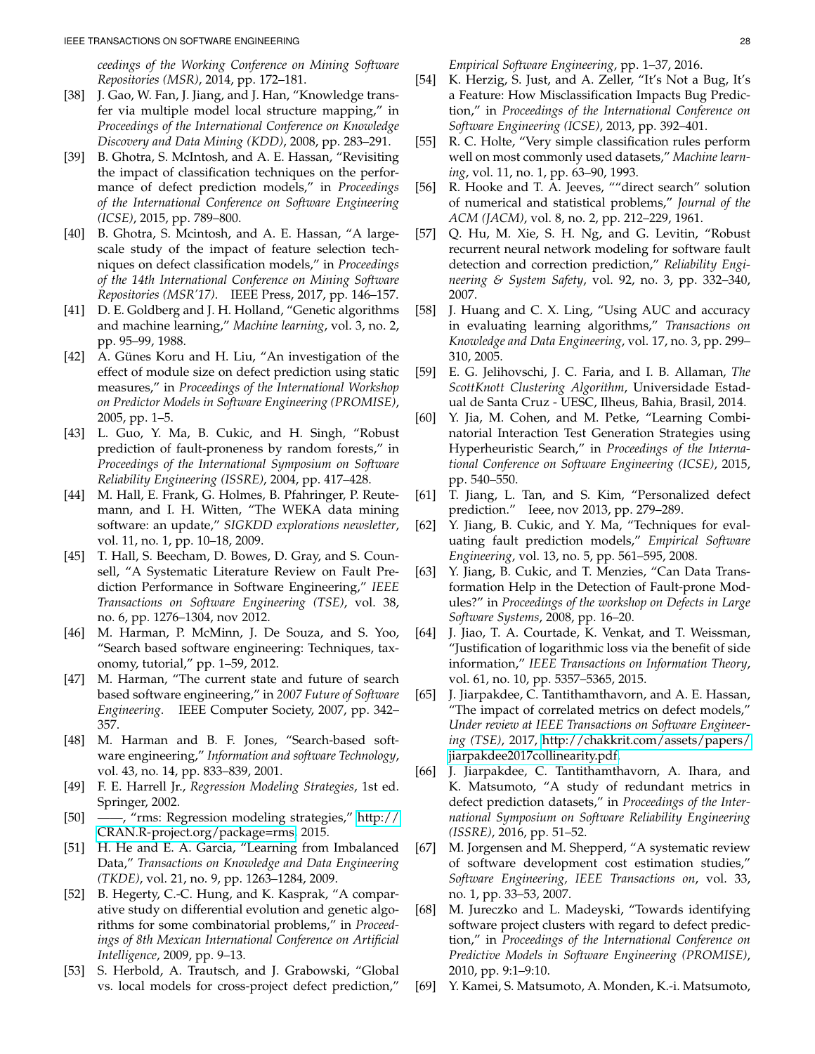ceedings of the Working Conference on Mining Software Repositories (MSR)*, 2014, pp. 172–181.

[38] J. Gao, W. Fan, J. Jiang, and J. Han, "Knowledge transfer via multiple model local structure mapping," in *Proceedings of the International Conference on Knowledge Discovery and Data Mining (KDD)*, 2008, pp. 283–291.

[39] B. Ghotra, S. McIntosh, and A. E. Hassan, "Revisiting the impact of classification techniques on the performance of defect prediction models," in *Proceedings of the International Conference on Software Engineering (ICSE)*, 2015, pp. 789–800.

[40] B. Ghotra, S. Mcintosh, and A. E. Hassan, "A large-scale study of the impact of feature selection techniques on defect classification models," in *Proceedings of the 14th International Conference on Mining Software Repositories (MSR'17)*. IEEE Press, 2017, pp. 146–157.

[41] D. E. Goldberg and J. H. Holland, "Genetic algorithms and machine learning," *Machine learning*, vol. 3, no. 2, pp. 95–99, 1988.

[42] A. Günes Koru and H. Liu, "An investigation of the effect of module size on defect prediction using static measures," in *Proceedings of the International Workshop on Predictor Models in Software Engineering (PROMISE)*, 2005, pp. 1–5.

[43] L. Guo, Y. Ma, B. Cukic, and H. Singh, "Robust prediction of fault-proneness by random forests," in *Proceedings of the International Symposium on Software Reliability Engineering (ISSRE)*, 2004, pp. 417–428.

[44] M. Hall, E. Frank, G. Holmes, B. Pfahringer, P. Reutemann, and I. H. Witten, "The WEKA data mining software: an update," *SIGKDD explorations newsletter*, vol. 11, no. 1, pp. 10–18, 2009.

[45] T. Hall, S. Beecham, D. Bowes, D. Gray, and S. Counsell, "A Systematic Literature Review on Fault Prediction Performance in Software Engineering," *IEEE Transactions on Software Engineering (TSE)*, vol. 38, no. 6, pp. 1276–1304, nov 2012.

[46] M. Harman, P. McMinn, J. De Souza, and S. Yoo, "Search based software engineering: Techniques, taxonomy, tutorial," pp. 1–59, 2012.

[47] M. Harman, "The current state and future of search based software engineering," in *2007 Future of Software Engineering*. IEEE Computer Society, 2007, pp. 342–357.

[48] M. Harman and B. F. Jones, "Search-based software engineering," *Information and software Technology*, vol. 43, no. 14, pp. 833–839, 2001.

[49] F. E. Harrell Jr., *Regression Modeling Strategies*, 1st ed. Springer, 2002.

[50] ——, "rms: Regression modeling strategies," http://CRAN.R-project.org/package=rms, 2015.

[51] H. He and E. A. Garcia, "Learning from Imbalanced Data," *Transactions on Knowledge and Data Engineering (TKDE)*, vol. 21, no. 9, pp. 1263–1284, 2009.

[52] B. Hegerty, C.-C. Hung, and K. Kasprak, "A comparative study on differential evolution and genetic algorithms for some combinatorial problems," in *Proceedings of 8th Mexican International Conference on Artificial Intelligence*, 2009, pp. 9–13.

[53] S. Herbold, A. Trautsch, and J. Grabowski, "Global vs. local models for cross-project defect prediction," *Empirical Software Engineering*, pp. 1–37, 2016.

[54] K. Herzig, S. Just, and A. Zeller, "It's Not a Bug, It's a Feature: How Misclassification Impacts Bug Prediction," in *Proceedings of the International Conference on Software Engineering (ICSE)*, 2013, pp. 392–401.

[55] R. C. Holte, "Very simple classification rules perform well on most commonly used datasets," *Machine learning*, vol. 11, no. 1, pp. 63–90, 1993.

[56] R. Hooke and T. A. Jeeves, ""direct search" solution of numerical and statistical problems," *Journal of the ACM (JACM)*, vol. 8, no. 2, pp. 212–229, 1961.

[57] Q. Hu, M. Xie, S. H. Ng, and G. Levitin, "Robust recurrent neural network modeling for software fault detection and correction prediction," *Reliability Engineering & System Safety*, vol. 92, no. 3, pp. 332–340, 2007.

[58] J. Huang and C. X. Ling, "Using AUC and accuracy in evaluating learning algorithms," *Transactions on Knowledge and Data Engineering*, vol. 17, no. 3, pp. 299–310, 2005.

[59] E. G. Jelihovschi, J. C. Faria, and I. B. Allaman, *The ScottKnott Clustering Algorithm*, Universidade Estadual de Santa Cruz - UESC, Ilheus, Bahia, Brasil, 2014.

[60] Y. Jia, M. Cohen, and M. Petke, "Learning Combinatorial Interaction Test Generation Strategies using Hyperheuristic Search," in *Proceedings of the International Conference on Software Engineering (ICSE)*, 2015, pp. 540–550.

[61] T. Jiang, L. Tan, and S. Kim, "Personalized defect prediction." Ieee, nov 2013, pp. 279–289.

[62] Y. Jiang, B. Cukic, and Y. Ma, "Techniques for evaluating fault prediction models," *Empirical Software Engineering*, vol. 13, no. 5, pp. 561–595, 2008.

[63] Y. Jiang, B. Cukic, and T. Menzies, "Can Data Transformation Help in the Detection of Fault-prone Modules?" in *Proceedings of the workshop on Defects in Large Software Systems*, 2008, pp. 16–20.

[64] J. Jiao, T. A. Courtade, K. Venkat, and T. Weissman, "Justification of logarithmic loss via the benefit of side information," *IEEE Transactions on Information Theory*, vol. 61, no. 10, pp. 5357–5365, 2015.

[65] J. Jiarpakdee, C. Tantithamthavorn, and A. E. Hassan, "The impact of correlated metrics on defect models," *Under review at IEEE Transactions on Software Engineering (TSE)*, 2017, http://chakkrit.com/assets/papers/jiarpakdee2017collinearity.pdf.

[66] J. Jiarpakdee, C. Tantithamthavorn, A. Ihara, and K. Matsumoto, "A study of redundant metrics in defect prediction datasets," in *Proceedings of the International Symposium on Software Reliability Engineering (ISSRE)*, 2016, pp. 51–52.

[67] M. Jorgensen and M. Shepperd, "A systematic review of software development cost estimation studies," *Software Engineering, IEEE Transactions on*, vol. 33, no. 1, pp. 33–53, 2007.

[68] M. Jureczko and L. Madeyski, "Towards identifying software project clusters with regard to defect prediction," in *Proceedings of the International Conference on Predictive Models in Software Engineering (PROMISE)*, 2010, pp. 9:1–9:10.

[69] Y. Kamei, S. Matsumoto, A. Monden, K.-i. Matsumoto,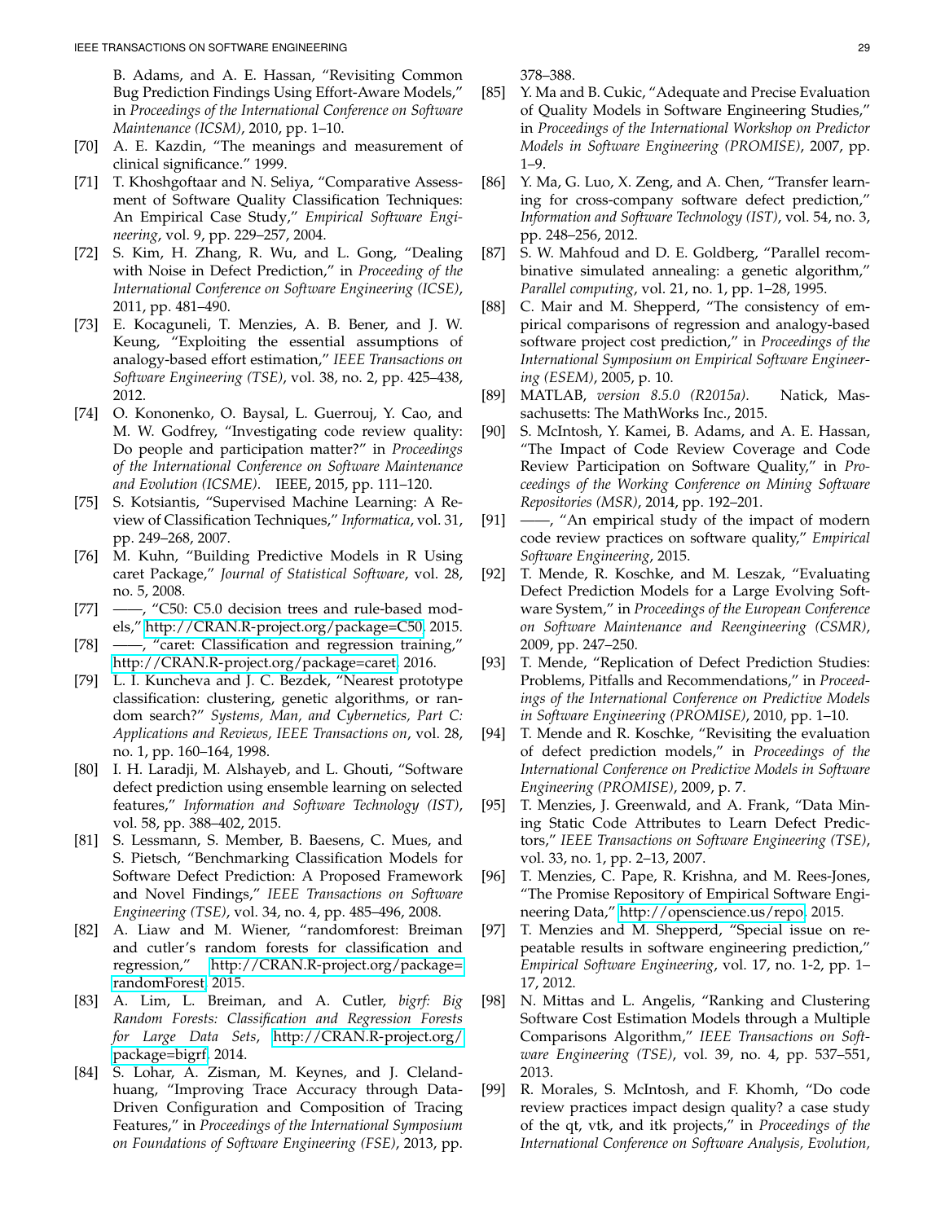B. Adams, and A. E. Hassan, "Revisiting Common Bug Prediction Findings Using Effort-Aware Models," in *Proceedings of the International Conference on Software Maintenance (ICSM)*, 2010, pp. 1–10.

[70] A. E. Kazdin, "The meanings and measurement of clinical significance." 1999.

[71] T. Khoshgoftaar and N. Seliya, "Comparative Assessment of Software Quality Classification Techniques: An Empirical Case Study," *Empirical Software Engineering*, vol. 9, pp. 229–257, 2004.

[72] S. Kim, H. Zhang, R. Wu, and L. Gong, "Dealing with Noise in Defect Prediction," in *Proceeding of the International Conference on Software Engineering (ICSE)*, 2011, pp. 481–490.

[73] E. Kocaguneli, T. Menzies, A. B. Bener, and J. W. Keung, "Exploiting the essential assumptions of analogy-based effort estimation," *IEEE Transactions on Software Engineering (TSE)*, vol. 38, no. 2, pp. 425–438, 2012.

[74] O. Kononenko, O. Baysal, L. Guerrouj, Y. Cao, and M. W. Godfrey, "Investigating code review quality: Do people and participation matter?" in *Proceedings of the International Conference on Software Maintenance and Evolution (ICSME)*. IEEE, 2015, pp. 111–120.

[75] S. Kotsiantis, "Supervised Machine Learning: A Review of Classification Techniques," *Informatica*, vol. 31, pp. 249–268, 2007.

[76] M. Kuhn, "Building Predictive Models in R Using caret Package," *Journal of Statistical Software*, vol. 28, no. 5, 2008.

[77] ——, "C50: C5.0 decision trees and rule-based models," http://CRAN.R-project.org/package=C50, 2015.

[78] ——, "caret: Classification and regression training," http://CRAN.R-project.org/package=caret, 2016.

[79] L. I. Kuncheva and J. C. Bezdek, "Nearest prototype classification: clustering, genetic algorithms, or random search?" *Systems, Man, and Cybernetics, Part C: Applications and Reviews, IEEE Transactions on*, vol. 28, no. 1, pp. 160–164, 1998.

[80] I. H. Laradji, M. Alshayeb, and L. Ghouti, "Software defect prediction using ensemble learning on selected features," *Information and Software Technology (IST)*, vol. 58, pp. 388–402, 2015.

[81] S. Lessmann, S. Member, B. Baesens, C. Mues, and S. Pietsch, "Benchmarking Classification Models for Software Defect Prediction: A Proposed Framework and Novel Findings," *IEEE Transactions on Software Engineering (TSE)*, vol. 34, no. 4, pp. 485–496, 2008.

[82] A. Liaw and M. Wiener, "randomforest: Breiman and cutler's random forests for classification and regression," http://CRAN.R-project.org/package=randomForest, 2015.

[83] A. Lim, L. Breiman, and A. Cutler, *bigrf: Big Random Forests: Classification and Regression Forests for Large Data Sets*, http://CRAN.R-project.org/package=bigrf, 2014.

[84] S. Lohar, A. Zisman, M. Keynes, and J. Cleland-huang, "Improving Trace Accuracy through Data-Driven Configuration and Composition of Tracing Features," in *Proceedings of the International Symposium on Foundations of Software Engineering (FSE)*, 2013, pp. 378–388.

[85] Y. Ma and B. Cukic, "Adequate and Precise Evaluation of Quality Models in Software Engineering Studies," in *Proceedings of the International Workshop on Predictor Models in Software Engineering (PROMISE)*, 2007, pp. 1–9.

[86] Y. Ma, G. Luo, X. Zeng, and A. Chen, "Transfer learning for cross-company software defect prediction," *Information and Software Technology (IST)*, vol. 54, no. 3, pp. 248–256, 2012.

[87] S. W. Mahfoud and D. E. Goldberg, "Parallel recombinative simulated annealing: a genetic algorithm," *Parallel computing*, vol. 21, no. 1, pp. 1–28, 1995.

[88] C. Mair and M. Shepperd, "The consistency of empirical comparisons of regression and analogy-based software project cost prediction," in *Proceedings of the International Symposium on Empirical Software Engineering (ESEM)*, 2005, p. 10.

[89] MATLAB, *version 8.5.0 (R2015a)*. Natick, Massachusetts: The MathWorks Inc., 2015.

[90] S. McIntosh, Y. Kamei, B. Adams, and A. E. Hassan, "The Impact of Code Review Coverage and Code Review Participation on Software Quality," in *Proceedings of the Working Conference on Mining Software Repositories (MSR)*, 2014, pp. 192–201.

[91] ——, "An empirical study of the impact of modern code review practices on software quality," *Empirical Software Engineering*, 2015.

[92] T. Mende, R. Koschke, and M. Leszak, "Evaluating Defect Prediction Models for a Large Evolving Software System," in *Proceedings of the European Conference on Software Maintenance and Reengineering (CSMR)*, 2009, pp. 247–250.

[93] T. Mende, "Replication of Defect Prediction Studies: Problems, Pitfalls and Recommendations," in *Proceedings of the International Conference on Predictive Models in Software Engineering (PROMISE)*, 2010, pp. 1–10.

[94] T. Mende and R. Koschke, "Revisiting the evaluation of defect prediction models," in *Proceedings of the International Conference on Predictive Models in Software Engineering (PROMISE)*, 2009, p. 7.

[95] T. Menzies, J. Greenwald, and A. Frank, "Data Mining Static Code Attributes to Learn Defect Predictors," *IEEE Transactions on Software Engineering (TSE)*, vol. 33, no. 1, pp. 2–13, 2007.

[96] T. Menzies, C. Pape, R. Krishna, and M. Rees-Jones, "The Promise Repository of Empirical Software Engineering Data," http://openscience.us/repo, 2015.

[97] T. Menzies and M. Shepperd, "Special issue on repeatable results in software engineering prediction," *Empirical Software Engineering*, vol. 17, no. 1-2, pp. 1–17, 2012.

[98] N. Mittas and L. Angelis, "Ranking and Clustering Software Cost Estimation Models through a Multiple Comparisons Algorithm," *IEEE Transactions on Software Engineering (TSE)*, vol. 39, no. 4, pp. 537–551, 2013.

[99] R. Morales, S. McIntosh, and F. Khomh, "Do code review practices impact design quality? a case study of the qt, vtk, and itk projects," in *Proceedings of the International Conference on Software Analysis, Evolution,*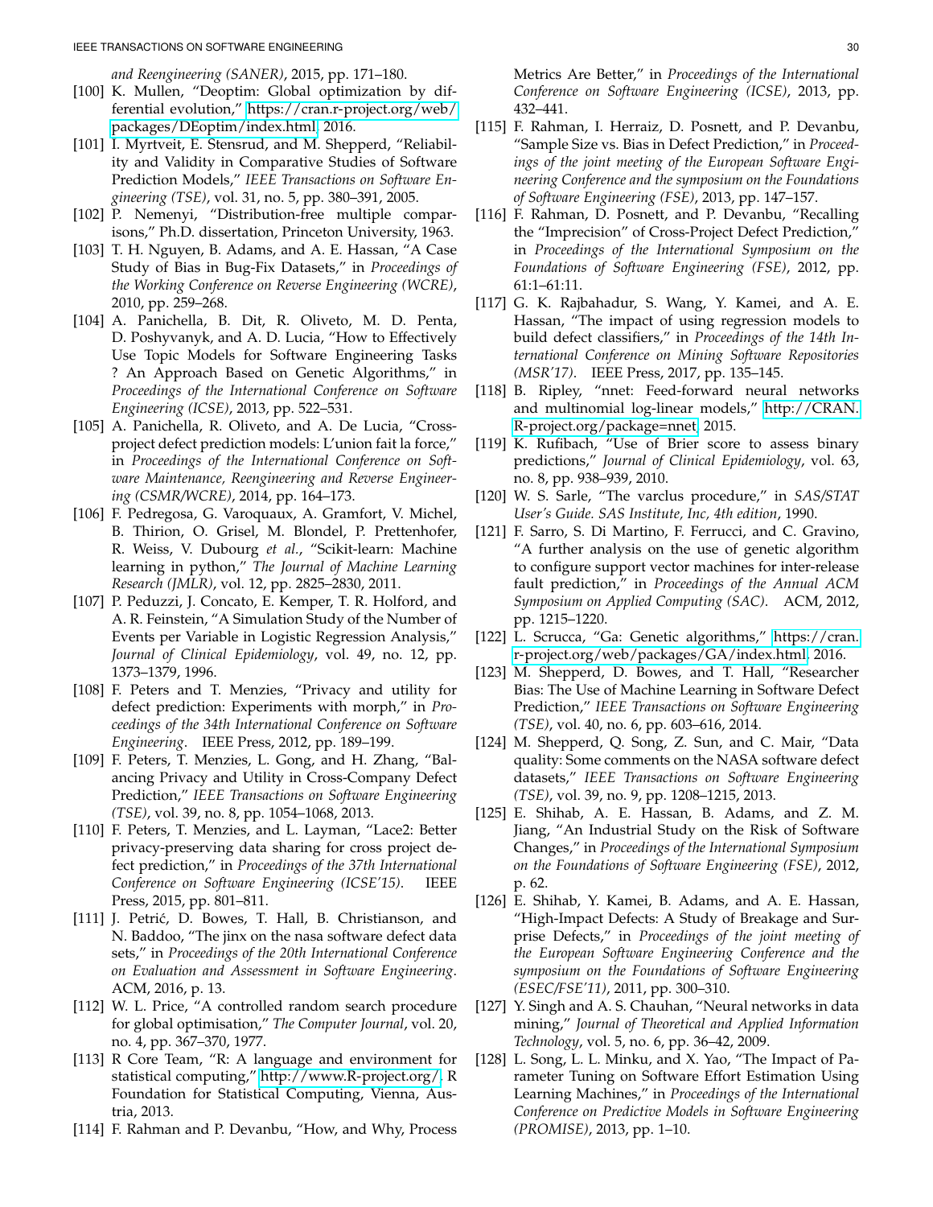*and Reengineering (SANER)*, 2015, pp. 171–180.

[100] K. Mullen, "Deoptim: Global optimization by differential evolution," https://cran.r-project.org/web/packages/DEoptim/index.html, 2016.

[101] I. Myrtveit, E. Stensrud, and M. Shepperd, "Reliability and Validity in Comparative Studies of Software Prediction Models," *IEEE Transactions on Software Engineering (TSE)*, vol. 31, no. 5, pp. 380–391, 2005.

[102] P. Nemenyi, "Distribution-free multiple comparisons," Ph.D. dissertation, Princeton University, 1963.

[103] T. H. Nguyen, B. Adams, and A. E. Hassan, "A Case Study of Bias in Bug-Fix Datasets," in *Proceedings of the Working Conference on Reverse Engineering (WCRE)*, 2010, pp. 259–268.

[104] A. Panichella, B. Dit, R. Oliveto, M. D. Penta, D. Poshyvanyk, and A. D. Lucia, "How to Effectively Use Topic Models for Software Engineering Tasks ? An Approach Based on Genetic Algorithms," in *Proceedings of the International Conference on Software Engineering (ICSE)*, 2013, pp. 522–531.

[105] A. Panichella, R. Oliveto, and A. De Lucia, "Cross-project defect prediction models: L'union fait la force," in *Proceedings of the International Conference on Software Maintenance, Reengineering and Reverse Engineering (CSMR/WCRE)*, 2014, pp. 164–173.

[106] F. Pedregosa, G. Varoquaux, A. Gramfort, V. Michel, B. Thirion, O. Grisel, M. Blondel, P. Prettenhofer, R. Weiss, V. Dubourg *et al.*, "Scikit-learn: Machine learning in python," *The Journal of Machine Learning Research (JMLR)*, vol. 12, pp. 2825–2830, 2011.

[107] P. Peduzzi, J. Concato, E. Kemper, T. R. Holford, and A. R. Feinstein, "A Simulation Study of the Number of Events per Variable in Logistic Regression Analysis," *Journal of Clinical Epidemiology*, vol. 49, no. 12, pp. 1373–1379, 1996.

[108] F. Peters and T. Menzies, "Privacy and utility for defect prediction: Experiments with morph," in *Proceedings of the 34th International Conference on Software Engineering*. IEEE Press, 2012, pp. 189–199.

[109] F. Peters, T. Menzies, L. Gong, and H. Zhang, "Balancing Privacy and Utility in Cross-Company Defect Prediction," *IEEE Transactions on Software Engineering (TSE)*, vol. 39, no. 8, pp. 1054–1068, 2013.

[110] F. Peters, T. Menzies, and L. Layman, "Lace2: Better privacy-preserving data sharing for cross project defect prediction," in *Proceedings of the 37th International Conference on Software Engineering (ICSE'15)*. IEEE Press, 2015, pp. 801–811.

[111] J. Petrić, D. Bowes, T. Hall, B. Christianson, and N. Baddoo, "The jinx on the nasa software defect data sets," in *Proceedings of the 20th International Conference on Evaluation and Assessment in Software Engineering*. ACM, 2016, p. 13.

[112] W. L. Price, "A controlled random search procedure for global optimisation," *The Computer Journal*, vol. 20, no. 4, pp. 367–370, 1977.

[113] R Core Team, "R: A language and environment for statistical computing," http://www.R-project.org/, R Foundation for Statistical Computing, Vienna, Austria, 2013.

[114] F. Rahman and P. Devanbu, "How, and Why, Process Metrics Are Better," in *Proceedings of the International Conference on Software Engineering (ICSE)*, 2013, pp. 432–441.

[115] F. Rahman, I. Herraiz, D. Posnett, and P. Devanbu, "Sample Size vs. Bias in Defect Prediction," in *Proceedings of the joint meeting of the European Software Engineering Conference and the symposium on the Foundations of Software Engineering (FSE)*, 2013, pp. 147–157.

[116] F. Rahman, D. Posnett, and P. Devanbu, "Recalling the "Imprecision" of Cross-Project Defect Prediction," in *Proceedings of the International Symposium on the Foundations of Software Engineering (FSE)*, 2012, pp. 61:1–61:11.

[117] G. K. Rajbahadur, S. Wang, Y. Kamei, and A. E. Hassan, "The impact of using regression models to build defect classifiers," in *Proceedings of the 14th International Conference on Mining Software Repositories (MSR'17)*. IEEE Press, 2017, pp. 135–145.

[118] B. Ripley, "nnet: Feed-forward neural networks and multinomial log-linear models," http://CRAN.R-project.org/package=nnet, 2015.

[119] K. Rufibach, "Use of Brier score to assess binary predictions," *Journal of Clinical Epidemiology*, vol. 63, no. 8, pp. 938–939, 2010.

[120] W. S. Sarle, "The varclus procedure," in *SAS/STAT User's Guide. SAS Institute, Inc, 4th edition*, 1990.

[121] F. Sarro, S. Di Martino, F. Ferrucci, and C. Gravino, "A further analysis on the use of genetic algorithm to configure support vector machines for inter-release fault prediction," in *Proceedings of the Annual ACM Symposium on Applied Computing (SAC)*. ACM, 2012, pp. 1215–1220.

[122] L. Scrucca, "Ga: Genetic algorithms," https://cran.r-project.org/web/packages/GA/index.html, 2016.

[123] M. Shepperd, D. Bowes, and T. Hall, "Researcher Bias: The Use of Machine Learning in Software Defect Prediction," *IEEE Transactions on Software Engineering (TSE)*, vol. 40, no. 6, pp. 603–616, 2014.

[124] M. Shepperd, Q. Song, Z. Sun, and C. Mair, "Data quality: Some comments on the NASA software defect datasets," *IEEE Transactions on Software Engineering (TSE)*, vol. 39, no. 9, pp. 1208–1215, 2013.

[125] E. Shihab, A. E. Hassan, B. Adams, and Z. M. Jiang, "An Industrial Study on the Risk of Software Changes," in *Proceedings of the International Symposium on the Foundations of Software Engineering (FSE)*, 2012, p. 62.

[126] E. Shihab, Y. Kamei, B. Adams, and A. E. Hassan, "High-Impact Defects: A Study of Breakage and Surprise Defects," in *Proceedings of the joint meeting of the European Software Engineering Conference and the symposium on the Foundations of Software Engineering (ESEC/FSE'11)*, 2011, pp. 300–310.

[127] Y. Singh and A. S. Chauhan, "Neural networks in data mining," *Journal of Theoretical and Applied Information Technology*, vol. 5, no. 6, pp. 36–42, 2009.

[128] L. Song, L. L. Minku, and X. Yao, "The Impact of Parameter Tuning on Software Effort Estimation Using Learning Machines," in *Proceedings of the International Conference on Predictive Models in Software Engineering (PROMISE)*, 2013, pp. 1–10.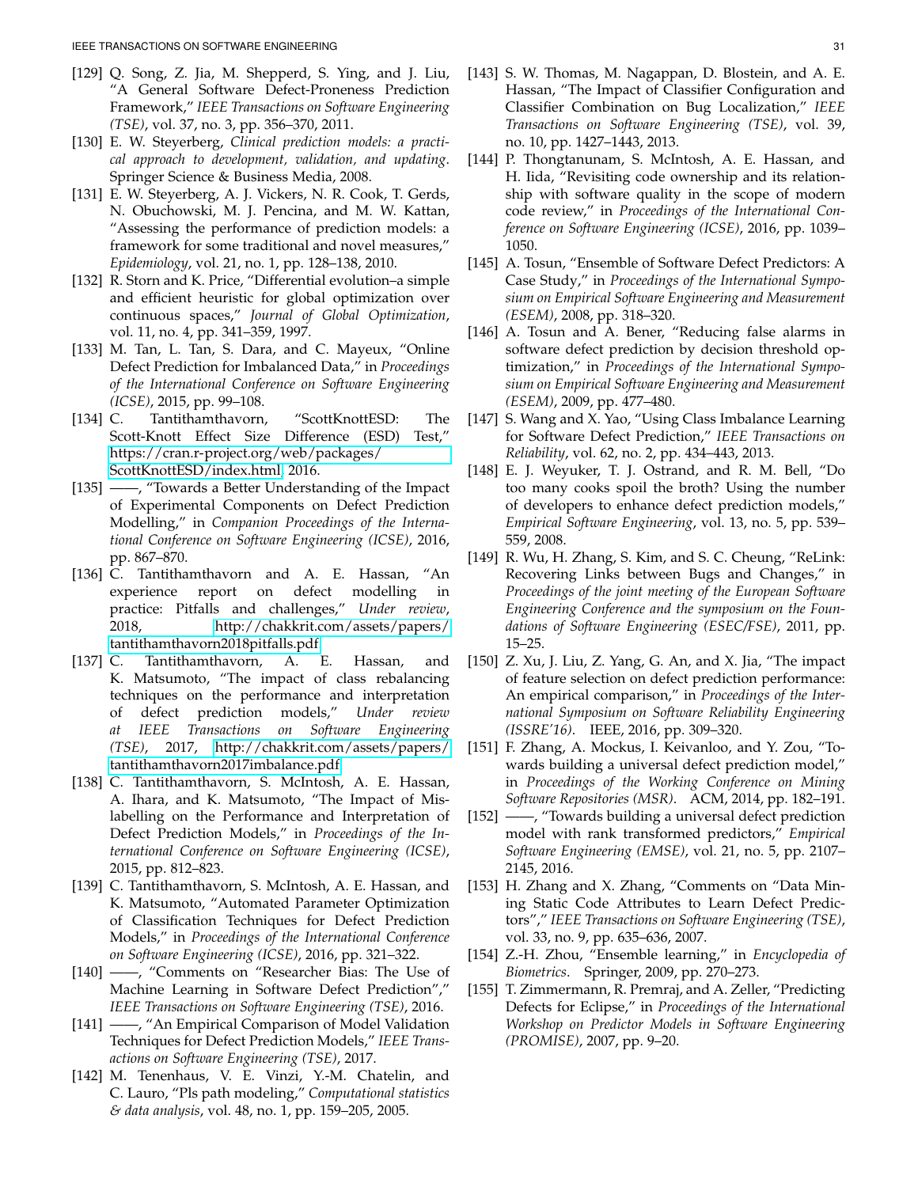[129] Q. Song, Z. Jia, M. Shepperd, S. Ying, and J. Liu, "A General Software Defect-Proneness Prediction Framework," *IEEE Transactions on Software Engineering (TSE)*, vol. 37, no. 3, pp. 356–370, 2011.

[130] E. W. Steyerberg, *Clinical prediction models: a practical approach to development, validation, and updating*. Springer Science & Business Media, 2008.

[131] E. W. Steyerberg, A. J. Vickers, N. R. Cook, T. Gerds, N. Obuchowski, M. J. Pencina, and M. W. Kattan, "Assessing the performance of prediction models: a framework for some traditional and novel measures," *Epidemiology*, vol. 21, no. 1, pp. 128–138, 2010.

[132] R. Storn and K. Price, "Differential evolution–a simple and efficient heuristic for global optimization over continuous spaces," *Journal of Global Optimization*, vol. 11, no. 4, pp. 341–359, 1997.

[133] M. Tan, L. Tan, S. Dara, and C. Mayeux, "Online Defect Prediction for Imbalanced Data," in *Proceedings of the International Conference on Software Engineering (ICSE)*, 2015, pp. 99–108.

[134] C. Tantithamthavorn, "ScottKnottESD: The Scott-Knott Effect Size Difference (ESD) Test," https://cran.r-project.org/web/packages/ScottKnottESD/index.html, 2016.

[135] ——, "Towards a Better Understanding of the Impact of Experimental Components on Defect Prediction Modelling," in *Companion Proceedings of the International Conference on Software Engineering (ICSE)*, 2016, pp. 867–870.

[136] C. Tantithamthavorn and A. E. Hassan, "An experience report on defect modelling in practice: Pitfalls and challenges," *Under review*, 2018, http://chakkrit.com/assets/papers/tantithamthavorn2018pitfalls.pdf

[137] C. Tantithamthavorn, A. E. Hassan, and K. Matsumoto, "The impact of class rebalancing techniques on the performance and interpretation of defect prediction models," *Under review at IEEE Transactions on Software Engineering (TSE)*, 2017, http://chakkrit.com/assets/papers/tantithamthavorn2017imbalance.pdf

[138] C. Tantithamthavorn, S. McIntosh, A. E. Hassan, A. Ihara, and K. Matsumoto, "The Impact of Mislabelling on the Performance and Interpretation of Defect Prediction Models," in *Proceedings of the International Conference on Software Engineering (ICSE)*, 2015, pp. 812–823.

[139] C. Tantithamthavorn, S. McIntosh, A. E. Hassan, and K. Matsumoto, "Automated Parameter Optimization of Classification Techniques for Defect Prediction Models," in *Proceedings of the International Conference on Software Engineering (ICSE)*, 2016, pp. 321–322.

[140] ——, "Comments on "Researcher Bias: The Use of Machine Learning in Software Defect Prediction"," *IEEE Transactions on Software Engineering (TSE)*, 2016.

[141] ——, "An Empirical Comparison of Model Validation Techniques for Defect Prediction Models," *IEEE Transactions on Software Engineering (TSE)*, 2017.

[142] M. Tenenhaus, V. E. Vinzi, Y.-M. Chatelin, and C. Lauro, "Pls path modeling," *Computational statistics & data analysis*, vol. 48, no. 1, pp. 159–205, 2005.

[143] S. W. Thomas, M. Nagappan, D. Blostein, and A. E. Hassan, "The Impact of Classifier Configuration and Classifier Combination on Bug Localization," *IEEE Transactions on Software Engineering (TSE)*, vol. 39, no. 10, pp. 1427–1443, 2013.

[144] P. Thongtanunam, S. McIntosh, A. E. Hassan, and H. Iida, "Revisiting code ownership and its relationship with software quality in the scope of modern code review," in *Proceedings of the International Conference on Software Engineering (ICSE)*, 2016, pp. 1039–1050.

[145] A. Tosun, "Ensemble of Software Defect Predictors: A Case Study," in *Proceedings of the International Symposium on Empirical Software Engineering and Measurement (ESEM)*, 2008, pp. 318–320.

[146] A. Tosun and A. Bener, "Reducing false alarms in software defect prediction by decision threshold optimization," in *Proceedings of the International Symposium on Empirical Software Engineering and Measurement (ESEM)*, 2009, pp. 477–480.

[147] S. Wang and X. Yao, "Using Class Imbalance Learning for Software Defect Prediction," *IEEE Transactions on Reliability*, vol. 62, no. 2, pp. 434–443, 2013.

[148] E. J. Weyuker, T. J. Ostrand, and R. M. Bell, "Do too many cooks spoil the broth? Using the number of developers to enhance defect prediction models," *Empirical Software Engineering*, vol. 13, no. 5, pp. 539–559, 2008.

[149] R. Wu, H. Zhang, S. Kim, and S. C. Cheung, "ReLink: Recovering Links between Bugs and Changes," in *Proceedings of the joint meeting of the European Software Engineering Conference and the symposium on the Foundations of Software Engineering (ESEC/FSE)*, 2011, pp. 15–25.

[150] Z. Xu, J. Liu, Z. Yang, G. An, and X. Jia, "The impact of feature selection on defect prediction performance: An empirical comparison," in *Proceedings of the International Symposium on Software Reliability Engineering (ISSRE'16)*. IEEE, 2016, pp. 309–320.

[151] F. Zhang, A. Mockus, I. Keivanloo, and Y. Zou, "Towards building a universal defect prediction model," in *Proceedings of the Working Conference on Mining Software Repositories (MSR)*. ACM, 2014, pp. 182–191.

[152] ——, "Towards building a universal defect prediction model with rank transformed predictors," *Empirical Software Engineering (EMSE)*, vol. 21, no. 5, pp. 2107–2145, 2016.

[153] H. Zhang and X. Zhang, "Comments on "Data Mining Static Code Attributes to Learn Defect Predictors"," *IEEE Transactions on Software Engineering (TSE)*, vol. 33, no. 9, pp. 635–636, 2007.

[154] Z.-H. Zhou, "Ensemble learning," in *Encyclopedia of Biometrics*. Springer, 2009, pp. 270–273.

[155] T. Zimmermann, R. Premraj, and A. Zeller, "Predicting Defects for Eclipse," in *Proceedings of the International Workshop on Predictor Models in Software Engineering (PROMISE)*, 2007, pp. 9–20.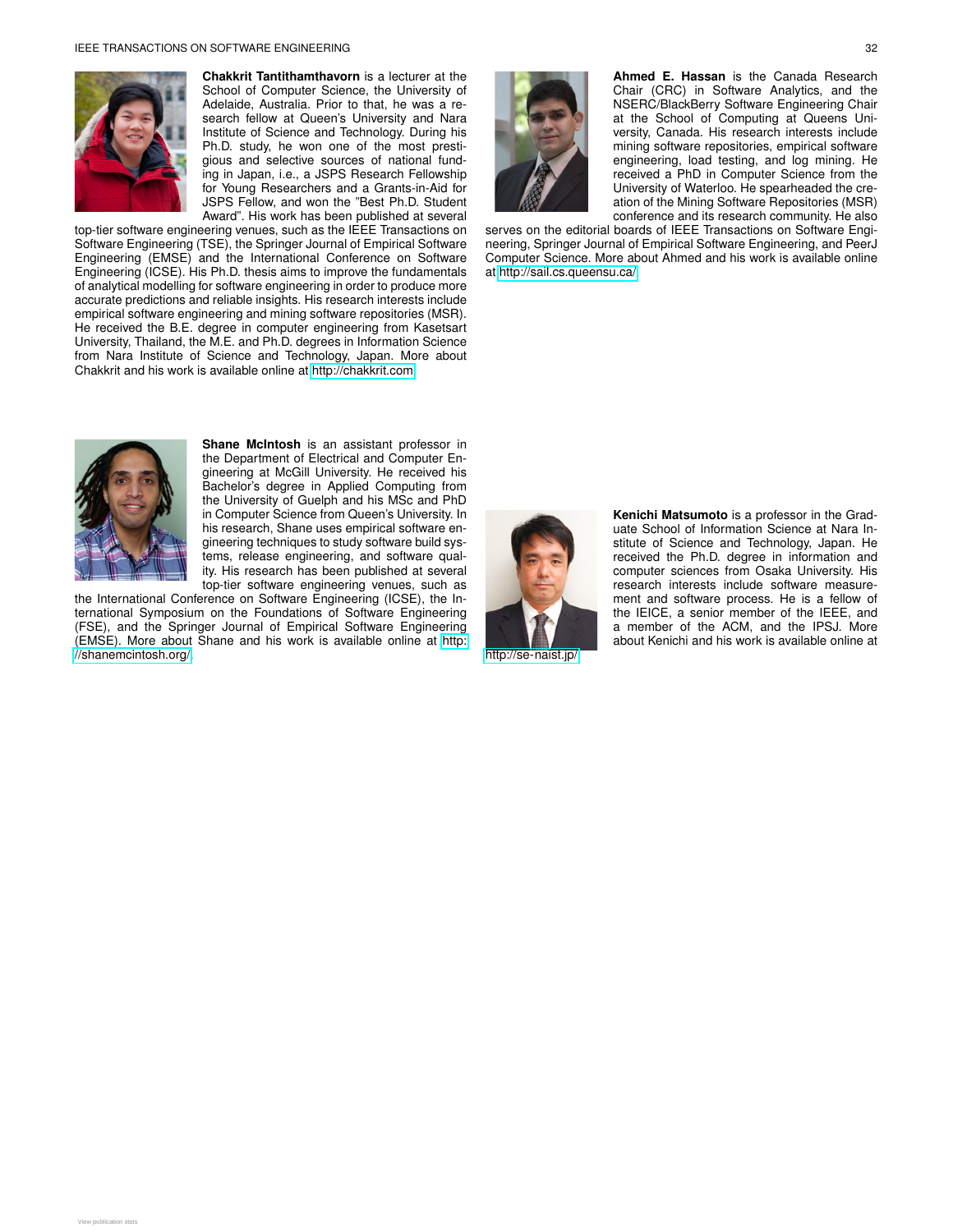**Chakkrit Tantithamthavorn** is a lecturer at the School of Computer Science, the University of Adelaide, Australia. Prior to that, he was a research fellow at Queen's University and Nara Institute of Science and Technology. During his Ph.D. study, he won one of the most prestigious and selective sources of national funding in Japan, i.e., a JSPS Research Fellowship for Young Researchers and a Grants-in-Aid for JSPS Fellow, and won the "Best Ph.D. Student Award". His work has been published at several top-tier software engineering venues, such as the IEEE Transactions on Software Engineering (TSE), the Springer Journal of Empirical Software Engineering (EMSE) and the International Conference on Software Engineering (ICSE). His Ph.D. thesis aims to improve the fundamentals of analytical modelling for software engineering in order to produce more accurate predictions and reliable insights. His research interests include empirical software engineering and mining software repositories (MSR). He received the B.E. degree in computer engineering from Kasetsart University, Thailand, the M.E. and Ph.D. degrees in Information Science from Nara Institute of Science and Technology, Japan. More about Chakkrit and his work is available online at http://chakkrit.com.

**Shane McIntosh** is an assistant professor in the Department of Electrical and Computer Engineering at McGill University. He received his Bachelor's degree in Applied Computing from the University of Guelph and his MSc and PhD in Computer Science from Queen's University. In his research, Shane uses empirical software engineering techniques to study software build systems, release engineering, and software quality. His research has been published at several top-tier software engineering venues, such as the International Conference on Software Engineering (ICSE), the International Symposium on the Foundations of Software Engineering (FSE), and the Springer Journal of Empirical Software Engineering (EMSE). More about Shane and his work is available online at http://shanemcintosh.org/.

**Ahmed E. Hassan** is the Canada Research Chair (CRC) in Software Analytics, and the NSERC/BlackBerry Software Engineering Chair at the School of Computing at Queens University, Canada. His research interests include mining software repositories, empirical software engineering, load testing, and log mining. He received a PhD in Computer Science from the University of Waterloo. He spearheaded the creation of the Mining Software Repositories (MSR) conference and its research community. He also serves on the editorial boards of IEEE Transactions on Software Engineering, Springer Journal of Empirical Software Engineering, and PeerJ Computer Science. More about Ahmed and his work is available online at http://sail.cs.queensu.ca/.

**Kenichi Matsumoto** is a professor in the Graduate School of Information Science at Nara Institute of Science and Technology, Japan. He received the Ph.D. degree in information and computer sciences from Osaka University. His research interests include software measurement and software process. He is a fellow of the IEICE, a senior member of the IEEE, and a member of the ACM, and the IPSJ. More about Kenichi and his work is available online at http://se-naist.jp/.